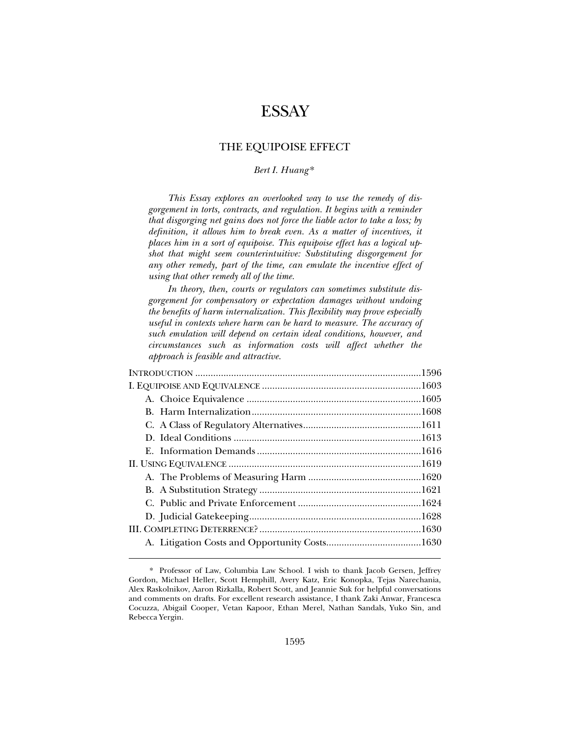# ESSAY

## THE EQUIPOISE EFFECT

*Bert I. Huang\**

*This Essay explores an overlooked way to use the remedy of disgorgement in torts, contracts, and regulation. It begins with a reminder that disgorging net gains does not force the liable actor to take a loss; by definition, it allows him to break even. As a matter of incentives, it places him in a sort of equipoise. This equipoise effect has a logical upshot that might seem counterintuitive: Substituting disgorgement for any other remedy, part of the time, can emulate the incentive effect of using that other remedy all of the time.*

*In theory, then, courts or regulators can sometimes substitute disgorgement for compensatory or expectation damages without undoing the benefits of harm internalization. This flexibility may prove especially useful in contexts where harm can be hard to measure. The accuracy of such emulation will depend on certain ideal conditions, however, and circumstances such as information costs will affect whether the approach is feasible and attractive.*

| | |
|---|---|
| INTRODUCTION | 1596 |
| I. EQUIPOISE AND EQUIVALENCE | 1603 |
| A. Choice Equivalence | 1605 |
| B. Harm Internalization | 1608 |
| C. A Class of Regulatory Alternatives | 1611 |
| D. Ideal Conditions | 1613 |
| E. Information Demands | 1616 |
| II. USING EQUIVALENCE | 1619 |
| A. The Problems of Measuring Harm | 1620 |
| B. A Substitution Strategy | 1621 |
| C. Public and Private Enforcement | 1624 |
| D. Judicial Gatekeeping | 1628 |
| III. COMPLETING DETERRENCE? | 1630 |
| A. Litigation Costs and Opportunity Costs | 1630 |

\* Professor of Law, Columbia Law School. I wish to thank Jacob Gersen, Jeffrey Gordon, Michael Heller, Scott Hemphill, Avery Katz, Eric Konopka, Tejas Narechania, Alex Raskolnikov, Aaron Rizkalla, Robert Scott, and Jeannie Suk for helpful conversations and comments on drafts. For excellent research assistance, I thank Zaki Anwar, Francesca Cocuzza, Abigail Cooper, Vetan Kapoor, Ethan Merel, Nathan Sandals, Yuko Sin, and Rebecca Yergin.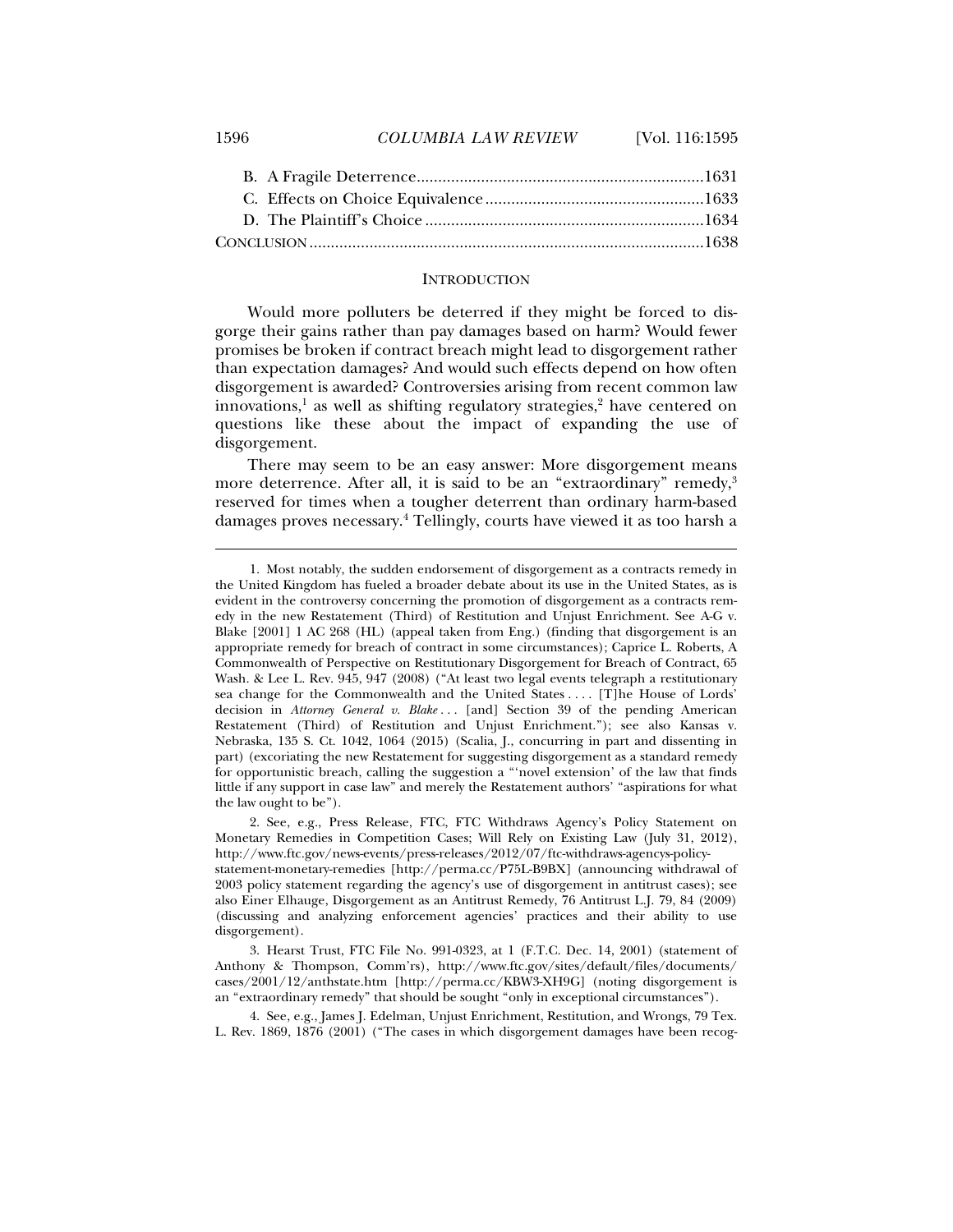B. A Fragile Deterrence .......................................................................1631

C. Effects on Choice Equivalence ...................................................1633

D. The Plaintiff's Choice .................................................................1634

CONCLUSION ..........................................................................................1638

## INTRODUCTION

Would more polluters be deterred if they might be forced to disgorge their gains rather than pay damages based on harm? Would fewer promises be broken if contract breach might lead to disgorgement rather than expectation damages? And would such effects depend on how often disgorgement is awarded? Controversies arising from recent common law innovations,[1] as well as shifting regulatory strategies,[2] have centered on questions like these about the impact of expanding the use of disgorgement.

There may seem to be an easy answer: More disgorgement means more deterrence. After all, it is said to be an "extraordinary" remedy,[3] reserved for times when a tougher deterrent than ordinary harm-based damages proves necessary.[4] Tellingly, courts have viewed it as too harsh a

---

1. Most notably, the sudden endorsement of disgorgement as a contracts remedy in the United Kingdom has fueled a broader debate about its use in the United States, as is evident in the controversy concerning the promotion of disgorgement as a contracts remedy in the new Restatement (Third) of Restitution and Unjust Enrichment. See A-G v. Blake [2001] 1 AC 268 (HL) (appeal taken from Eng.) (finding that disgorgement is an appropriate remedy for breach of contract in some circumstances); Caprice L. Roberts, A Commonwealth of Perspective on Restitutionary Disgorgement for Breach of Contract, 65 Wash. & Lee L. Rev. 945, 947 (2008) ("At least two legal events telegraph a restitutionary sea change for the Commonwealth and the United States . . . . [T]he House of Lords' decision in *Attorney General v. Blake* . . . [and] Section 39 of the pending American Restatement (Third) of Restitution and Unjust Enrichment."); see also Kansas v. Nebraska, 135 S. Ct. 1042, 1064 (2015) (Scalia, J., concurring in part and dissenting in part) (excoriating the new Restatement for suggesting disgorgement as a standard remedy for opportunistic breach, calling the suggestion a "'novel extension' of the law that finds little if any support in case law" and merely the Restatement authors' "aspirations for what the law ought to be").

2. See, e.g., Press Release, FTC, FTC Withdraws Agency's Policy Statement on Monetary Remedies in Competition Cases; Will Rely on Existing Law (July 31, 2012), http://www.ftc.gov/news-events/press-releases/2012/07/ftc-withdraws-agencys-policy-statement-monetary-remedies [http://perma.cc/P75L-B9BX] (announcing withdrawal of 2003 policy statement regarding the agency's use of disgorgement in antitrust cases); see also Einer Elhauge, Disgorgement as an Antitrust Remedy, 76 Antitrust L.J. 79, 84 (2009) (discussing and analyzing enforcement agencies' practices and their ability to use disgorgement).

3. Hearst Trust, FTC File No. 991-0323, at 1 (F.T.C. Dec. 14, 2001) (statement of Anthony & Thompson, Comm'rs), http://www.ftc.gov/sites/default/files/documents/cases/2001/12/anthstate.htm [http://perma.cc/KBW3-XH9G] (noting disgorgement is an "extraordinary remedy" that should be sought "only in exceptional circumstances").

4. See, e.g., James J. Edelman, Unjust Enrichment, Restitution, and Wrongs, 79 Tex. L. Rev. 1869, 1876 (2001) ("The cases in which disgorgement damages have been recog-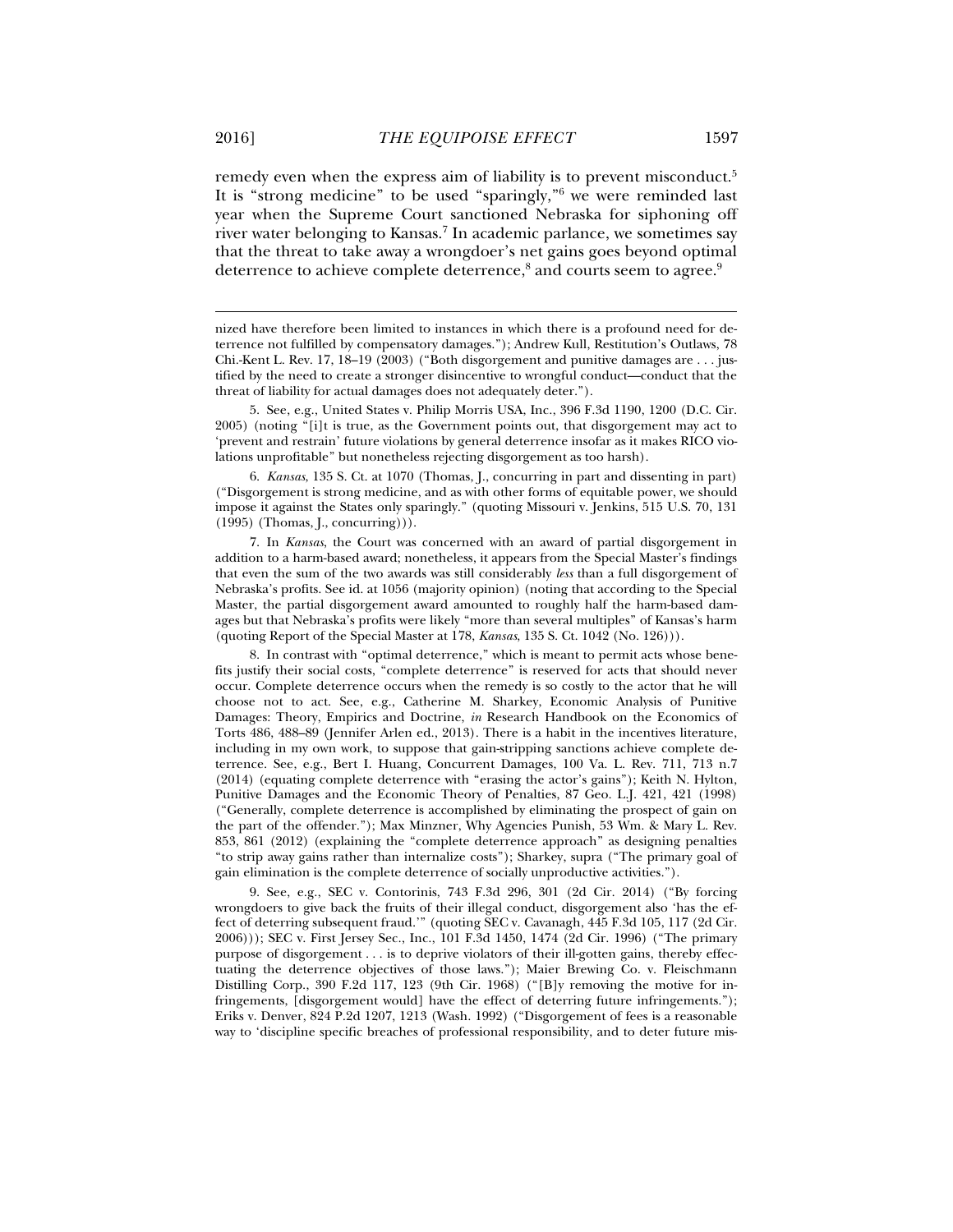remedy even when the express aim of liability is to prevent misconduct.[5] It is "strong medicine" to be used "sparingly,"[6] we were reminded last year when the Supreme Court sanctioned Nebraska for siphoning off river water belonging to Kansas.[7] In academic parlance, we sometimes say that the threat to take away a wrongdoer's net gains goes beyond optimal deterrence to achieve complete deterrence,[8] and courts seem to agree.[9]

---

nized have therefore been limited to instances in which there is a profound need for deterrence not fulfilled by compensatory damages."); Andrew Kull, Restitution's Outlaws, 78 Chi.-Kent L. Rev. 17, 18–19 (2003) ("Both disgorgement and punitive damages are . . . justified by the need to create a stronger disincentive to wrongful conduct—conduct that the threat of liability for actual damages does not adequately deter.").

5. See, e.g., United States v. Philip Morris USA, Inc., 396 F.3d 1190, 1200 (D.C. Cir. 2005) (noting "[i]t is true, as the Government points out, that disgorgement may act to 'prevent and restrain' future violations by general deterrence insofar as it makes RICO violations unprofitable" but nonetheless rejecting disgorgement as too harsh).

6. *Kansas*, 135 S. Ct. at 1070 (Thomas, J., concurring in part and dissenting in part) ("Disgorgement is strong medicine, and as with other forms of equitable power, we should impose it against the States only sparingly." (quoting Missouri v. Jenkins, 515 U.S. 70, 131 (1995) (Thomas, J., concurring))).

7. In *Kansas*, the Court was concerned with an award of partial disgorgement in addition to a harm-based award; nonetheless, it appears from the Special Master's findings that even the sum of the two awards was still considerably *less* than a full disgorgement of Nebraska's profits. See id. at 1056 (majority opinion) (noting that according to the Special Master, the partial disgorgement award amounted to roughly half the harm-based damages but that Nebraska's profits were likely "more than several multiples" of Kansas's harm (quoting Report of the Special Master at 178, *Kansas*, 135 S. Ct. 1042 (No. 126))).

8. In contrast with "optimal deterrence," which is meant to permit acts whose benefits justify their social costs, "complete deterrence" is reserved for acts that should never occur. Complete deterrence occurs when the remedy is so costly to the actor that he will choose not to act. See, e.g., Catherine M. Sharkey, Economic Analysis of Punitive Damages: Theory, Empirics and Doctrine, *in* Research Handbook on the Economics of Torts 486, 488–89 (Jennifer Arlen ed., 2013). There is a habit in the incentives literature, including in my own work, to suppose that gain-stripping sanctions achieve complete deterrence. See, e.g., Bert I. Huang, Concurrent Damages, 100 Va. L. Rev. 711, 713 n.7 (2014) (equating complete deterrence with "erasing the actor's gains"); Keith N. Hylton, Punitive Damages and the Economic Theory of Penalties, 87 Geo. L.J. 421, 421 (1998) ("Generally, complete deterrence is accomplished by eliminating the prospect of gain on the part of the offender."); Max Minzner, Why Agencies Punish, 53 Wm. & Mary L. Rev. 853, 861 (2012) (explaining the "complete deterrence approach" as designing penalties "to strip away gains rather than internalize costs"); Sharkey, supra ("The primary goal of gain elimination is the complete deterrence of socially unproductive activities.").

9. See, e.g., SEC v. Contorinis, 743 F.3d 296, 301 (2d Cir. 2014) ("By forcing wrongdoers to give back the fruits of their illegal conduct, disgorgement also 'has the effect of deterring subsequent fraud.'" (quoting SEC v. Cavanagh, 445 F.3d 105, 117 (2d Cir. 2006))); SEC v. First Jersey Sec., Inc., 101 F.3d 1450, 1474 (2d Cir. 1996) ("The primary purpose of disgorgement . . . is to deprive violators of their ill-gotten gains, thereby effectuating the deterrence objectives of those laws."); Maier Brewing Co. v. Fleischmann Distilling Corp., 390 F.2d 117, 123 (9th Cir. 1968) ("[B]y removing the motive for infringements, [disgorgement would] have the effect of deterring future infringements."); Eriks v. Denver, 824 P.2d 1207, 1213 (Wash. 1992) ("Disgorgement of fees is a reasonable way to 'discipline specific breaches of professional responsibility, and to deter future mis-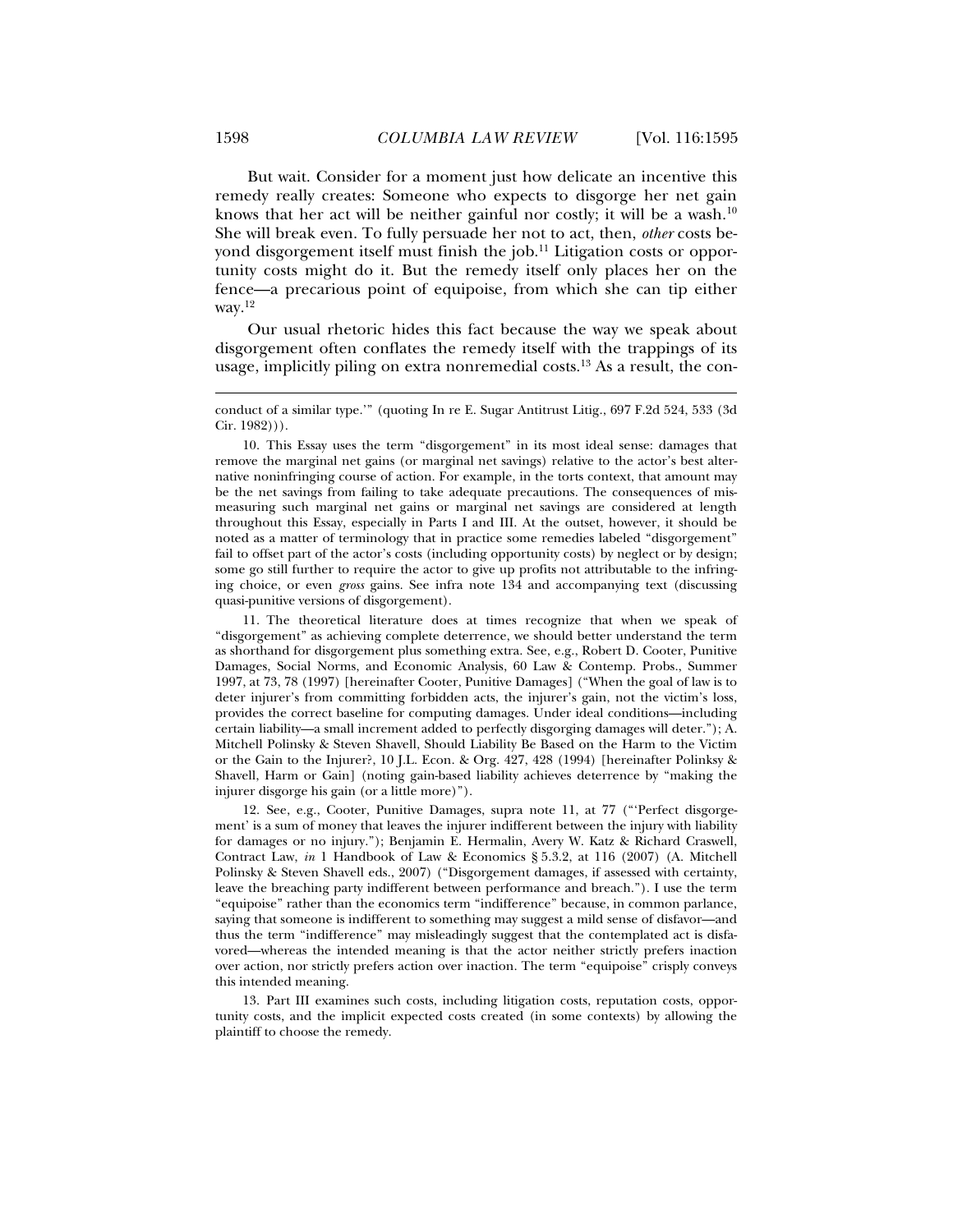But wait. Consider for a moment just how delicate an incentive this remedy really creates: Someone who expects to disgorge her net gain knows that her act will be neither gainful nor costly; it will be a wash.[10] She will break even. To fully persuade her not to act, then, *other* costs beyond disgorgement itself must finish the job.[11] Litigation costs or opportunity costs might do it. But the remedy itself only places her on the fence—a precarious point of equipoise, from which she can tip either way.[12]

Our usual rhetoric hides this fact because the way we speak about disgorgement often conflates the remedy itself with the trappings of its usage, implicitly piling on extra nonremedial costs.[13] As a result, the con-

---

conduct of a similar type.'" (quoting In re E. Sugar Antitrust Litig., 697 F.2d 524, 533 (3d Cir. 1982))).

10. This Essay uses the term "disgorgement" in its most ideal sense: damages that remove the marginal net gains (or marginal net savings) relative to the actor's best alternative noninfringing course of action. For example, in the torts context, that amount may be the net savings from failing to take adequate precautions. The consequences of mismeasuring such marginal net gains or marginal net savings are considered at length throughout this Essay, especially in Parts I and III. At the outset, however, it should be noted as a matter of terminology that in practice some remedies labeled "disgorgement" fail to offset part of the actor's costs (including opportunity costs) by neglect or by design; some go still further to require the actor to give up profits not attributable to the infringing choice, or even *gross* gains. See infra note 134 and accompanying text (discussing quasi-punitive versions of disgorgement).

11. The theoretical literature does at times recognize that when we speak of "disgorgement" as achieving complete deterrence, we should better understand the term as shorthand for disgorgement plus something extra. See, e.g., Robert D. Cooter, Punitive Damages, Social Norms, and Economic Analysis, 60 Law & Contemp. Probs., Summer 1997, at 73, 78 (1997) [hereinafter Cooter, Punitive Damages] ("When the goal of law is to deter injurer's from committing forbidden acts, the injurer's gain, not the victim's loss, provides the correct baseline for computing damages. Under ideal conditions—including certain liability—a small increment added to perfectly disgorging damages will deter."); A. Mitchell Polinsky & Steven Shavell, Should Liability Be Based on the Harm to the Victim or the Gain to the Injurer?, 10 J.L. Econ. & Org. 427, 428 (1994) [hereinafter Polinksy & Shavell, Harm or Gain] (noting gain-based liability achieves deterrence by "making the injurer disgorge his gain (or a little more)").

12. See, e.g., Cooter, Punitive Damages, supra note 11, at 77 ("'Perfect disgorgement' is a sum of money that leaves the injurer indifferent between the injury with liability for damages or no injury."); Benjamin E. Hermalin, Avery W. Katz & Richard Craswell, Contract Law, *in* 1 Handbook of Law & Economics § 5.3.2, at 116 (2007) (A. Mitchell Polinsky & Steven Shavell eds., 2007) ("Disgorgement damages, if assessed with certainty, leave the breaching party indifferent between performance and breach."). I use the term "equipoise" rather than the economics term "indifference" because, in common parlance, saying that someone is indifferent to something may suggest a mild sense of disfavor—and thus the term "indifference" may misleadingly suggest that the contemplated act is disfavored—whereas the intended meaning is that the actor neither strictly prefers inaction over action, nor strictly prefers action over inaction. The term "equipoise" crisply conveys this intended meaning.

13. Part III examines such costs, including litigation costs, reputation costs, opportunity costs, and the implicit expected costs created (in some contexts) by allowing the plaintiff to choose the remedy.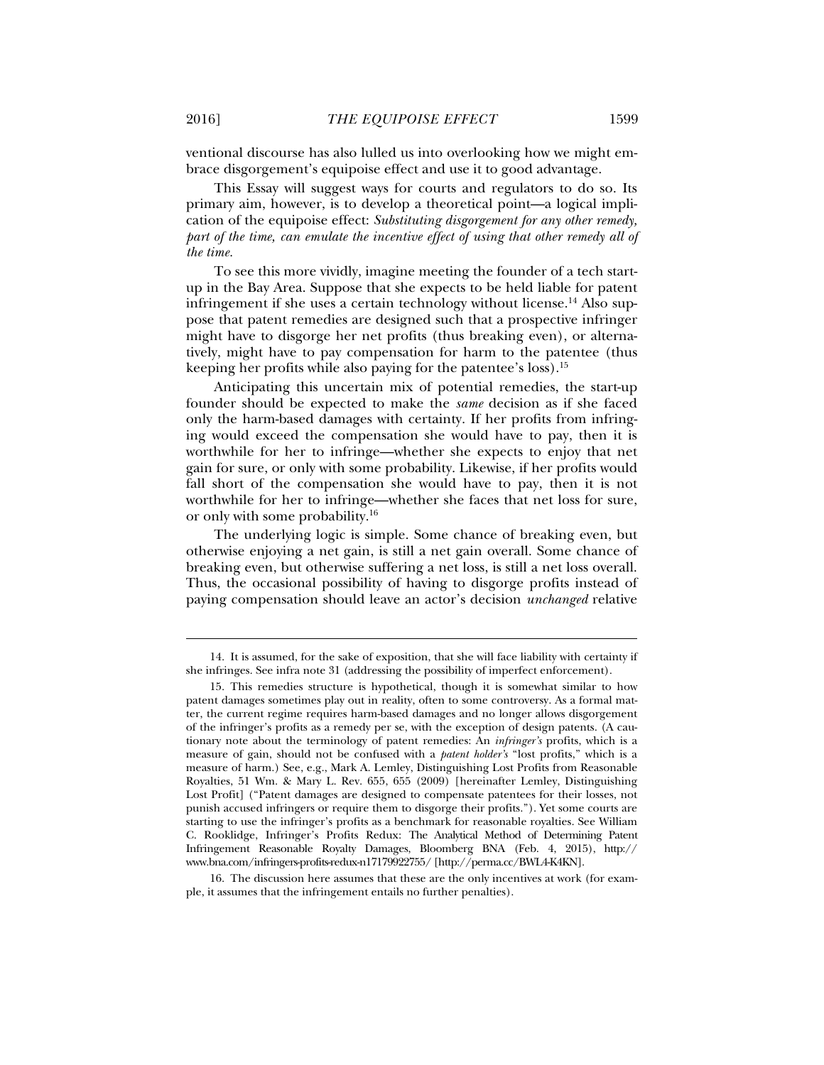ventional discourse has also lulled us into overlooking how we might embrace disgorgement's equipoise effect and use it to good advantage.

This Essay will suggest ways for courts and regulators to do so. Its primary aim, however, is to develop a theoretical point—a logical implication of the equipoise effect: *Substituting disgorgement for any other remedy, part of the time, can emulate the incentive effect of using that other remedy all of the time.*

To see this more vividly, imagine meeting the founder of a tech start-up in the Bay Area. Suppose that she expects to be held liable for patent infringement if she uses a certain technology without license.[14] Also suppose that patent remedies are designed such that a prospective infringer might have to disgorge her net profits (thus breaking even), or alternatively, might have to pay compensation for harm to the patentee (thus keeping her profits while also paying for the patentee's loss).[15]

Anticipating this uncertain mix of potential remedies, the start-up founder should be expected to make the *same* decision as if she faced only the harm-based damages with certainty. If her profits from infringing would exceed the compensation she would have to pay, then it is worthwhile for her to infringe—whether she expects to enjoy that net gain for sure, or only with some probability. Likewise, if her profits would fall short of the compensation she would have to pay, then it is not worthwhile for her to infringe—whether she faces that net loss for sure, or only with some probability.[16]

The underlying logic is simple. Some chance of breaking even, but otherwise enjoying a net gain, is still a net gain overall. Some chance of breaking even, but otherwise suffering a net loss, is still a net loss overall. Thus, the occasional possibility of having to disgorge profits instead of paying compensation should leave an actor's decision *unchanged* relative

---

14. It is assumed, for the sake of exposition, that she will face liability with certainty if she infringes. See infra note 31 (addressing the possibility of imperfect enforcement).

15. This remedies structure is hypothetical, though it is somewhat similar to how patent damages sometimes play out in reality, often to some controversy. As a formal matter, the current regime requires harm-based damages and no longer allows disgorgement of the infringer's profits as a remedy per se, with the exception of design patents. (A cautionary note about the terminology of patent remedies: An *infringer's* profits, which is a measure of gain, should not be confused with a *patent holder's* "lost profits," which is a measure of harm.) See, e.g., Mark A. Lemley, Distinguishing Lost Profits from Reasonable Royalties, 51 Wm. & Mary L. Rev. 655, 655 (2009) [hereinafter Lemley, Distinguishing Lost Profit] ("Patent damages are designed to compensate patentees for their losses, not punish accused infringers or require them to disgorge their profits."). Yet some courts are starting to use the infringer's profits as a benchmark for reasonable royalties. See William C. Rooklidge, Infringer's Profits Redux: The Analytical Method of Determining Patent Infringement Reasonable Royalty Damages, Bloomberg BNA (Feb. 4, 2015), http://www.bna.com/infringers-profits-redux-n17179922755/ [http://perma.cc/BWL4-K4KN].

16. The discussion here assumes that these are the only incentives at work (for example, it assumes that the infringement entails no further penalties).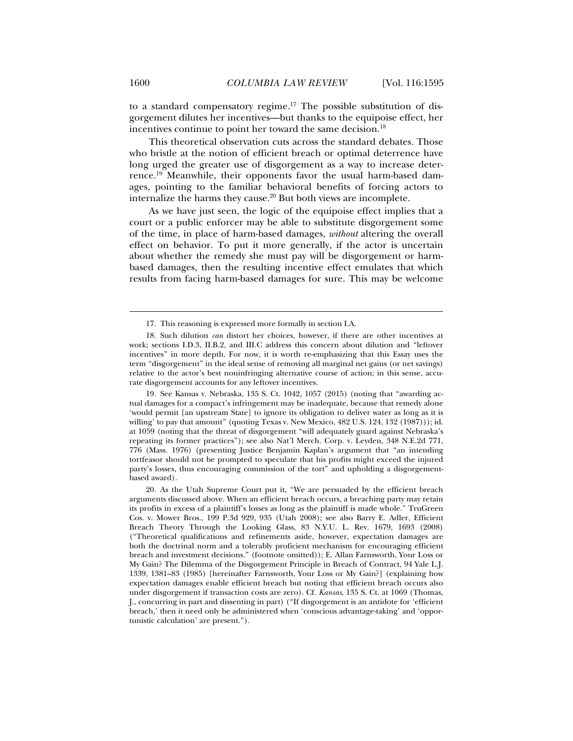to a standard compensatory regime.[17] The possible substitution of disgorgement dilutes her incentives—but thanks to the equipoise effect, her incentives continue to point her toward the same decision.[18]

This theoretical observation cuts across the standard debates. Those who bristle at the notion of efficient breach or optimal deterrence have long urged the greater use of disgorgement as a way to increase deterrence.[19] Meanwhile, their opponents favor the usual harm-based damages, pointing to the familiar behavioral benefits of forcing actors to internalize the harms they cause.[20] But both views are incomplete.

As we have just seen, the logic of the equipoise effect implies that a court or a public enforcer may be able to substitute disgorgement some of the time, in place of harm-based damages, *without* altering the overall effect on behavior. To put it more generally, if the actor is uncertain about whether the remedy she must pay will be disgorgement or harm-based damages, then the resulting incentive effect emulates that which results from facing harm-based damages for sure. This may be welcome

---

17. This reasoning is expressed more formally in section I.A.

18. Such dilution *can* distort her choices, however, if there are other incentives at work; sections I.D.3, II.B.2, and III.C address this concern about dilution and "leftover incentives" in more depth. For now, it is worth re-emphasizing that this Essay uses the term "disgorgement" in the ideal sense of removing all marginal net gains (or net savings) relative to the actor's best noninfringing alternative course of action; in this sense, accurate disgorgement accounts for any leftover incentives.

19. See Kansas v. Nebraska, 135 S. Ct. 1042, 1057 (2015) (noting that "awarding actual damages for a compact's infringement may be inadequate, because that remedy alone 'would permit [an upstream State] to ignore its obligation to deliver water as long as it is willing' to pay that amount" (quoting Texas v. New Mexico, 482 U.S. 124, 132 (1987))); id. at 1059 (noting that the threat of disgorgement "will adequately guard against Nebraska's repeating its former practices"); see also Nat'l Merch. Corp. v. Leyden, 348 N.E.2d 771, 776 (Mass. 1976) (presenting Justice Benjamin Kaplan's argument that "an intending tortfeasor should not be prompted to speculate that his profits might exceed the injured party's losses, thus encouraging commission of the tort" and upholding a disgorgement-based award).

20. As the Utah Supreme Court put it, "We are persuaded by the efficient breach arguments discussed above. When an efficient breach occurs, a breaching party may retain its profits in excess of a plaintiff's losses as long as the plaintiff is made whole." TruGreen Cos. v. Mower Bros., 199 P.3d 929, 935 (Utah 2008); see also Barry E. Adler, Efficient Breach Theory Through the Looking Glass, 83 N.Y.U. L. Rev. 1679, 1693 (2008) ("Theoretical qualifications and refinements aside, however, expectation damages are both the doctrinal norm and a tolerably proficient mechanism for encouraging efficient breach and investment decisions." (footnote omitted)); E. Allan Farnsworth, Your Loss or My Gain? The Dilemma of the Disgorgement Principle in Breach of Contract, 94 Yale L.J. 1339, 1381–83 (1985) [hereinafter Farnsworth, Your Loss or My Gain?] (explaining how expectation damages enable efficient breach but noting that efficient breach occurs also under disgorgement if transaction costs are zero). Cf. *Kansas*, 135 S. Ct. at 1069 (Thomas, J., concurring in part and dissenting in part) ("If disgorgement is an antidote for 'efficient breach,' then it need only be administered when 'conscious advantage-taking' and 'opportunistic calculation' are present.").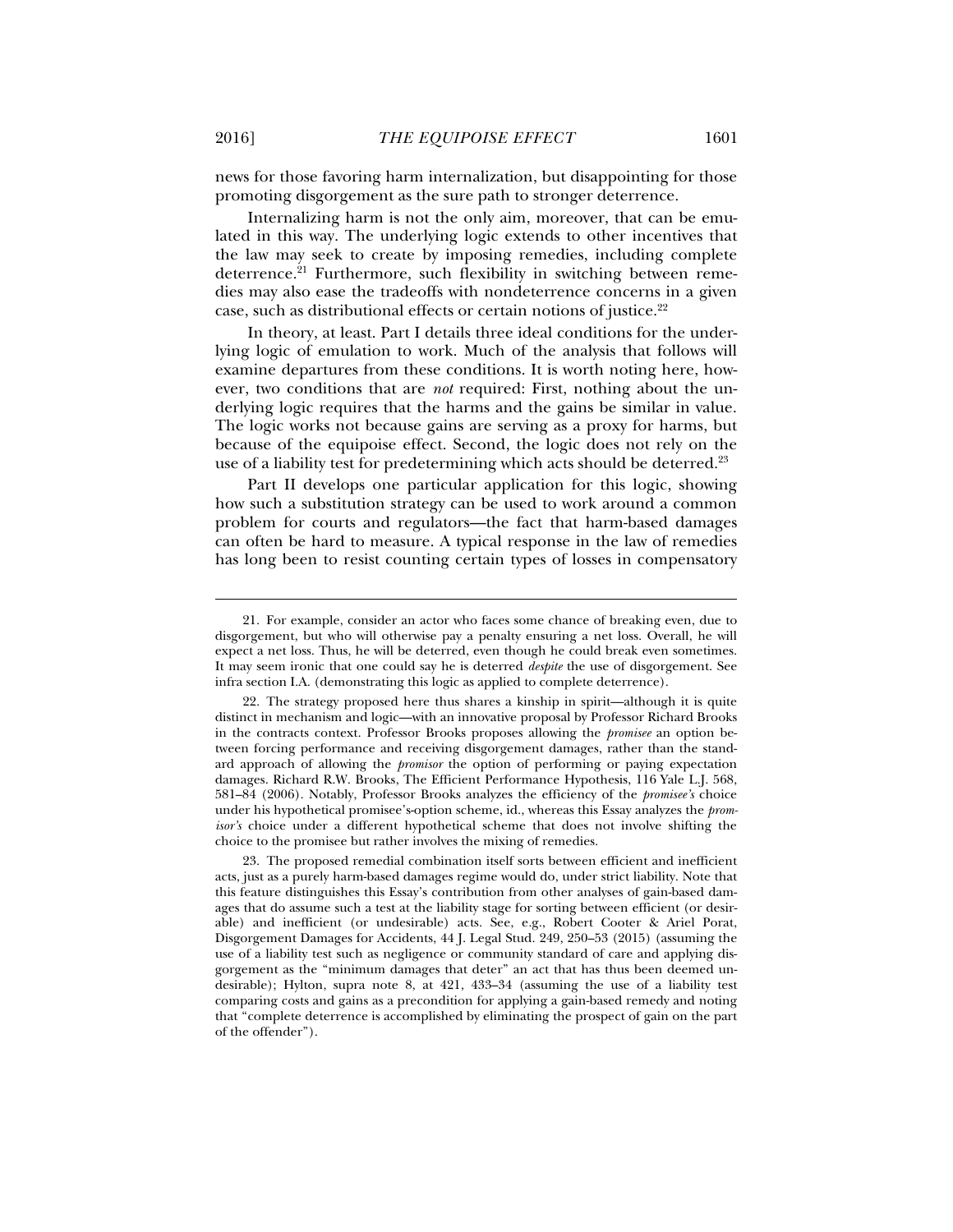news for those favoring harm internalization, but disappointing for those promoting disgorgement as the sure path to stronger deterrence.

Internalizing harm is not the only aim, moreover, that can be emulated in this way. The underlying logic extends to other incentives that the law may seek to create by imposing remedies, including complete deterrence.[21] Furthermore, such flexibility in switching between remedies may also ease the tradeoffs with nondeterrence concerns in a given case, such as distributional effects or certain notions of justice.[22]

In theory, at least. Part I details three ideal conditions for the underlying logic of emulation to work. Much of the analysis that follows will examine departures from these conditions. It is worth noting here, however, two conditions that are *not* required: First, nothing about the underlying logic requires that the harms and the gains be similar in value. The logic works not because gains are serving as a proxy for harms, but because of the equipoise effect. Second, the logic does not rely on the use of a liability test for predetermining which acts should be deterred.[23]

Part II develops one particular application for this logic, showing how such a substitution strategy can be used to work around a common problem for courts and regulators—the fact that harm-based damages can often be hard to measure. A typical response in the law of remedies has long been to resist counting certain types of losses in compensatory

---

21. For example, consider an actor who faces some chance of breaking even, due to disgorgement, but who will otherwise pay a penalty ensuring a net loss. Overall, he will expect a net loss. Thus, he will be deterred, even though he could break even sometimes. It may seem ironic that one could say he is deterred *despite* the use of disgorgement. See infra section I.A. (demonstrating this logic as applied to complete deterrence).

22. The strategy proposed here thus shares a kinship in spirit—although it is quite distinct in mechanism and logic—with an innovative proposal by Professor Richard Brooks in the contracts context. Professor Brooks proposes allowing the *promisee* an option between forcing performance and receiving disgorgement damages, rather than the standard approach of allowing the *promisor* the option of performing or paying expectation damages. Richard R.W. Brooks, The Efficient Performance Hypothesis, 116 Yale L.J. 568, 581–84 (2006). Notably, Professor Brooks analyzes the efficiency of the *promisee's* choice under his hypothetical promisee's-option scheme, id., whereas this Essay analyzes the *promisor's* choice under a different hypothetical scheme that does not involve shifting the choice to the promisee but rather involves the mixing of remedies.

23. The proposed remedial combination itself sorts between efficient and inefficient acts, just as a purely harm-based damages regime would do, under strict liability. Note that this feature distinguishes this Essay's contribution from other analyses of gain-based damages that do assume such a test at the liability stage for sorting between efficient (or desirable) and inefficient (or undesirable) acts. See, e.g., Robert Cooter & Ariel Porat, Disgorgement Damages for Accidents, 44 J. Legal Stud. 249, 250–53 (2015) (assuming the use of a liability test such as negligence or community standard of care and applying disgorgement as the "minimum damages that deter" an act that has thus been deemed undesirable); Hylton, supra note 8, at 421, 433–34 (assuming the use of a liability test comparing costs and gains as a precondition for applying a gain-based remedy and noting that "complete deterrence is accomplished by eliminating the prospect of gain on the part of the offender").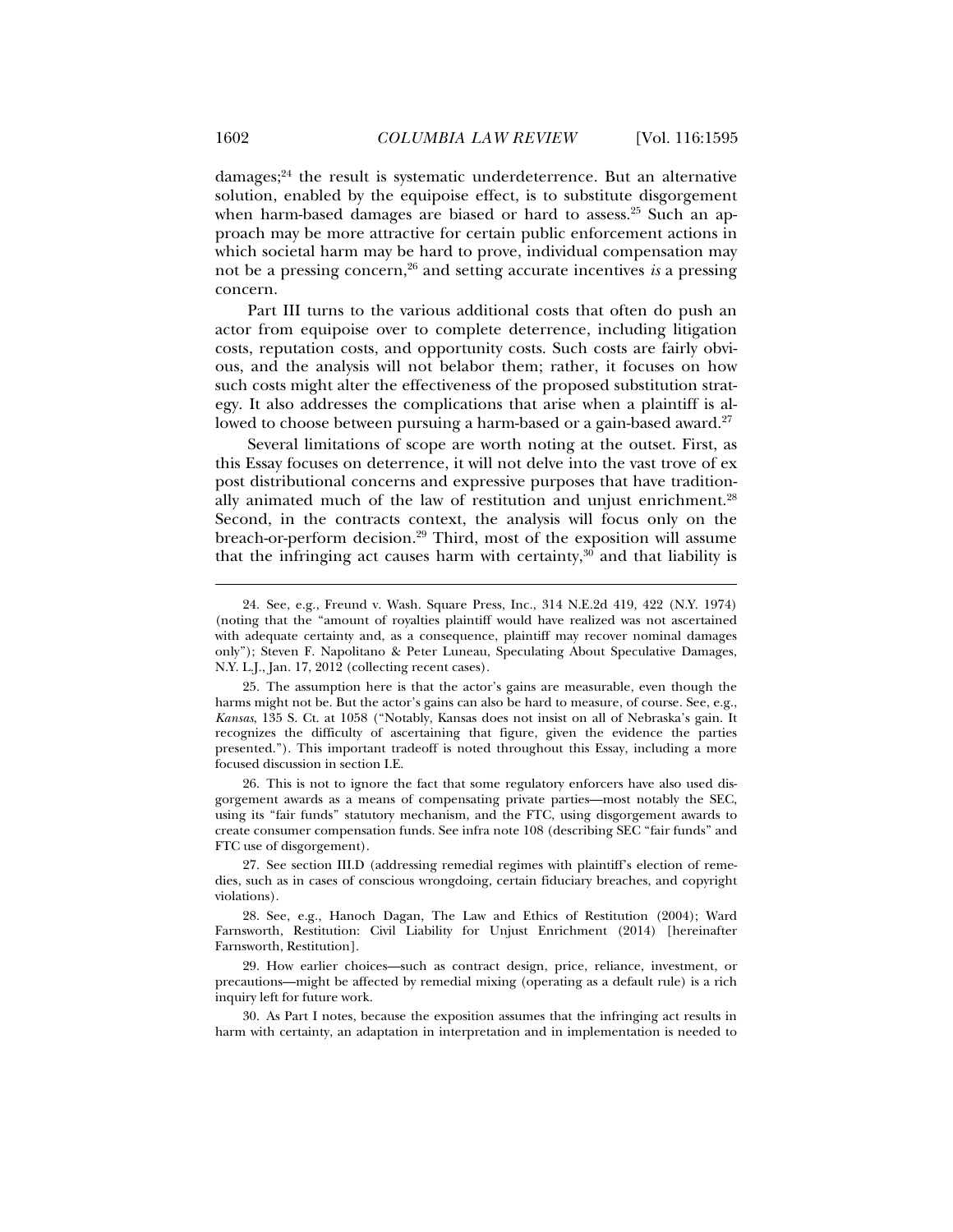damages;[24] the result is systematic underdeterrence. But an alternative solution, enabled by the equipoise effect, is to substitute disgorgement when harm-based damages are biased or hard to assess.[25] Such an approach may be more attractive for certain public enforcement actions in which societal harm may be hard to prove, individual compensation may not be a pressing concern,[26] and setting accurate incentives *is* a pressing concern.

Part III turns to the various additional costs that often do push an actor from equipoise over to complete deterrence, including litigation costs, reputation costs, and opportunity costs. Such costs are fairly obvious, and the analysis will not belabor them; rather, it focuses on how such costs might alter the effectiveness of the proposed substitution strategy. It also addresses the complications that arise when a plaintiff is allowed to choose between pursuing a harm-based or a gain-based award.[27]

Several limitations of scope are worth noting at the outset. First, as this Essay focuses on deterrence, it will not delve into the vast trove of ex post distributional concerns and expressive purposes that have traditionally animated much of the law of restitution and unjust enrichment.[28] Second, in the contracts context, the analysis will focus only on the breach-or-perform decision.[29] Third, most of the exposition will assume that the infringing act causes harm with certainty,[30] and that liability is

---

24. See, e.g., Freund v. Wash. Square Press, Inc., 314 N.E.2d 419, 422 (N.Y. 1974) (noting that the "amount of royalties plaintiff would have realized was not ascertained with adequate certainty and, as a consequence, plaintiff may recover nominal damages only"); Steven F. Napolitano & Peter Luneau, Speculating About Speculative Damages, N.Y. L.J., Jan. 17, 2012 (collecting recent cases).

25. The assumption here is that the actor's gains are measurable, even though the harms might not be. But the actor's gains can also be hard to measure, of course. See, e.g., *Kansas*, 135 S. Ct. at 1058 ("Notably, Kansas does not insist on all of Nebraska's gain. It recognizes the difficulty of ascertaining that figure, given the evidence the parties presented."). This important tradeoff is noted throughout this Essay, including a more focused discussion in section I.E.

26. This is not to ignore the fact that some regulatory enforcers have also used disgorgement awards as a means of compensating private parties—most notably the SEC, using its "fair funds" statutory mechanism, and the FTC, using disgorgement awards to create consumer compensation funds. See infra note 108 (describing SEC "fair funds" and FTC use of disgorgement).

27. See section III.D (addressing remedial regimes with plaintiff's election of remedies, such as in cases of conscious wrongdoing, certain fiduciary breaches, and copyright violations).

28. See, e.g., Hanoch Dagan, The Law and Ethics of Restitution (2004); Ward Farnsworth, Restitution: Civil Liability for Unjust Enrichment (2014) [hereinafter Farnsworth, Restitution].

29. How earlier choices—such as contract design, price, reliance, investment, or precautions—might be affected by remedial mixing (operating as a default rule) is a rich inquiry left for future work.

30. As Part I notes, because the exposition assumes that the infringing act results in harm with certainty, an adaptation in interpretation and in implementation is needed to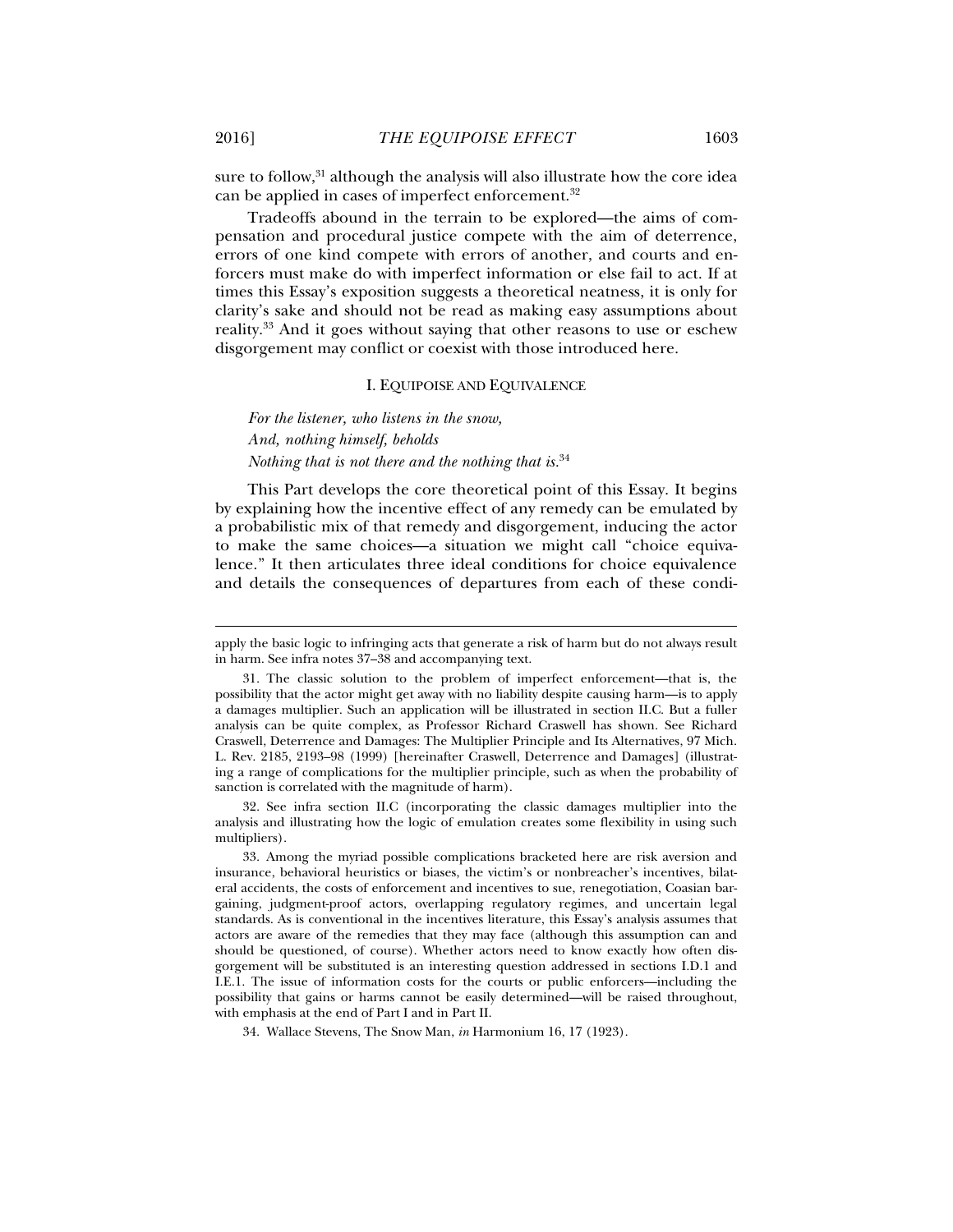sure to follow,[31] although the analysis will also illustrate how the core idea can be applied in cases of imperfect enforcement.[32]

Tradeoffs abound in the terrain to be explored—the aims of compensation and procedural justice compete with the aim of deterrence, errors of one kind compete with errors of another, and courts and enforcers must make do with imperfect information or else fail to act. If at times this Essay's exposition suggests a theoretical neatness, it is only for clarity's sake and should not be read as making easy assumptions about reality.[33] And it goes without saying that other reasons to use or eschew disgorgement may conflict or coexist with those introduced here.

## I. EQUIPOISE AND EQUIVALENCE

*For the listener, who listens in the snow,*
*And, nothing himself, beholds*
*Nothing that is not there and the nothing that is.*[34]

This Part develops the core theoretical point of this Essay. It begins by explaining how the incentive effect of any remedy can be emulated by a probabilistic mix of that remedy and disgorgement, inducing the actor to make the same choices—a situation we might call "choice equivalence." It then articulates three ideal conditions for choice equivalence and details the consequences of departures from each of these condi-

---

apply the basic logic to infringing acts that generate a risk of harm but do not always result in harm. See infra notes 37–38 and accompanying text.

31. The classic solution to the problem of imperfect enforcement—that is, the possibility that the actor might get away with no liability despite causing harm—is to apply a damages multiplier. Such an application will be illustrated in section II.C. But a fuller analysis can be quite complex, as Professor Richard Craswell has shown. See Richard Craswell, Deterrence and Damages: The Multiplier Principle and Its Alternatives, 97 Mich. L. Rev. 2185, 2193–98 (1999) [hereinafter Craswell, Deterrence and Damages] (illustrating a range of complications for the multiplier principle, such as when the probability of sanction is correlated with the magnitude of harm).

32. See infra section II.C (incorporating the classic damages multiplier into the analysis and illustrating how the logic of emulation creates some flexibility in using such multipliers).

33. Among the myriad possible complications bracketed here are risk aversion and insurance, behavioral heuristics or biases, the victim's or nonbreacher's incentives, bilateral accidents, the costs of enforcement and incentives to sue, renegotiation, Coasian bargaining, judgment-proof actors, overlapping regulatory regimes, and uncertain legal standards. As is conventional in the incentives literature, this Essay's analysis assumes that actors are aware of the remedies that they may face (although this assumption can and should be questioned, of course). Whether actors need to know exactly how often disgorgement will be substituted is an interesting question addressed in sections I.D.1 and I.E.1. The issue of information costs for the courts or public enforcers—including the possibility that gains or harms cannot be easily determined—will be raised throughout, with emphasis at the end of Part I and in Part II.

34. Wallace Stevens, The Snow Man, *in* Harmonium 16, 17 (1923).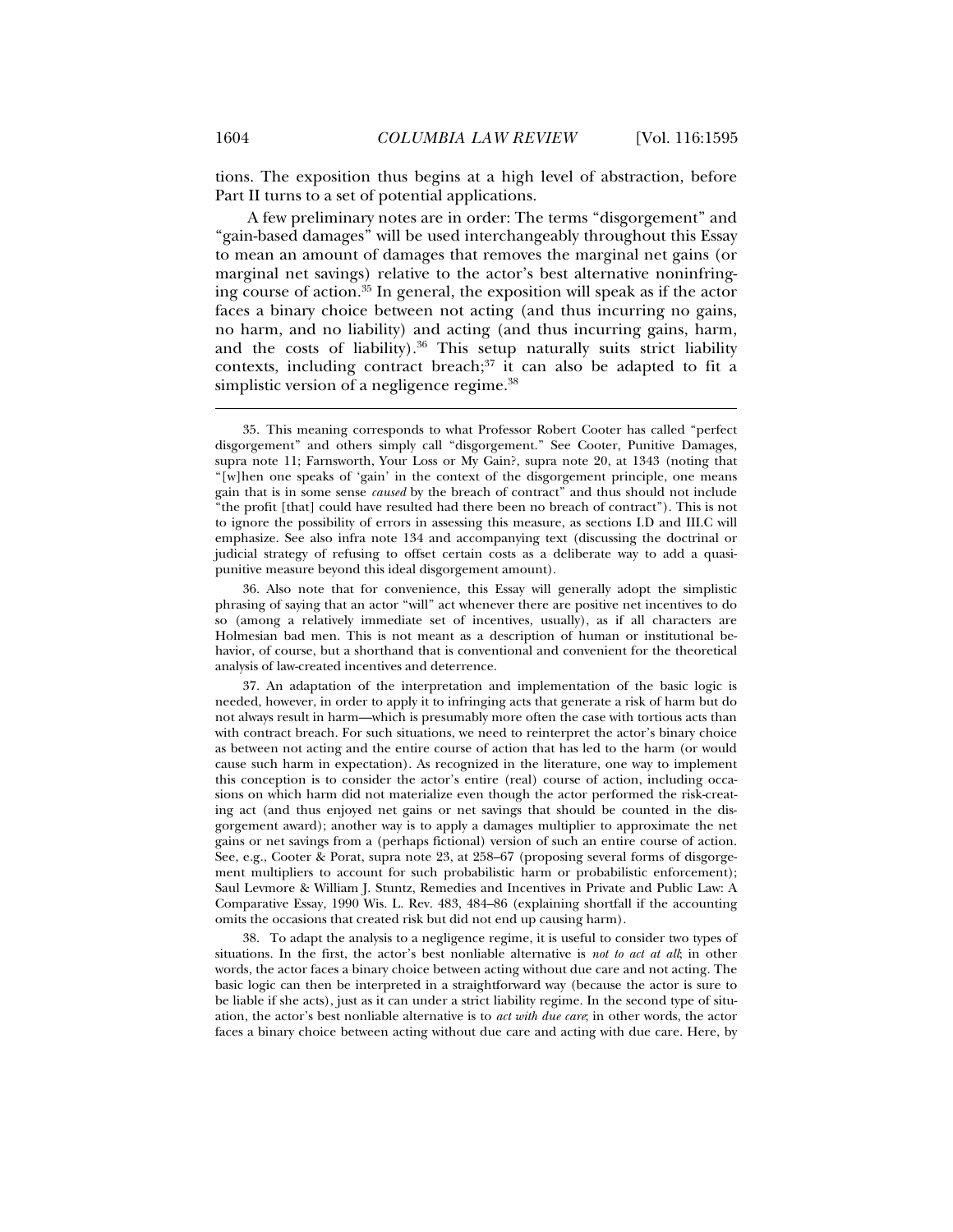tions. The exposition thus begins at a high level of abstraction, before Part II turns to a set of potential applications.

A few preliminary notes are in order: The terms "disgorgement" and "gain-based damages" will be used interchangeably throughout this Essay to mean an amount of damages that removes the marginal net gains (or marginal net savings) relative to the actor's best alternative noninfringing course of action.[35] In general, the exposition will speak as if the actor faces a binary choice between not acting (and thus incurring no gains, no harm, and no liability) and acting (and thus incurring gains, harm, and the costs of liability).[36] This setup naturally suits strict liability contexts, including contract breach;[37] it can also be adapted to fit a simplistic version of a negligence regime.[38]

---

35. This meaning corresponds to what Professor Robert Cooter has called "perfect disgorgement" and others simply call "disgorgement." See Cooter, Punitive Damages, supra note 11; Farnsworth, Your Loss or My Gain?, supra note 20, at 1343 (noting that "[w]hen one speaks of 'gain' in the context of the disgorgement principle, one means gain that is in some sense *caused* by the breach of contract" and thus should not include "the profit [that] could have resulted had there been no breach of contract"). This is not to ignore the possibility of errors in assessing this measure, as sections I.D and III.C will emphasize. See also infra note 134 and accompanying text (discussing the doctrinal or judicial strategy of refusing to offset certain costs as a deliberate way to add a quasi-punitive measure beyond this ideal disgorgement amount).

36. Also note that for convenience, this Essay will generally adopt the simplistic phrasing of saying that an actor "will" act whenever there are positive net incentives to do so (among a relatively immediate set of incentives, usually), as if all characters are Holmesian bad men. This is not meant as a description of human or institutional behavior, of course, but a shorthand that is conventional and convenient for the theoretical analysis of law-created incentives and deterrence.

37. An adaptation of the interpretation and implementation of the basic logic is needed, however, in order to apply it to infringing acts that generate a risk of harm but do not always result in harm—which is presumably more often the case with tortious acts than with contract breach. For such situations, we need to reinterpret the actor's binary choice as between not acting and the entire course of action that has led to the harm (or would cause such harm in expectation). As recognized in the literature, one way to implement this conception is to consider the actor's entire (real) course of action, including occasions on which harm did not materialize even though the actor performed the risk-creating act (and thus enjoyed net gains or net savings that should be counted in the disgorgement award); another way is to apply a damages multiplier to approximate the net gains or net savings from a (perhaps fictional) version of such an entire course of action. See, e.g., Cooter & Porat, supra note 23, at 258–67 (proposing several forms of disgorgement multipliers to account for such probabilistic harm or probabilistic enforcement); Saul Levmore & William J. Stuntz, Remedies and Incentives in Private and Public Law: A Comparative Essay, 1990 Wis. L. Rev. 483, 484–86 (explaining shortfall if the accounting omits the occasions that created risk but did not end up causing harm).

38. To adapt the analysis to a negligence regime, it is useful to consider two types of situations. In the first, the actor's best nonliable alternative is *not to act at all*; in other words, the actor faces a binary choice between acting without due care and not acting. The basic logic can then be interpreted in a straightforward way (because the actor is sure to be liable if she acts), just as it can under a strict liability regime. In the second type of situation, the actor's best nonliable alternative is to *act with due care*; in other words, the actor faces a binary choice between acting without due care and acting with due care. Here, by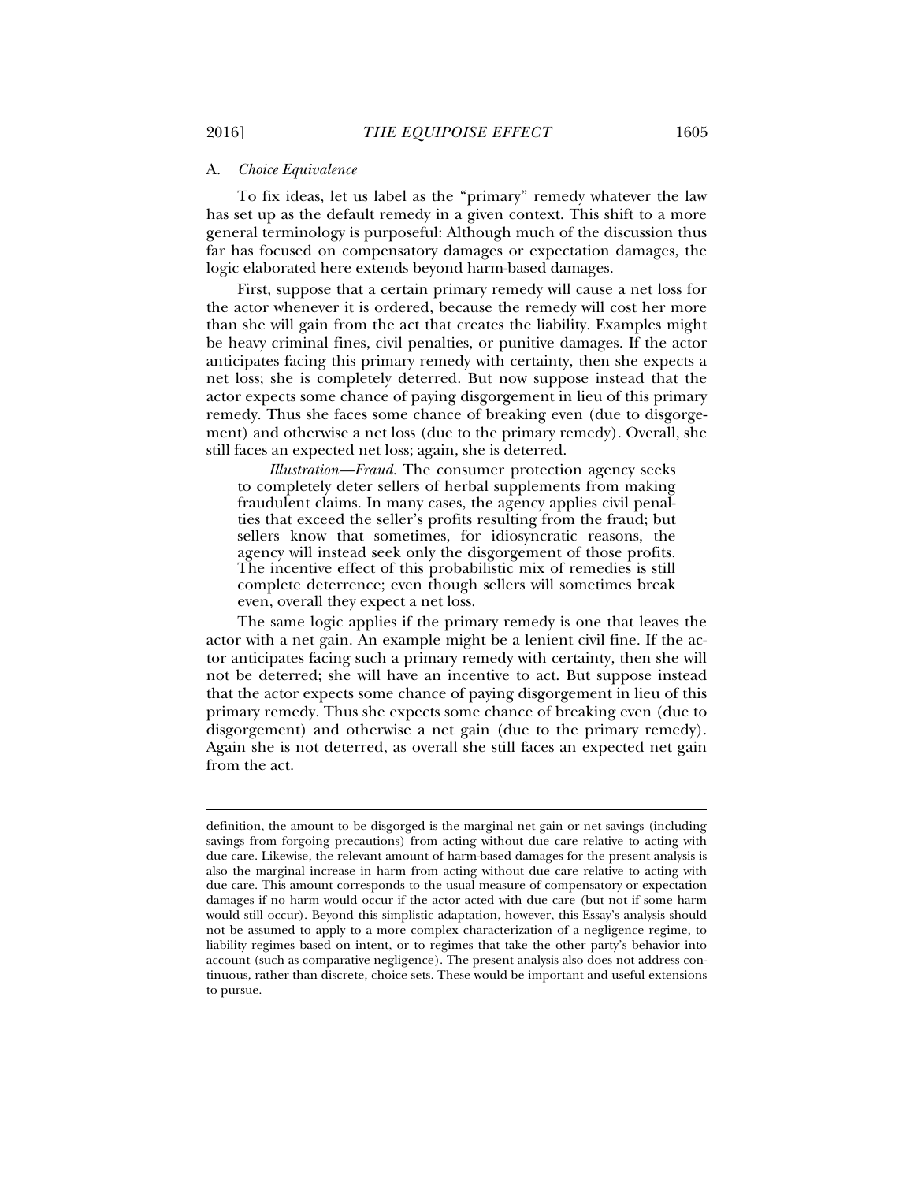### A. *Choice Equivalence*

To fix ideas, let us label as the "primary" remedy whatever the law has set up as the default remedy in a given context. This shift to a more general terminology is purposeful: Although much of the discussion thus far has focused on compensatory damages or expectation damages, the logic elaborated here extends beyond harm-based damages.

First, suppose that a certain primary remedy will cause a net loss for the actor whenever it is ordered, because the remedy will cost her more than she will gain from the act that creates the liability. Examples might be heavy criminal fines, civil penalties, or punitive damages. If the actor anticipates facing this primary remedy with certainty, then she expects a net loss; she is completely deterred. But now suppose instead that the actor expects some chance of paying disgorgement in lieu of this primary remedy. Thus she faces some chance of breaking even (due to disgorgement) and otherwise a net loss (due to the primary remedy). Overall, she still faces an expected net loss; again, she is deterred.

> *Illustration—Fraud.* The consumer protection agency seeks to completely deter sellers of herbal supplements from making fraudulent claims. In many cases, the agency applies civil penalties that exceed the seller's profits resulting from the fraud; but sellers know that sometimes, for idiosyncratic reasons, the agency will instead seek only the disgorgement of those profits. The incentive effect of this probabilistic mix of remedies is still complete deterrence; even though sellers will sometimes break even, overall they expect a net loss.

The same logic applies if the primary remedy is one that leaves the actor with a net gain. An example might be a lenient civil fine. If the actor anticipates facing such a primary remedy with certainty, then she will not be deterred; she will have an incentive to act. But suppose instead that the actor expects some chance of paying disgorgement in lieu of this primary remedy. Thus she expects some chance of breaking even (due to disgorgement) and otherwise a net gain (due to the primary remedy). Again she is not deterred, as overall she still faces an expected net gain from the act.

---

definition, the amount to be disgorged is the marginal net gain or net savings (including savings from forgoing precautions) from acting without due care relative to acting with due care. Likewise, the relevant amount of harm-based damages for the present analysis is also the marginal increase in harm from acting without due care relative to acting with due care. This amount corresponds to the usual measure of compensatory or expectation damages if no harm would occur if the actor acted with due care (but not if some harm would still occur). Beyond this simplistic adaptation, however, this Essay's analysis should not be assumed to apply to a more complex characterization of a negligence regime, to liability regimes based on intent, or to regimes that take the other party's behavior into account (such as comparative negligence). The present analysis also does not address continuous, rather than discrete, choice sets. These would be important and useful extensions to pursue.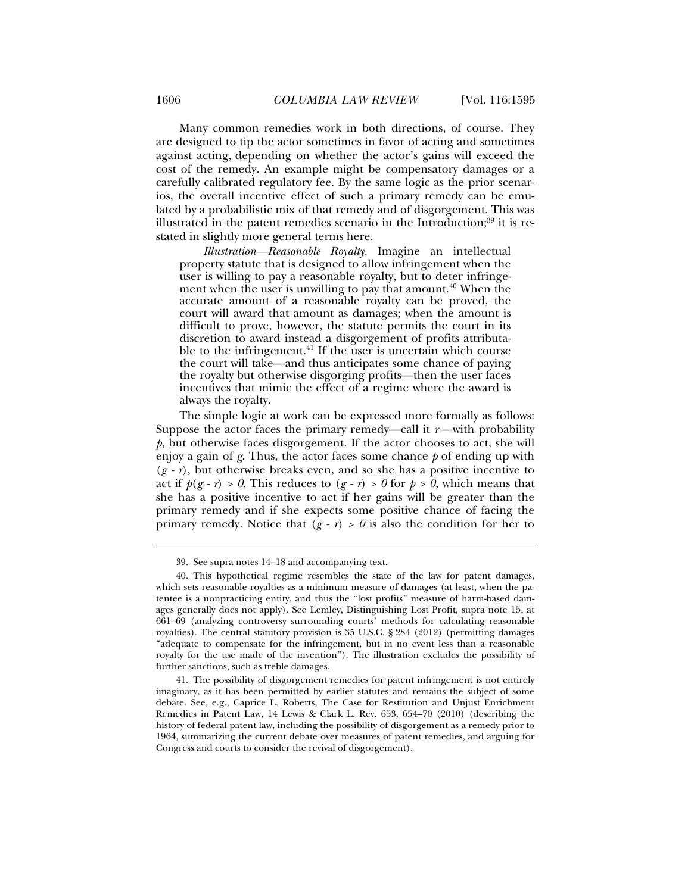Many common remedies work in both directions, of course. They are designed to tip the actor sometimes in favor of acting and sometimes against acting, depending on whether the actor's gains will exceed the cost of the remedy. An example might be compensatory damages or a carefully calibrated regulatory fee. By the same logic as the prior scenarios, the overall incentive effect of such a primary remedy can be emulated by a probabilistic mix of that remedy and of disgorgement. This was illustrated in the patent remedies scenario in the Introduction;[39] it is restated in slightly more general terms here.

> *Illustration—Reasonable Royalty.* Imagine an intellectual property statute that is designed to allow infringement when the user is willing to pay a reasonable royalty, but to deter infringement when the user is unwilling to pay that amount.[40] When the accurate amount of a reasonable royalty can be proved, the court will award that amount as damages; when the amount is difficult to prove, however, the statute permits the court in its discretion to award instead a disgorgement of profits attributable to the infringement.[41] If the user is uncertain which course the court will take—and thus anticipates some chance of paying the royalty but otherwise disgorging profits—then the user faces incentives that mimic the effect of a regime where the award is always the royalty.

The simple logic at work can be expressed more formally as follows: Suppose the actor faces the primary remedy—call it $r$—with probability $p$, but otherwise faces disgorgement. If the actor chooses to act, she will enjoy a gain of $g$. Thus, the actor faces some chance $p$ of ending up with $(g - r)$, but otherwise breaks even, and so she has a positive incentive to act if $p(g - r) > 0$. This reduces to $(g - r) > 0$ for $p > 0$, which means that she has a positive incentive to act if her gains will be greater than the primary remedy and if she expects some positive chance of facing the primary remedy. Notice that $(g - r) > 0$ is also the condition for her to

---

39. See supra notes 14–18 and accompanying text.

40. This hypothetical regime resembles the state of the law for patent damages, which sets reasonable royalties as a minimum measure of damages (at least, when the patentee is a nonpracticing entity, and thus the "lost profits" measure of harm-based damages generally does not apply). See Lemley, Distinguishing Lost Profit, supra note 15, at 661–69 (analyzing controversy surrounding courts' methods for calculating reasonable royalties). The central statutory provision is 35 U.S.C. § 284 (2012) (permitting damages "adequate to compensate for the infringement, but in no event less than a reasonable royalty for the use made of the invention"). The illustration excludes the possibility of further sanctions, such as treble damages.

41. The possibility of disgorgement remedies for patent infringement is not entirely imaginary, as it has been permitted by earlier statutes and remains the subject of some debate. See, e.g., Caprice L. Roberts, The Case for Restitution and Unjust Enrichment Remedies in Patent Law, 14 Lewis & Clark L. Rev. 653, 654–70 (2010) (describing the history of federal patent law, including the possibility of disgorgement as a remedy prior to 1964, summarizing the current debate over measures of patent remedies, and arguing for Congress and courts to consider the revival of disgorgement).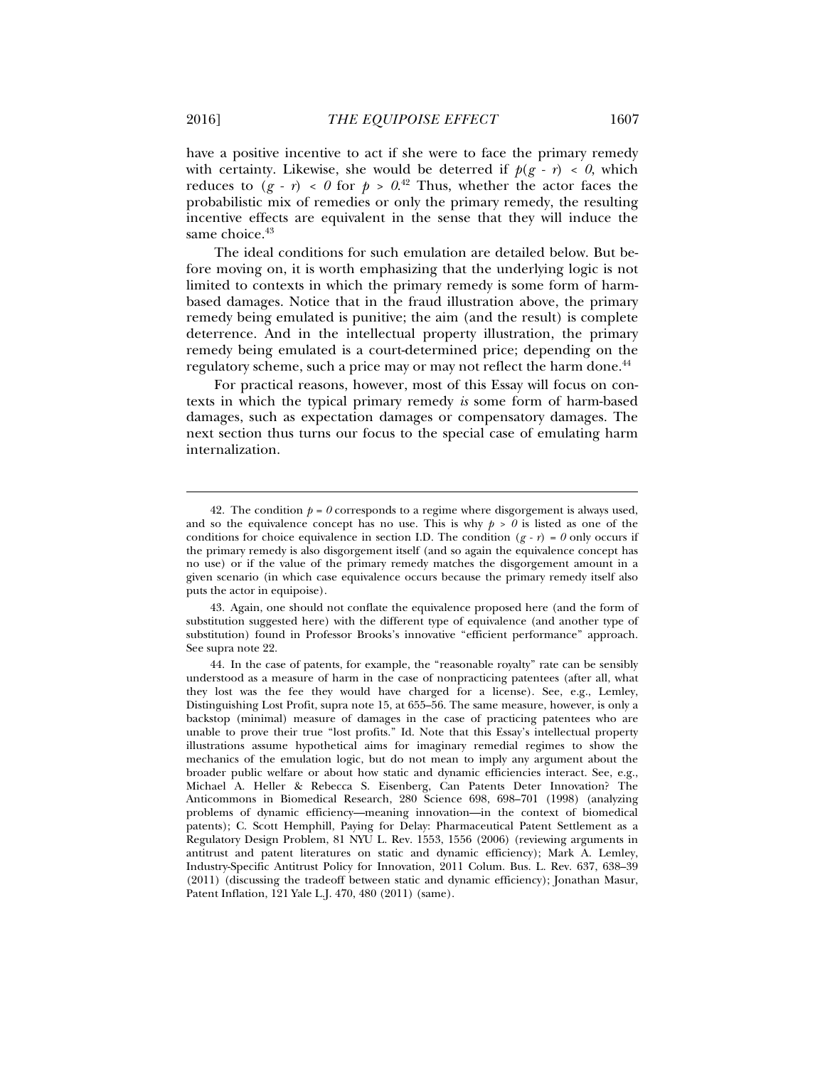have a positive incentive to act if she were to face the primary remedy with certainty. Likewise, she would be deterred if $p(g - r) < 0$, which reduces to $(g - r) < 0$ for $p > 0$.[42] Thus, whether the actor faces the probabilistic mix of remedies or only the primary remedy, the resulting incentive effects are equivalent in the sense that they will induce the same choice.[43]

The ideal conditions for such emulation are detailed below. But before moving on, it is worth emphasizing that the underlying logic is not limited to contexts in which the primary remedy is some form of harm-based damages. Notice that in the fraud illustration above, the primary remedy being emulated is punitive; the aim (and the result) is complete deterrence. And in the intellectual property illustration, the primary remedy being emulated is a court-determined price; depending on the regulatory scheme, such a price may or may not reflect the harm done.[44]

For practical reasons, however, most of this Essay will focus on contexts in which the typical primary remedy *is* some form of harm-based damages, such as expectation damages or compensatory damages. The next section thus turns our focus to the special case of emulating harm internalization.

---

42. The condition $p = 0$ corresponds to a regime where disgorgement is always used, and so the equivalence concept has no use. This is why $p > 0$ is listed as one of the conditions for choice equivalence in section I.D. The condition $(g - r) = 0$ only occurs if the primary remedy is also disgorgement itself (and so again the equivalence concept has no use) or if the value of the primary remedy matches the disgorgement amount in a given scenario (in which case equivalence occurs because the primary remedy itself also puts the actor in equipoise).

43. Again, one should not conflate the equivalence proposed here (and the form of substitution suggested here) with the different type of equivalence (and another type of substitution) found in Professor Brooks's innovative "efficient performance" approach. See supra note 22.

44. In the case of patents, for example, the "reasonable royalty" rate can be sensibly understood as a measure of harm in the case of nonpracticing patentees (after all, what they lost was the fee they would have charged for a license). See, e.g., Lemley, Distinguishing Lost Profit, supra note 15, at 655–56. The same measure, however, is only a backstop (minimal) measure of damages in the case of practicing patentees who are unable to prove their true "lost profits." Id. Note that this Essay's intellectual property illustrations assume hypothetical aims for imaginary remedial regimes to show the mechanics of the emulation logic, but do not mean to imply any argument about the broader public welfare or about how static and dynamic efficiencies interact. See, e.g., Michael A. Heller & Rebecca S. Eisenberg, Can Patents Deter Innovation? The Anticommons in Biomedical Research, 280 Science 698, 698–701 (1998) (analyzing problems of dynamic efficiency—meaning innovation—in the context of biomedical patents); C. Scott Hemphill, Paying for Delay: Pharmaceutical Patent Settlement as a Regulatory Design Problem, 81 NYU L. Rev. 1553, 1556 (2006) (reviewing arguments in antitrust and patent literatures on static and dynamic efficiency); Mark A. Lemley, Industry-Specific Antitrust Policy for Innovation, 2011 Colum. Bus. L. Rev. 637, 638–39 (2011) (discussing the tradeoff between static and dynamic efficiency); Jonathan Masur, Patent Inflation, 121 Yale L.J. 470, 480 (2011) (same).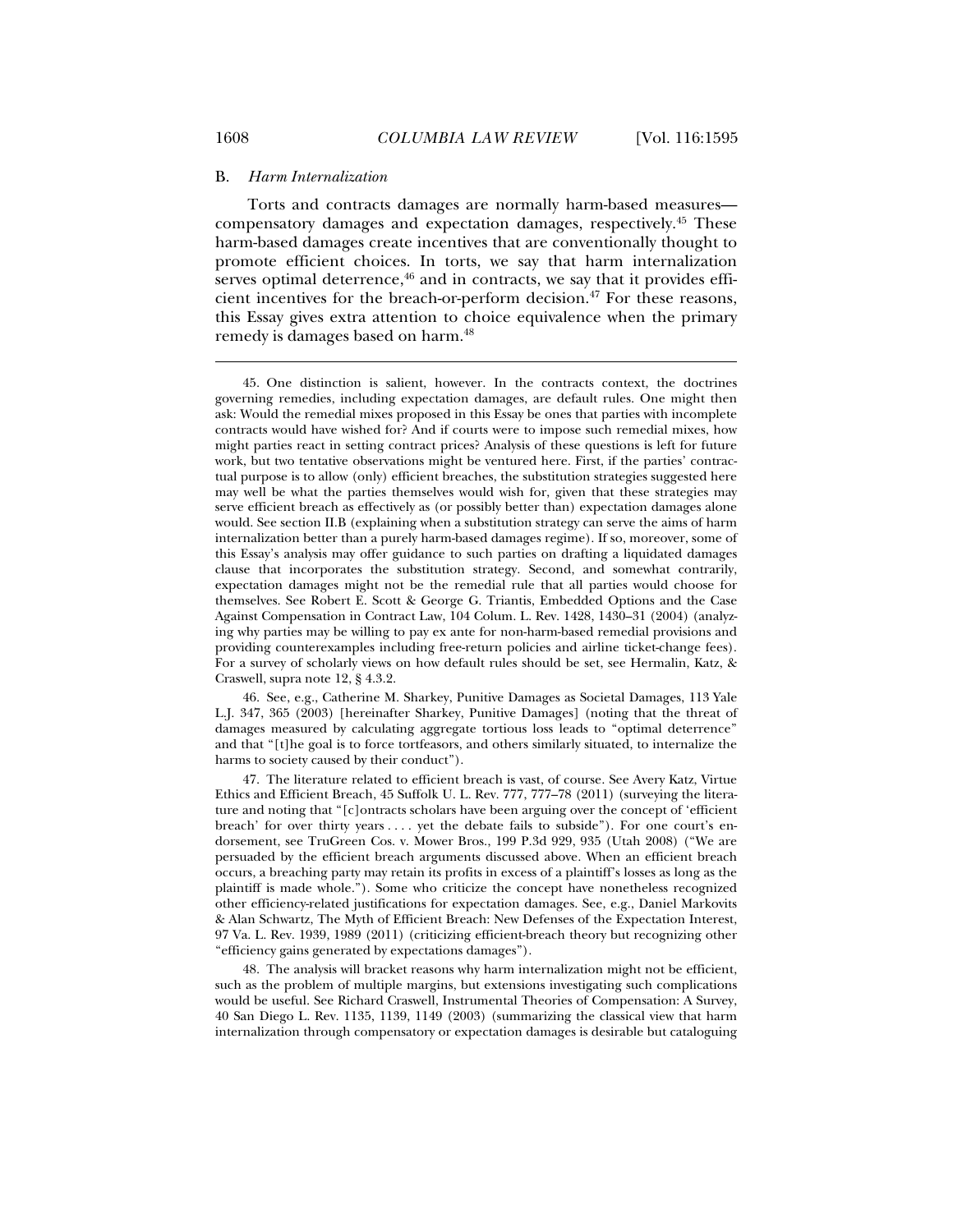### B. *Harm Internalization*

Torts and contracts damages are normally harm-based measures—compensatory damages and expectation damages, respectively.[45] These harm-based damages create incentives that are conventionally thought to promote efficient choices. In torts, we say that harm internalization serves optimal deterrence,[46] and in contracts, we say that it provides efficient incentives for the breach-or-perform decision.[47] For these reasons, this Essay gives extra attention to choice equivalence when the primary remedy is damages based on harm.[48]

---

45. One distinction is salient, however. In the contracts context, the doctrines governing remedies, including expectation damages, are default rules. One might then ask: Would the remedial mixes proposed in this Essay be ones that parties with incomplete contracts would have wished for? And if courts were to impose such remedial mixes, how might parties react in setting contract prices? Analysis of these questions is left for future work, but two tentative observations might be ventured here. First, if the parties' contractual purpose is to allow (only) efficient breaches, the substitution strategies suggested here may well be what the parties themselves would wish for, given that these strategies may serve efficient breach as effectively as (or possibly better than) expectation damages alone would. See section II.B (explaining when a substitution strategy can serve the aims of harm internalization better than a purely harm-based damages regime). If so, moreover, some of this Essay's analysis may offer guidance to such parties on drafting a liquidated damages clause that incorporates the substitution strategy. Second, and somewhat contrarily, expectation damages might not be the remedial rule that all parties would choose for themselves. See Robert E. Scott & George G. Triantis, Embedded Options and the Case Against Compensation in Contract Law, 104 Colum. L. Rev. 1428, 1430–31 (2004) (analyzing why parties may be willing to pay ex ante for non-harm-based remedial provisions and providing counterexamples including free-return policies and airline ticket-change fees). For a survey of scholarly views on how default rules should be set, see Hermalin, Katz, & Craswell, supra note 12, § 4.3.2.

46. See, e.g., Catherine M. Sharkey, Punitive Damages as Societal Damages, 113 Yale L.J. 347, 365 (2003) [hereinafter Sharkey, Punitive Damages] (noting that the threat of damages measured by calculating aggregate tortious loss leads to "optimal deterrence" and that "[t]he goal is to force tortfeasors, and others similarly situated, to internalize the harms to society caused by their conduct").

47. The literature related to efficient breach is vast, of course. See Avery Katz, Virtue Ethics and Efficient Breach, 45 Suffolk U. L. Rev. 777, 777–78 (2011) (surveying the literature and noting that "[c]ontracts scholars have been arguing over the concept of 'efficient breach' for over thirty years . . . . yet the debate fails to subside"). For one court's endorsement, see TruGreen Cos. v. Mower Bros., 199 P.3d 929, 935 (Utah 2008) ("We are persuaded by the efficient breach arguments discussed above. When an efficient breach occurs, a breaching party may retain its profits in excess of a plaintiff's losses as long as the plaintiff is made whole."). Some who criticize the concept have nonetheless recognized other efficiency-related justifications for expectation damages. See, e.g., Daniel Markovits & Alan Schwartz, The Myth of Efficient Breach: New Defenses of the Expectation Interest, 97 Va. L. Rev. 1939, 1989 (2011) (criticizing efficient-breach theory but recognizing other "efficiency gains generated by expectations damages").

48. The analysis will bracket reasons why harm internalization might not be efficient, such as the problem of multiple margins, but extensions investigating such complications would be useful. See Richard Craswell, Instrumental Theories of Compensation: A Survey, 40 San Diego L. Rev. 1135, 1139, 1149 (2003) (summarizing the classical view that harm internalization through compensatory or expectation damages is desirable but cataloguing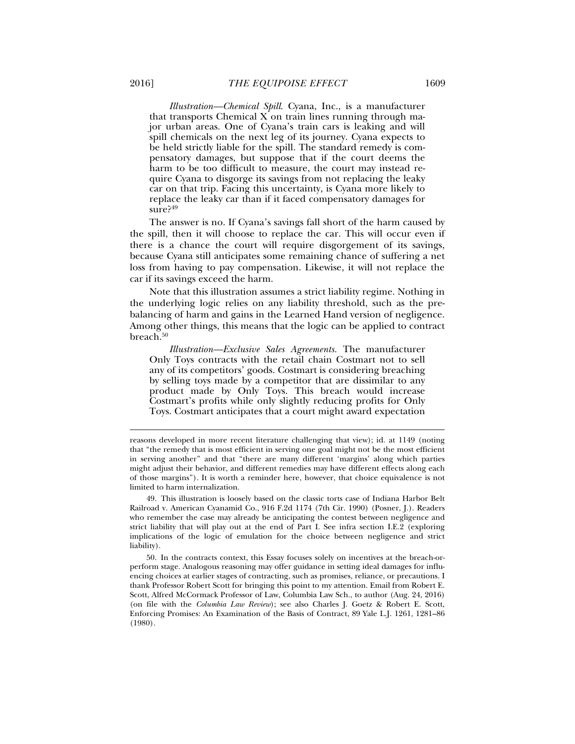*Illustration—Chemical Spill.* Cyana, Inc., is a manufacturer that transports Chemical X on train lines running through major urban areas. One of Cyana's train cars is leaking and will spill chemicals on the next leg of its journey. Cyana expects to be held strictly liable for the spill. The standard remedy is compensatory damages, but suppose that if the court deems the harm to be too difficult to measure, the court may instead require Cyana to disgorge its savings from not replacing the leaky car on that trip. Facing this uncertainty, is Cyana more likely to replace the leaky car than if it faced compensatory damages for sure?[49]

The answer is no. If Cyana's savings fall short of the harm caused by the spill, then it will choose to replace the car. This will occur even if there is a chance the court will require disgorgement of its savings, because Cyana still anticipates some remaining chance of suffering a net loss from having to pay compensation. Likewise, it will not replace the car if its savings exceed the harm.

Note that this illustration assumes a strict liability regime. Nothing in the underlying logic relies on any liability threshold, such as the pre-balancing of harm and gains in the Learned Hand version of negligence. Among other things, this means that the logic can be applied to contract breach.[50]

*Illustration—Exclusive Sales Agreements.* The manufacturer Only Toys contracts with the retail chain Costmart not to sell any of its competitors' goods. Costmart is considering breaching by selling toys made by a competitor that are dissimilar to any product made by Only Toys. This breach would increase Costmart's profits while only slightly reducing profits for Only Toys. Costmart anticipates that a court might award expectation

---

reasons developed in more recent literature challenging that view); id. at 1149 (noting that "the remedy that is most efficient in serving one goal might not be the most efficient in serving another" and that "there are many different 'margins' along which parties might adjust their behavior, and different remedies may have different effects along each of those margins"). It is worth a reminder here, however, that choice equivalence is not limited to harm internalization.

49. This illustration is loosely based on the classic torts case of Indiana Harbor Belt Railroad v. American Cyanamid Co., 916 F.2d 1174 (7th Cir. 1990) (Posner, J.). Readers who remember the case may already be anticipating the contest between negligence and strict liability that will play out at the end of Part I. See infra section I.E.2 (exploring implications of the logic of emulation for the choice between negligence and strict liability).

50. In the contracts context, this Essay focuses solely on incentives at the breach-or-perform stage. Analogous reasoning may offer guidance in setting ideal damages for influencing choices at earlier stages of contracting, such as promises, reliance, or precautions. I thank Professor Robert Scott for bringing this point to my attention. Email from Robert E. Scott, Alfred McCormack Professor of Law, Columbia Law Sch., to author (Aug. 24, 2016) (on file with the *Columbia Law Review*); see also Charles J. Goetz & Robert E. Scott, Enforcing Promises: An Examination of the Basis of Contract, 89 Yale L.J. 1261, 1281–86 (1980).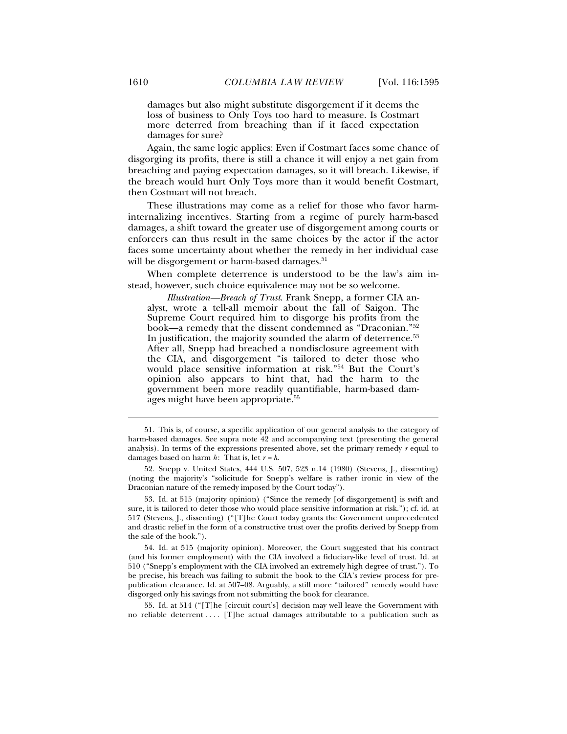damages but also might substitute disgorgement if it deems the loss of business to Only Toys too hard to measure. Is Costmart more deterred from breaching than if it faced expectation damages for sure?

Again, the same logic applies: Even if Costmart faces some chance of disgorging its profits, there is still a chance it will enjoy a net gain from breaching and paying expectation damages, so it will breach. Likewise, if the breach would hurt Only Toys more than it would benefit Costmart, then Costmart will not breach.

These illustrations may come as a relief for those who favor harm-internalizing incentives. Starting from a regime of purely harm-based damages, a shift toward the greater use of disgorgement among courts or enforcers can thus result in the same choices by the actor if the actor faces some uncertainty about whether the remedy in her individual case will be disgorgement or harm-based damages.[51]

When complete deterrence is understood to be the law's aim instead, however, such choice equivalence may not be so welcome.

> *Illustration—Breach of Trust*. Frank Snepp, a former CIA analyst, wrote a tell-all memoir about the fall of Saigon. The Supreme Court required him to disgorge his profits from the book—a remedy that the dissent condemned as "Draconian."[52] In justification, the majority sounded the alarm of deterrence.[53] After all, Snepp had breached a nondisclosure agreement with the CIA, and disgorgement "is tailored to deter those who would place sensitive information at risk."[54] But the Court's opinion also appears to hint that, had the harm to the government been more readily quantifiable, harm-based damages might have been appropriate.[55]

---

51. This is, of course, a specific application of our general analysis to the category of harm-based damages. See supra note 42 and accompanying text (presenting the general analysis). In terms of the expressions presented above, set the primary remedy $r$ equal to damages based on harm $h$: That is, let $r = h$.

52. Snepp v. United States, 444 U.S. 507, 523 n.14 (1980) (Stevens, J., dissenting) (noting the majority's "solicitude for Snepp's welfare is rather ironic in view of the Draconian nature of the remedy imposed by the Court today").

53. Id. at 515 (majority opinion) ("Since the remedy [of disgorgement] is swift and sure, it is tailored to deter those who would place sensitive information at risk."); cf. id. at 517 (Stevens, J., dissenting) ("[T]he Court today grants the Government unprecedented and drastic relief in the form of a constructive trust over the profits derived by Snepp from the sale of the book.").

54. Id. at 515 (majority opinion). Moreover, the Court suggested that his contract (and his former employment) with the CIA involved a fiduciary-like level of trust. Id. at 510 ("Snepp's employment with the CIA involved an extremely high degree of trust."). To be precise, his breach was failing to submit the book to the CIA's review process for prepublication clearance. Id. at 507–08. Arguably, a still more "tailored" remedy would have disgorged only his savings from not submitting the book for clearance.

55. Id. at 514 ("[T]he [circuit court's] decision may well leave the Government with no reliable deterrent . . . . [T]he actual damages attributable to a publication such as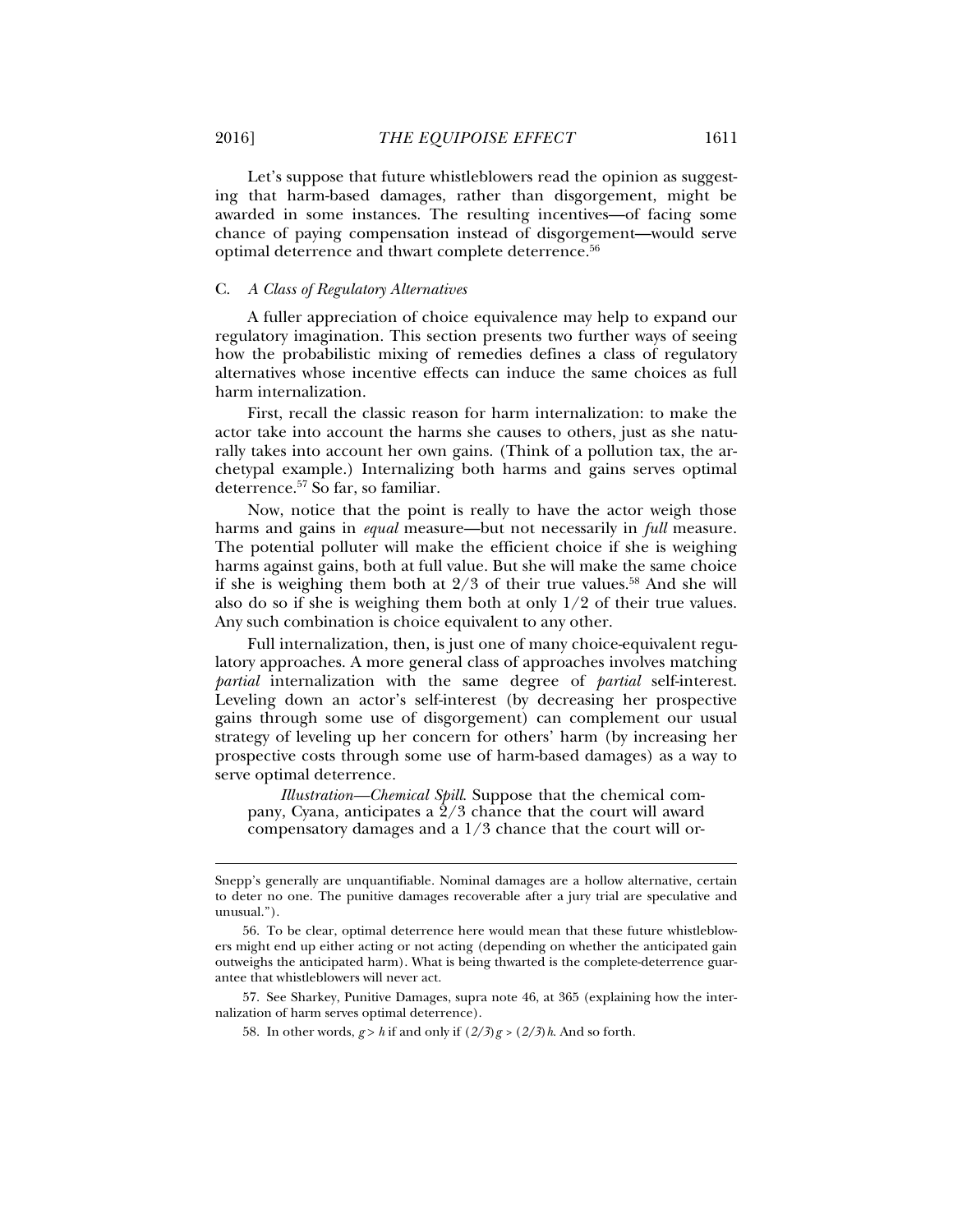Let's suppose that future whistleblowers read the opinion as suggesting that harm-based damages, rather than disgorgement, might be awarded in some instances. The resulting incentives—of facing some chance of paying compensation instead of disgorgement—would serve optimal deterrence and thwart complete deterrence.[56]

### C. *A Class of Regulatory Alternatives*

A fuller appreciation of choice equivalence may help to expand our regulatory imagination. This section presents two further ways of seeing how the probabilistic mixing of remedies defines a class of regulatory alternatives whose incentive effects can induce the same choices as full harm internalization.

First, recall the classic reason for harm internalization: to make the actor take into account the harms she causes to others, just as she naturally takes into account her own gains. (Think of a pollution tax, the archetypal example.) Internalizing both harms and gains serves optimal deterrence.[57] So far, so familiar.

Now, notice that the point is really to have the actor weigh those harms and gains in *equal* measure—but not necessarily in *full* measure. The potential polluter will make the efficient choice if she is weighing harms against gains, both at full value. But she will make the same choice if she is weighing them both at 2/3 of their true values.[58] And she will also do so if she is weighing them both at only 1/2 of their true values. Any such combination is choice equivalent to any other.

Full internalization, then, is just one of many choice-equivalent regulatory approaches. A more general class of approaches involves matching *partial* internalization with the same degree of *partial* self-interest. Leveling down an actor's self-interest (by decreasing her prospective gains through some use of disgorgement) can complement our usual strategy of leveling up her concern for others' harm (by increasing her prospective costs through some use of harm-based damages) as a way to serve optimal deterrence.

> *Illustration—Chemical Spill*. Suppose that the chemical company, Cyana, anticipates a 2/3 chance that the court will award compensatory damages and a 1/3 chance that the court will or-

---

Snepp's generally are unquantifiable. Nominal damages are a hollow alternative, certain to deter no one. The punitive damages recoverable after a jury trial are speculative and unusual.").

56. To be clear, optimal deterrence here would mean that these future whistleblowers might end up either acting or not acting (depending on whether the anticipated gain outweighs the anticipated harm). What is being thwarted is the complete-deterrence guarantee that whistleblowers will never act.

57. See Sharkey, Punitive Damages, supra note 46, at 365 (explaining how the internalization of harm serves optimal deterrence).

58. In other words, $g > h$ if and only if $(2/3)g > (2/3)h$. And so forth.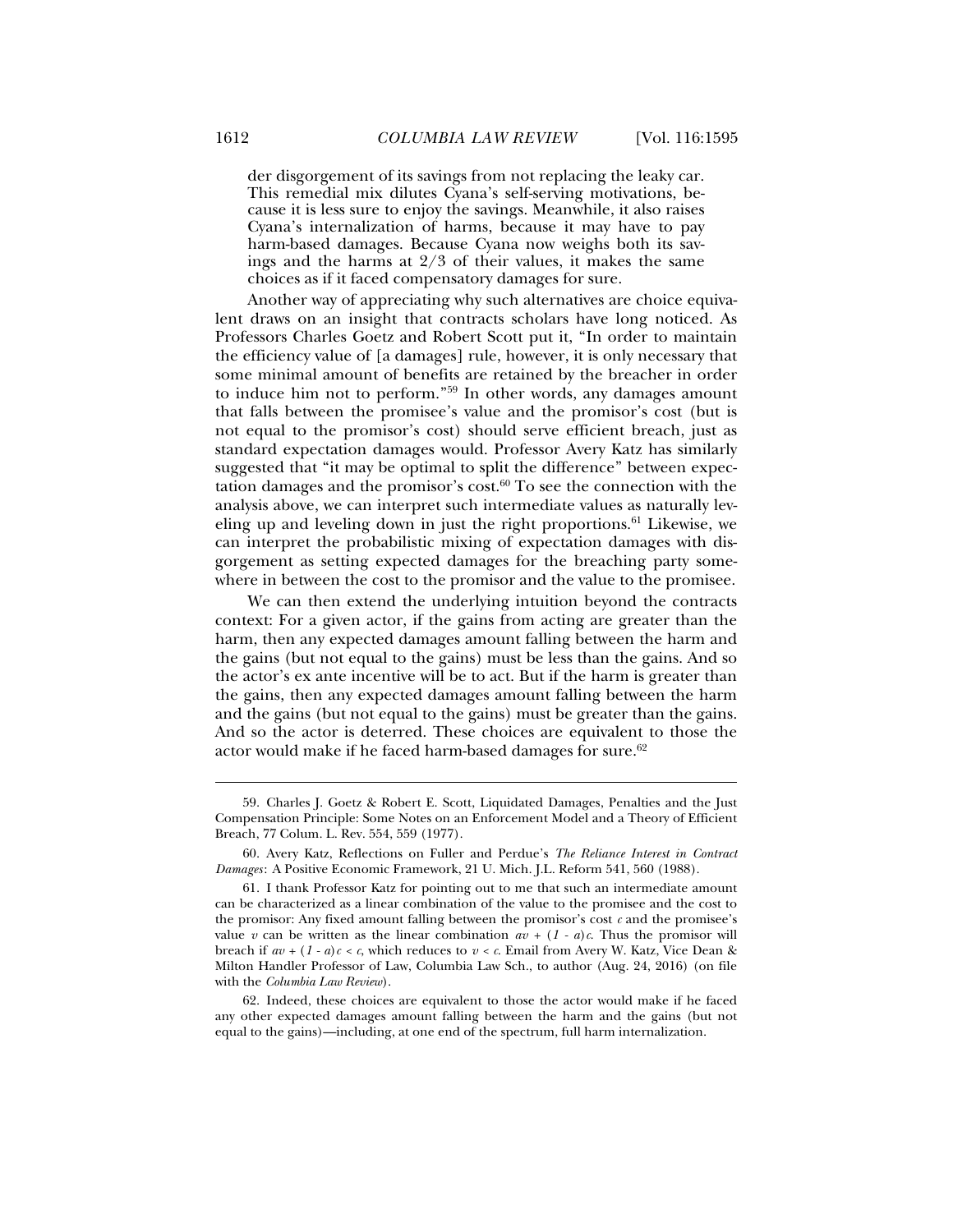der disgorgement of its savings from not replacing the leaky car. This remedial mix dilutes Cyana's self-serving motivations, because it is less sure to enjoy the savings. Meanwhile, it also raises Cyana's internalization of harms, because it may have to pay harm-based damages. Because Cyana now weighs both its savings and the harms at 2/3 of their values, it makes the same choices as if it faced compensatory damages for sure.

Another way of appreciating why such alternatives are choice equivalent draws on an insight that contracts scholars have long noticed. As Professors Charles Goetz and Robert Scott put it, "In order to maintain the efficiency value of [a damages] rule, however, it is only necessary that some minimal amount of benefits are retained by the breacher in order to induce him not to perform."[59] In other words, any damages amount that falls between the promisee's value and the promisor's cost (but is not equal to the promisor's cost) should serve efficient breach, just as standard expectation damages would. Professor Avery Katz has similarly suggested that "it may be optimal to split the difference" between expectation damages and the promisor's cost.[60] To see the connection with the analysis above, we can interpret such intermediate values as naturally leveling up and leveling down in just the right proportions.[61] Likewise, we can interpret the probabilistic mixing of expectation damages with disgorgement as setting expected damages for the breaching party somewhere in between the cost to the promisor and the value to the promisee.

We can then extend the underlying intuition beyond the contracts context: For a given actor, if the gains from acting are greater than the harm, then any expected damages amount falling between the harm and the gains (but not equal to the gains) must be less than the gains. And so the actor's ex ante incentive will be to act. But if the harm is greater than the gains, then any expected damages amount falling between the harm and the gains (but not equal to the gains) must be greater than the gains. And so the actor is deterred. These choices are equivalent to those the actor would make if he faced harm-based damages for sure.[62]

---

59. Charles J. Goetz & Robert E. Scott, Liquidated Damages, Penalties and the Just Compensation Principle: Some Notes on an Enforcement Model and a Theory of Efficient Breach, 77 Colum. L. Rev. 554, 559 (1977).

60. Avery Katz, Reflections on Fuller and Perdue's *The Reliance Interest in Contract Damages*: A Positive Economic Framework, 21 U. Mich. J.L. Reform 541, 560 (1988).

61. I thank Professor Katz for pointing out to me that such an intermediate amount can be characterized as a linear combination of the value to the promisee and the cost to the promisor: Any fixed amount falling between the promisor's cost $c$ and the promisee's value $v$ can be written as the linear combination $av + (1 - a)c$. Thus the promisor will breach if $av + (1 - a)c < c$, which reduces to $v < c$. Email from Avery W. Katz, Vice Dean & Milton Handler Professor of Law, Columbia Law Sch., to author (Aug. 24, 2016) (on file with the *Columbia Law Review*).

62. Indeed, these choices are equivalent to those the actor would make if he faced any other expected damages amount falling between the harm and the gains (but not equal to the gains)—including, at one end of the spectrum, full harm internalization.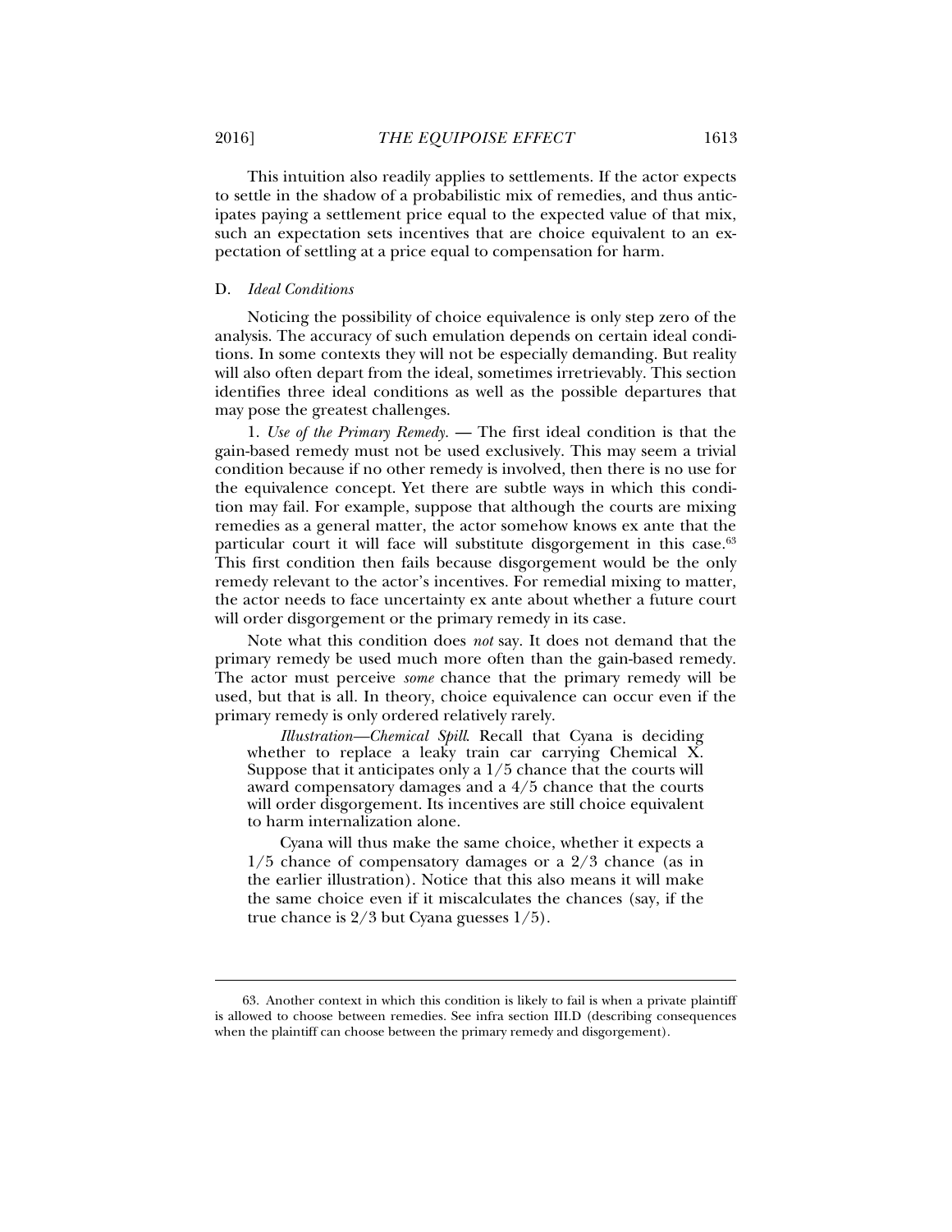This intuition also readily applies to settlements. If the actor expects to settle in the shadow of a probabilistic mix of remedies, and thus anticipates paying a settlement price equal to the expected value of that mix, such an expectation sets incentives that are choice equivalent to an expectation of settling at a price equal to compensation for harm.

### D. *Ideal Conditions*

Noticing the possibility of choice equivalence is only step zero of the analysis. The accuracy of such emulation depends on certain ideal conditions. In some contexts they will not be especially demanding. But reality will also often depart from the ideal, sometimes irretrievably. This section identifies three ideal conditions as well as the possible departures that may pose the greatest challenges.

1. *Use of the Primary Remedy.* — The first ideal condition is that the gain-based remedy must not be used exclusively. This may seem a trivial condition because if no other remedy is involved, then there is no use for the equivalence concept. Yet there are subtle ways in which this condition may fail. For example, suppose that although the courts are mixing remedies as a general matter, the actor somehow knows ex ante that the particular court it will face will substitute disgorgement in this case.[63] This first condition then fails because disgorgement would be the only remedy relevant to the actor's incentives. For remedial mixing to matter, the actor needs to face uncertainty ex ante about whether a future court will order disgorgement or the primary remedy in its case.

Note what this condition does *not* say. It does not demand that the primary remedy be used much more often than the gain-based remedy. The actor must perceive *some* chance that the primary remedy will be used, but that is all. In theory, choice equivalence can occur even if the primary remedy is only ordered relatively rarely.

> *Illustration—Chemical Spill.* Recall that Cyana is deciding whether to replace a leaky train car carrying Chemical X. Suppose that it anticipates only a 1/5 chance that the courts will award compensatory damages and a 4/5 chance that the courts will order disgorgement. Its incentives are still choice equivalent to harm internalization alone.
>
> Cyana will thus make the same choice, whether it expects a 1/5 chance of compensatory damages or a 2/3 chance (as in the earlier illustration). Notice that this also means it will make the same choice even if it miscalculates the chances (say, if the true chance is 2/3 but Cyana guesses 1/5).

---

63. Another context in which this condition is likely to fail is when a private plaintiff is allowed to choose between remedies. See infra section III.D (describing consequences when the plaintiff can choose between the primary remedy and disgorgement).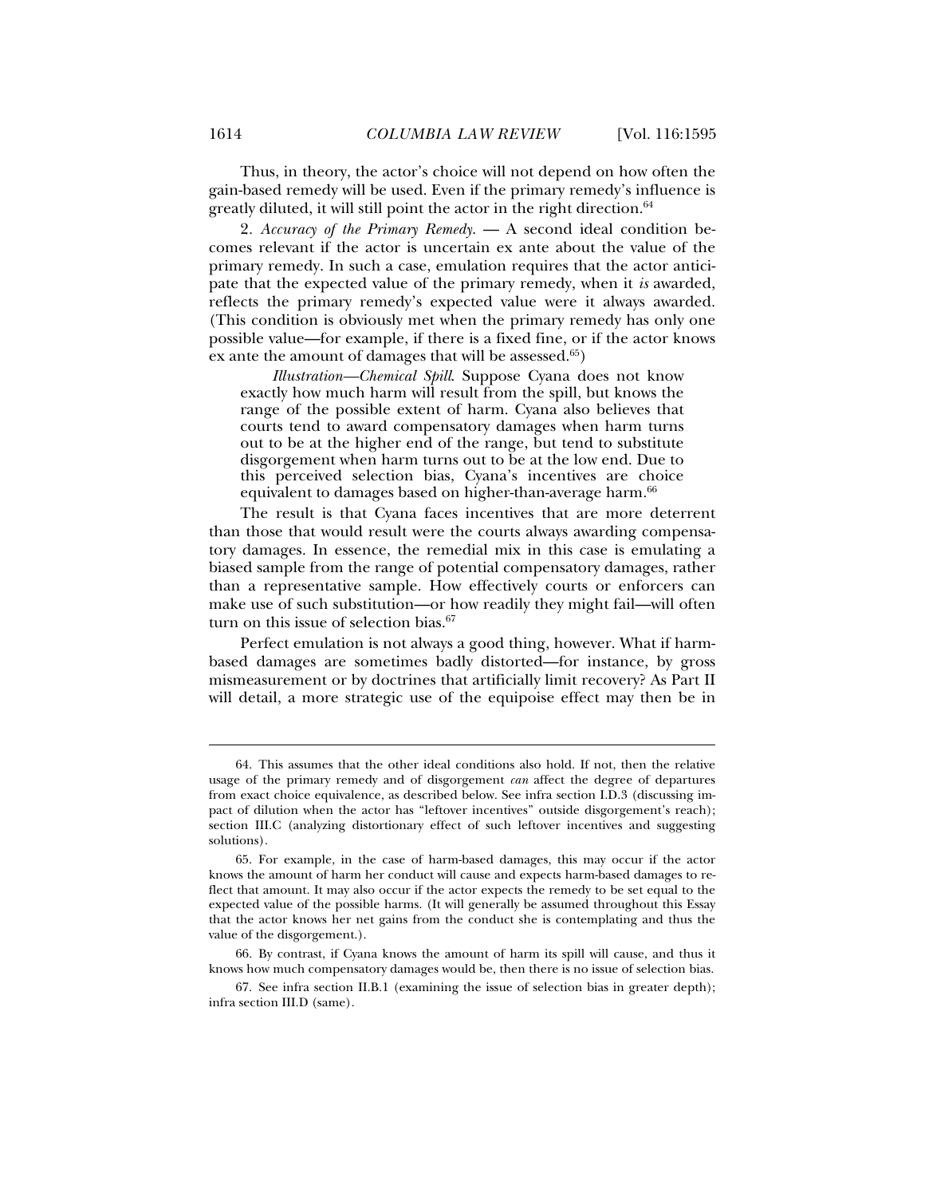Thus, in theory, the actor's choice will not depend on how often the gain-based remedy will be used. Even if the primary remedy's influence is greatly diluted, it will still point the actor in the right direction.[64]

2. *Accuracy of the Primary Remedy.* — A second ideal condition becomes relevant if the actor is uncertain ex ante about the value of the primary remedy. In such a case, emulation requires that the actor anticipate that the expected value of the primary remedy, when it *is* awarded, reflects the primary remedy's expected value were it always awarded. (This condition is obviously met when the primary remedy has only one possible value—for example, if there is a fixed fine, or if the actor knows ex ante the amount of damages that will be assessed.[65])

> *Illustration—Chemical Spill*. Suppose Cyana does not know exactly how much harm will result from the spill, but knows the range of the possible extent of harm. Cyana also believes that courts tend to award compensatory damages when harm turns out to be at the higher end of the range, but tend to substitute disgorgement when harm turns out to be at the low end. Due to this perceived selection bias, Cyana's incentives are choice equivalent to damages based on higher-than-average harm.[66]

The result is that Cyana faces incentives that are more deterrent than those that would result were the courts always awarding compensatory damages. In essence, the remedial mix in this case is emulating a biased sample from the range of potential compensatory damages, rather than a representative sample. How effectively courts or enforcers can make use of such substitution—or how readily they might fail—will often turn on this issue of selection bias.[67]

Perfect emulation is not always a good thing, however. What if harm-based damages are sometimes badly distorted—for instance, by gross mismeasurement or by doctrines that artificially limit recovery? As Part II will detail, a more strategic use of the equipoise effect may then be in

---

64. This assumes that the other ideal conditions also hold. If not, then the relative usage of the primary remedy and of disgorgement *can* affect the degree of departures from exact choice equivalence, as described below. See infra section I.D.3 (discussing impact of dilution when the actor has "leftover incentives" outside disgorgement's reach); section III.C (analyzing distortionary effect of such leftover incentives and suggesting solutions).

65. For example, in the case of harm-based damages, this may occur if the actor knows the amount of harm her conduct will cause and expects harm-based damages to reflect that amount. It may also occur if the actor expects the remedy to be set equal to the expected value of the possible harms. (It will generally be assumed throughout this Essay that the actor knows her net gains from the conduct she is contemplating and thus the value of the disgorgement.).

66. By contrast, if Cyana knows the amount of harm its spill will cause, and thus it knows how much compensatory damages would be, then there is no issue of selection bias.

67. See infra section II.B.1 (examining the issue of selection bias in greater depth); infra section III.D (same).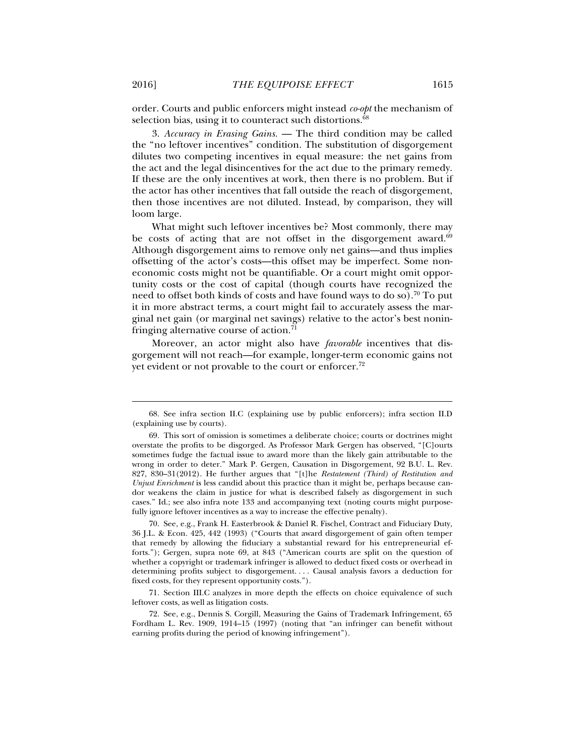order. Courts and public enforcers might instead *co-opt* the mechanism of selection bias, using it to counteract such distortions.[68]

3. *Accuracy in Erasing Gains.* — The third condition may be called the "no leftover incentives" condition. The substitution of disgorgement dilutes two competing incentives in equal measure: the net gains from the act and the legal disincentives for the act due to the primary remedy. If these are the only incentives at work, then there is no problem. But if the actor has other incentives that fall outside the reach of disgorgement, then those incentives are not diluted. Instead, by comparison, they will loom large.

What might such leftover incentives be? Most commonly, there may be costs of acting that are not offset in the disgorgement award.[69] Although disgorgement aims to remove only net gains—and thus implies offsetting of the actor's costs—this offset may be imperfect. Some noneconomic costs might not be quantifiable. Or a court might omit opportunity costs or the cost of capital (though courts have recognized the need to offset both kinds of costs and have found ways to do so).[70] To put it in more abstract terms, a court might fail to accurately assess the marginal net gain (or marginal net savings) relative to the actor's best noninfringing alternative course of action.[71]

Moreover, an actor might also have *favorable* incentives that disgorgement will not reach—for example, longer-term economic gains not yet evident or not provable to the court or enforcer.[72]

---

68. See infra section II.C (explaining use by public enforcers); infra section II.D (explaining use by courts).

69. This sort of omission is sometimes a deliberate choice; courts or doctrines might overstate the profits to be disgorged. As Professor Mark Gergen has observed, "[C]ourts sometimes fudge the factual issue to award more than the likely gain attributable to the wrong in order to deter." Mark P. Gergen, Causation in Disgorgement, 92 B.U. L. Rev. 827, 830–31(2012). He further argues that "[t]he *Restatement (Third) of Restitution and Unjust Enrichment* is less candid about this practice than it might be, perhaps because candor weakens the claim in justice for what is described falsely as disgorgement in such cases." Id.; see also infra note 133 and accompanying text (noting courts might purposefully ignore leftover incentives as a way to increase the effective penalty).

70. See, e.g., Frank H. Easterbrook & Daniel R. Fischel, Contract and Fiduciary Duty, 36 J.L. & Econ. 425, 442 (1993) ("Courts that award disgorgement of gain often temper that remedy by allowing the fiduciary a substantial reward for his entrepreneurial efforts."); Gergen, supra note 69, at 843 ("American courts are split on the question of whether a copyright or trademark infringer is allowed to deduct fixed costs or overhead in determining profits subject to disgorgement. . . . Causal analysis favors a deduction for fixed costs, for they represent opportunity costs.").

71. Section III.C analyzes in more depth the effects on choice equivalence of such leftover costs, as well as litigation costs.

72. See, e.g., Dennis S. Corgill, Measuring the Gains of Trademark Infringement, 65 Fordham L. Rev. 1909, 1914–15 (1997) (noting that "an infringer can benefit without earning profits during the period of knowing infringement").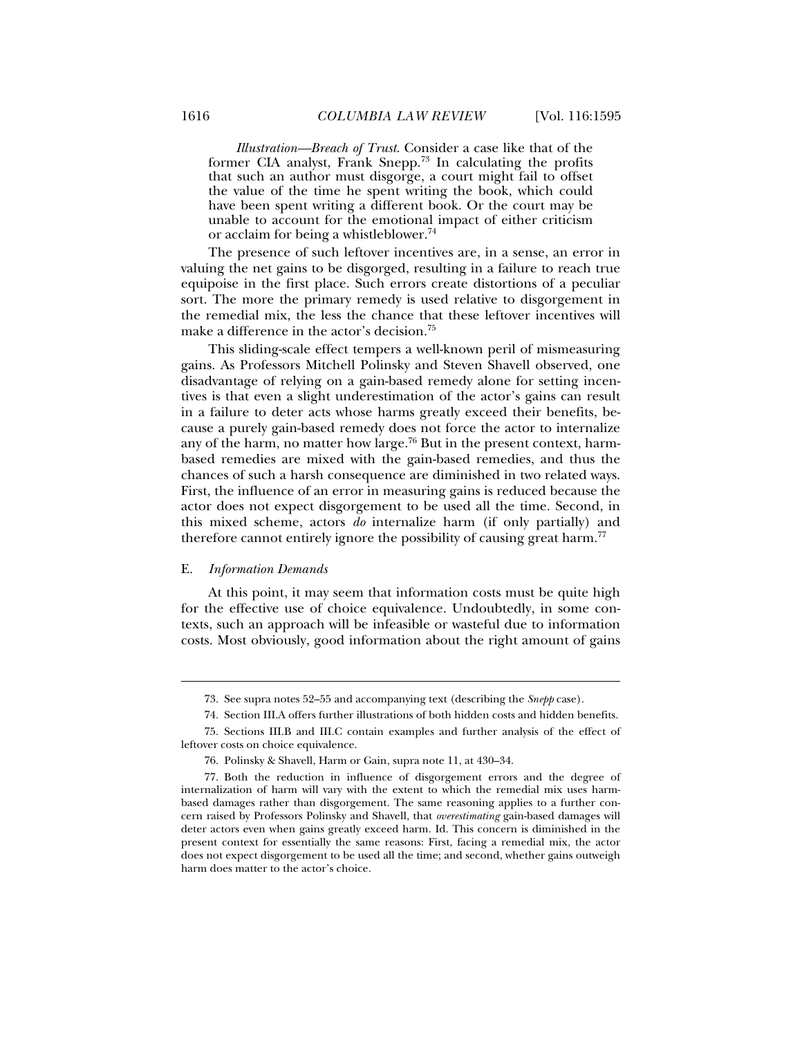*Illustration—Breach of Trust*. Consider a case like that of the former CIA analyst, Frank Snepp.[73] In calculating the profits that such an author must disgorge, a court might fail to offset the value of the time he spent writing the book, which could have been spent writing a different book. Or the court may be unable to account for the emotional impact of either criticism or acclaim for being a whistleblower.[74]

The presence of such leftover incentives are, in a sense, an error in valuing the net gains to be disgorged, resulting in a failure to reach true equipoise in the first place. Such errors create distortions of a peculiar sort. The more the primary remedy is used relative to disgorgement in the remedial mix, the less the chance that these leftover incentives will make a difference in the actor's decision.[75]

This sliding-scale effect tempers a well-known peril of mismeasuring gains. As Professors Mitchell Polinsky and Steven Shavell observed, one disadvantage of relying on a gain-based remedy alone for setting incentives is that even a slight underestimation of the actor's gains can result in a failure to deter acts whose harms greatly exceed their benefits, because a purely gain-based remedy does not force the actor to internalize any of the harm, no matter how large.[76] But in the present context, harm-based remedies are mixed with the gain-based remedies, and thus the chances of such a harsh consequence are diminished in two related ways. First, the influence of an error in measuring gains is reduced because the actor does not expect disgorgement to be used all the time. Second, in this mixed scheme, actors *do* internalize harm (if only partially) and therefore cannot entirely ignore the possibility of causing great harm.[77]

### E. *Information Demands*

At this point, it may seem that information costs must be quite high for the effective use of choice equivalence. Undoubtedly, in some contexts, such an approach will be infeasible or wasteful due to information costs. Most obviously, good information about the right amount of gains

---

73. See supra notes 52–55 and accompanying text (describing the *Snepp* case).

74. Section III.A offers further illustrations of both hidden costs and hidden benefits.

75. Sections III.B and III.C contain examples and further analysis of the effect of leftover costs on choice equivalence.

76. Polinsky & Shavell, Harm or Gain, supra note 11, at 430–34.

77. Both the reduction in influence of disgorgement errors and the degree of internalization of harm will vary with the extent to which the remedial mix uses harm-based damages rather than disgorgement. The same reasoning applies to a further concern raised by Professors Polinsky and Shavell, that *overestimating* gain-based damages will deter actors even when gains greatly exceed harm. Id. This concern is diminished in the present context for essentially the same reasons: First, facing a remedial mix, the actor does not expect disgorgement to be used all the time; and second, whether gains outweigh harm does matter to the actor's choice.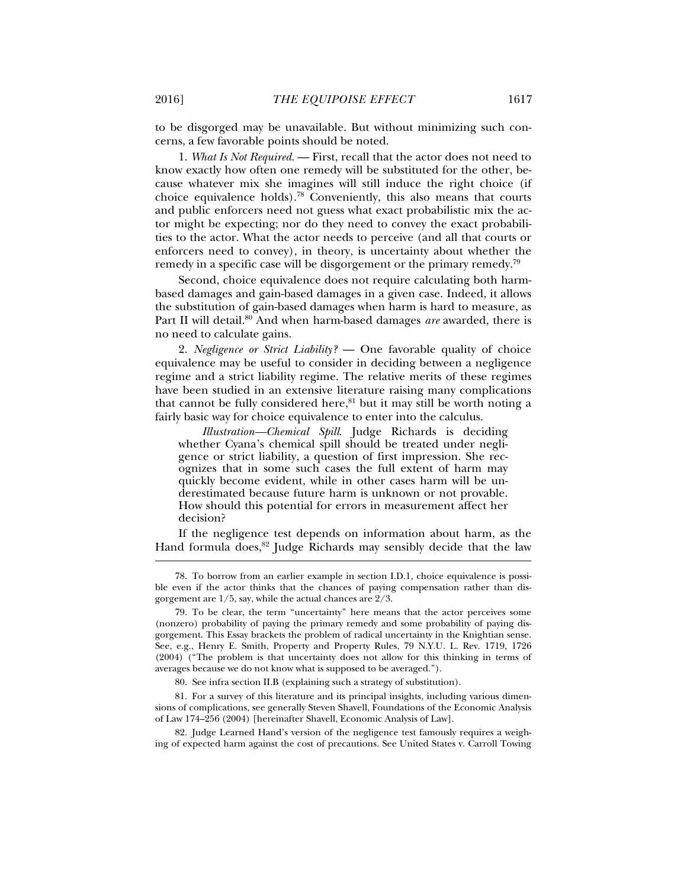to be disgorged may be unavailable. But without minimizing such concerns, a few favorable points should be noted.

1. *What Is Not Required.* — First, recall that the actor does not need to know exactly how often one remedy will be substituted for the other, because whatever mix she imagines will still induce the right choice (if choice equivalence holds).[78] Conveniently, this also means that courts and public enforcers need not guess what exact probabilistic mix the actor might be expecting; nor do they need to convey the exact probabilities to the actor. What the actor needs to perceive (and all that courts or enforcers need to convey), in theory, is uncertainty about whether the remedy in a specific case will be disgorgement or the primary remedy.[79]

Second, choice equivalence does not require calculating both harm-based damages and gain-based damages in a given case. Indeed, it allows the substitution of gain-based damages when harm is hard to measure, as Part II will detail.[80] And when harm-based damages *are* awarded, there is no need to calculate gains.

2. *Negligence or Strict Liability?* — One favorable quality of choice equivalence may be useful to consider in deciding between a negligence regime and a strict liability regime. The relative merits of these regimes have been studied in an extensive literature raising many complications that cannot be fully considered here,[81] but it may still be worth noting a fairly basic way for choice equivalence to enter into the calculus.

> *Illustration—Chemical Spill.* Judge Richards is deciding whether Cyana's chemical spill should be treated under negligence or strict liability, a question of first impression. She recognizes that in some such cases the full extent of harm may quickly become evident, while in other cases harm will be underestimated because future harm is unknown or not provable. How should this potential for errors in measurement affect her decision?

If the negligence test depends on information about harm, as the Hand formula does,[82] Judge Richards may sensibly decide that the law

---

78. To borrow from an earlier example in section I.D.1, choice equivalence is possible even if the actor thinks that the chances of paying compensation rather than disgorgement are 1/5, say, while the actual chances are 2/3.

79. To be clear, the term "uncertainty" here means that the actor perceives some (nonzero) probability of paying the primary remedy and some probability of paying disgorgement. This Essay brackets the problem of radical uncertainty in the Knightian sense. See, e.g., Henry E. Smith, Property and Property Rules, 79 N.Y.U. L. Rev. 1719, 1726 (2004) ("The problem is that uncertainty does not allow for this thinking in terms of averages because we do not know what is supposed to be averaged.").

80. See infra section II.B (explaining such a strategy of substitution).

81. For a survey of this literature and its principal insights, including various dimensions of complications, see generally Steven Shavell, Foundations of the Economic Analysis of Law 174–256 (2004) [hereinafter Shavell, Economic Analysis of Law].

82. Judge Learned Hand's version of the negligence test famously requires a weighing of expected harm against the cost of precautions. See United States v. Carroll Towing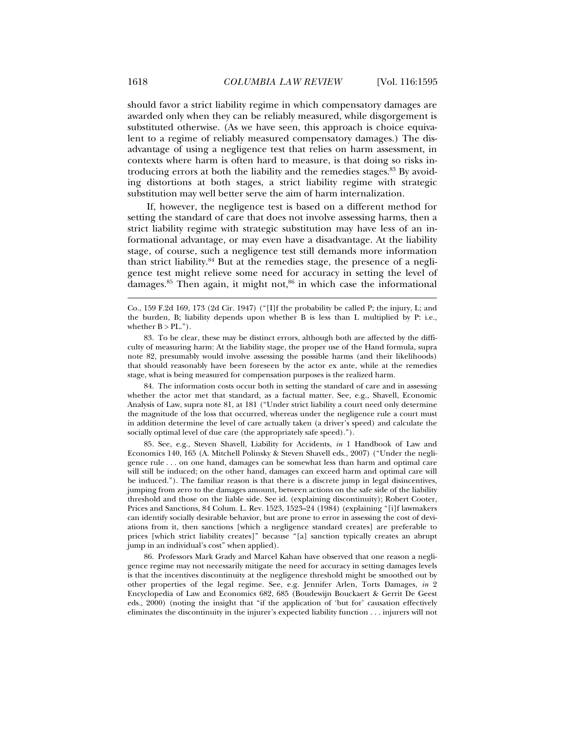should favor a strict liability regime in which compensatory damages are awarded only when they can be reliably measured, while disgorgement is substituted otherwise. (As we have seen, this approach is choice equivalent to a regime of reliably measured compensatory damages.) The disadvantage of using a negligence test that relies on harm assessment, in contexts where harm is often hard to measure, is that doing so risks introducing errors at both the liability and the remedies stages.[83] By avoiding distortions at both stages, a strict liability regime with strategic substitution may well better serve the aim of harm internalization.

If, however, the negligence test is based on a different method for setting the standard of care that does not involve assessing harms, then a strict liability regime with strategic substitution may have less of an informational advantage, or may even have a disadvantage. At the liability stage, of course, such a negligence test still demands more information than strict liability.[84] But at the remedies stage, the presence of a negligence test might relieve some need for accuracy in setting the level of damages.[85] Then again, it might not,[86] in which case the informational

---

Co., 159 F.2d 169, 173 (2d Cir. 1947) ("[I]f the probability be called P; the injury, L; and the burden, B; liability depends upon whether B is less than L multiplied by P: i.e., whether B > PL.").

83. To be clear, these may be distinct errors, although both are affected by the difficulty of measuring harm: At the liability stage, the proper use of the Hand formula, supra note 82, presumably would involve assessing the possible harms (and their likelihoods) that should reasonably have been foreseen by the actor ex ante, while at the remedies stage, what is being measured for compensation purposes is the realized harm.

84. The information costs occur both in setting the standard of care and in assessing whether the actor met that standard, as a factual matter. See, e.g., Shavell, Economic Analysis of Law, supra note 81, at 181 ("Under strict liability a court need only determine the magnitude of the loss that occurred, whereas under the negligence rule a court must in addition determine the level of care actually taken (a driver's speed) and calculate the socially optimal level of due care (the appropriately safe speed).").

85. See, e.g., Steven Shavell, Liability for Accidents, *in* 1 Handbook of Law and Economics 140, 165 (A. Mitchell Polinsky & Steven Shavell eds., 2007) ("Under the negligence rule . . . on one hand, damages can be somewhat less than harm and optimal care will still be induced; on the other hand, damages can exceed harm and optimal care will be induced."). The familiar reason is that there is a discrete jump in legal disincentives, jumping from zero to the damages amount, between actions on the safe side of the liability threshold and those on the liable side. See id. (explaining discontinuity); Robert Cooter, Prices and Sanctions, 84 Colum. L. Rev. 1523, 1523–24 (1984) (explaining "[i]f lawmakers can identify socially desirable behavior, but are prone to error in assessing the cost of deviations from it, then sanctions [which a negligence standard creates] are preferable to prices [which strict liability creates]" because "[a] sanction typically creates an abrupt jump in an individual's cost" when applied).

86. Professors Mark Grady and Marcel Kahan have observed that one reason a negligence regime may not necessarily mitigate the need for accuracy in setting damages levels is that the incentives discontinuity at the negligence threshold might be smoothed out by other properties of the legal regime. See, e.g. Jennifer Arlen, Torts Damages, *in* 2 Encyclopedia of Law and Economics 682, 685 (Boudewijn Bouckaert & Gerrit De Geest eds., 2000) (noting the insight that "if the application of 'but for' causation effectively eliminates the discontinuity in the injurer's expected liability function . . . injurers will not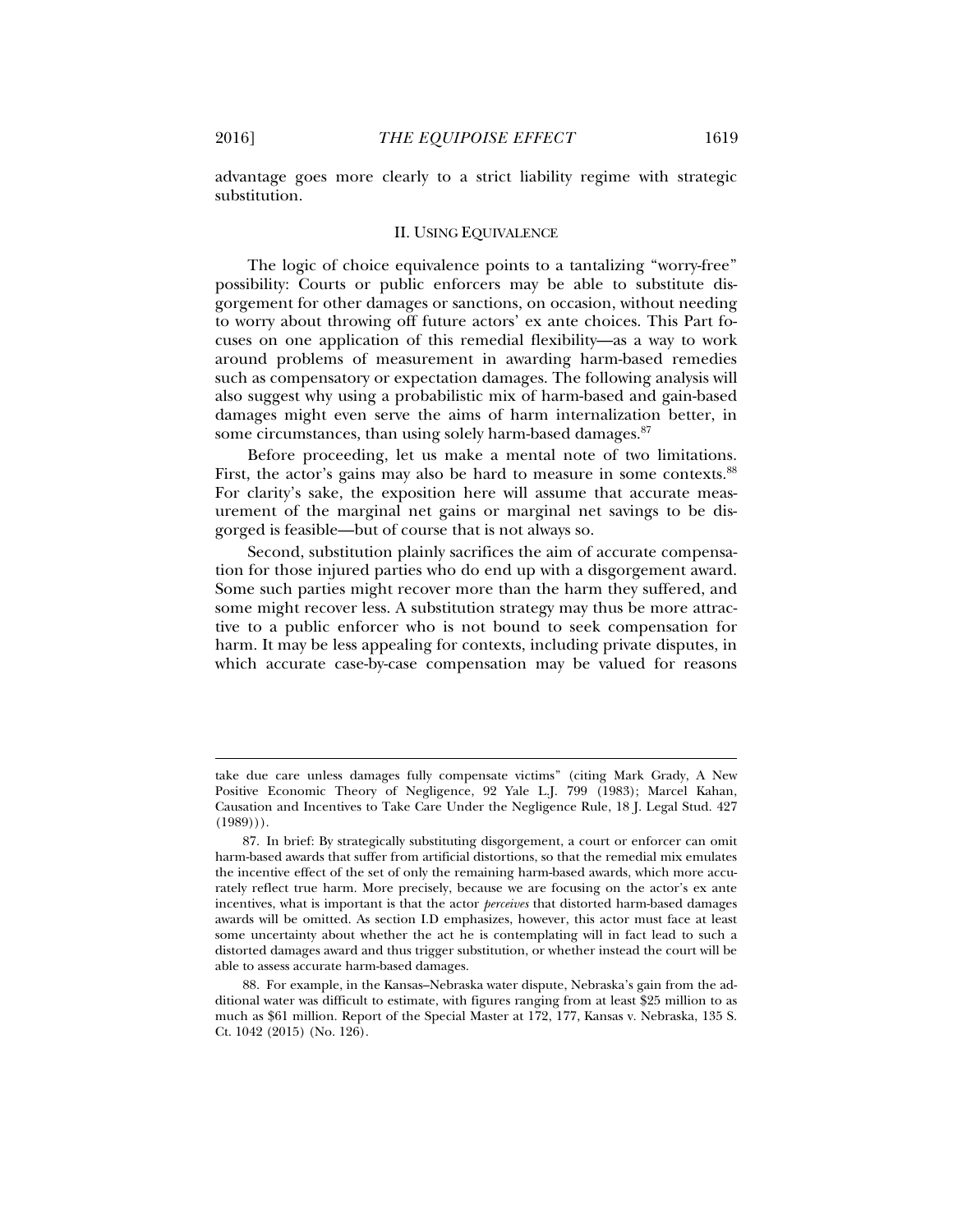advantage goes more clearly to a strict liability regime with strategic substitution.

## II. USING EQUIVALENCE

The logic of choice equivalence points to a tantalizing "worry-free" possibility: Courts or public enforcers may be able to substitute disgorgement for other damages or sanctions, on occasion, without needing to worry about throwing off future actors' ex ante choices. This Part focuses on one application of this remedial flexibility—as a way to work around problems of measurement in awarding harm-based remedies such as compensatory or expectation damages. The following analysis will also suggest why using a probabilistic mix of harm-based and gain-based damages might even serve the aims of harm internalization better, in some circumstances, than using solely harm-based damages.[87]

Before proceeding, let us make a mental note of two limitations. First, the actor's gains may also be hard to measure in some contexts.[88] For clarity's sake, the exposition here will assume that accurate measurement of the marginal net gains or marginal net savings to be disgorged is feasible—but of course that is not always so.

Second, substitution plainly sacrifices the aim of accurate compensation for those injured parties who do end up with a disgorgement award. Some such parties might recover more than the harm they suffered, and some might recover less. A substitution strategy may thus be more attractive to a public enforcer who is not bound to seek compensation for harm. It may be less appealing for contexts, including private disputes, in which accurate case-by-case compensation may be valued for reasons

---

take due care unless damages fully compensate victims" (citing Mark Grady, A New Positive Economic Theory of Negligence, 92 Yale L.J. 799 (1983); Marcel Kahan, Causation and Incentives to Take Care Under the Negligence Rule, 18 J. Legal Stud. 427 (1989))).

87. In brief: By strategically substituting disgorgement, a court or enforcer can omit harm-based awards that suffer from artificial distortions, so that the remedial mix emulates the incentive effect of the set of only the remaining harm-based awards, which more accurately reflect true harm. More precisely, because we are focusing on the actor's ex ante incentives, what is important is that the actor *perceives* that distorted harm-based damages awards will be omitted. As section I.D emphasizes, however, this actor must face at least some uncertainty about whether the act he is contemplating will in fact lead to such a distorted damages award and thus trigger substitution, or whether instead the court will be able to assess accurate harm-based damages.

88. For example, in the Kansas–Nebraska water dispute, Nebraska's gain from the additional water was difficult to estimate, with figures ranging from at least $25 million to as much as $61 million. Report of the Special Master at 172, 177, Kansas v. Nebraska, 135 S. Ct. 1042 (2015) (No. 126).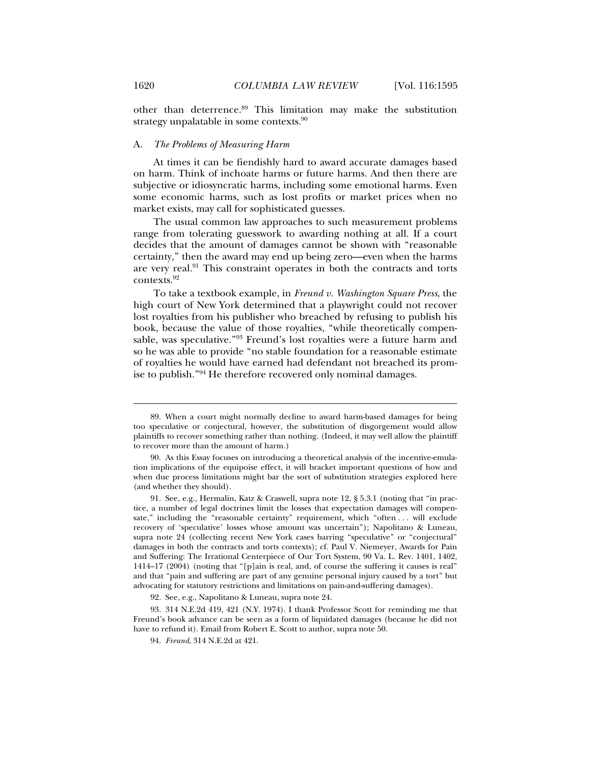other than deterrence.[89] This limitation may make the substitution strategy unpalatable in some contexts.[90]

### A. *The Problems of Measuring Harm*

At times it can be fiendishly hard to award accurate damages based on harm. Think of inchoate harms or future harms. And then there are subjective or idiosyncratic harms, including some emotional harms. Even some economic harms, such as lost profits or market prices when no market exists, may call for sophisticated guesses.

The usual common law approaches to such measurement problems range from tolerating guesswork to awarding nothing at all. If a court decides that the amount of damages cannot be shown with "reasonable certainty," then the award may end up being zero—even when the harms are very real.[91] This constraint operates in both the contracts and torts contexts.[92]

To take a textbook example, in *Freund v. Washington Square Press*, the high court of New York determined that a playwright could not recover lost royalties from his publisher who breached by refusing to publish his book, because the value of those royalties, "while theoretically compensable, was speculative."[93] Freund's lost royalties were a future harm and so he was able to provide "no stable foundation for a reasonable estimate of royalties he would have earned had defendant not breached its promise to publish."[94] He therefore recovered only nominal damages.

---

89. When a court might normally decline to award harm-based damages for being too speculative or conjectural, however, the substitution of disgorgement would allow plaintiffs to recover something rather than nothing. (Indeed, it may well allow the plaintiff to recover more than the amount of harm.)

90. As this Essay focuses on introducing a theoretical analysis of the incentive-emulation implications of the equipoise effect, it will bracket important questions of how and when due process limitations might bar the sort of substitution strategies explored here (and whether they should).

91. See, e.g., Hermalin, Katz & Craswell, supra note 12, § 5.3.1 (noting that "in practice, a number of legal doctrines limit the losses that expectation damages will compensate," including the "reasonable certainty" requirement, which "often . . . will exclude recovery of 'speculative' losses whose amount was uncertain"); Napolitano & Luneau, supra note 24 (collecting recent New York cases barring "speculative" or "conjectural" damages in both the contracts and torts contexts); cf. Paul V. Niemeyer, Awards for Pain and Suffering: The Irrational Centerpiece of Our Tort System, 90 Va. L. Rev. 1401, 1402, 1414–17 (2004) (noting that "[p]ain is real, and, of course the suffering it causes is real" and that "pain and suffering are part of any genuine personal injury caused by a tort" but advocating for statutory restrictions and limitations on pain-and-suffering damages).

92. See, e.g., Napolitano & Luneau, supra note 24.

93. 314 N.E.2d 419, 421 (N.Y. 1974). I thank Professor Scott for reminding me that Freund's book advance can be seen as a form of liquidated damages (because he did not have to refund it). Email from Robert E. Scott to author, supra note 50.

94. *Freund*, 314 N.E.2d at 421.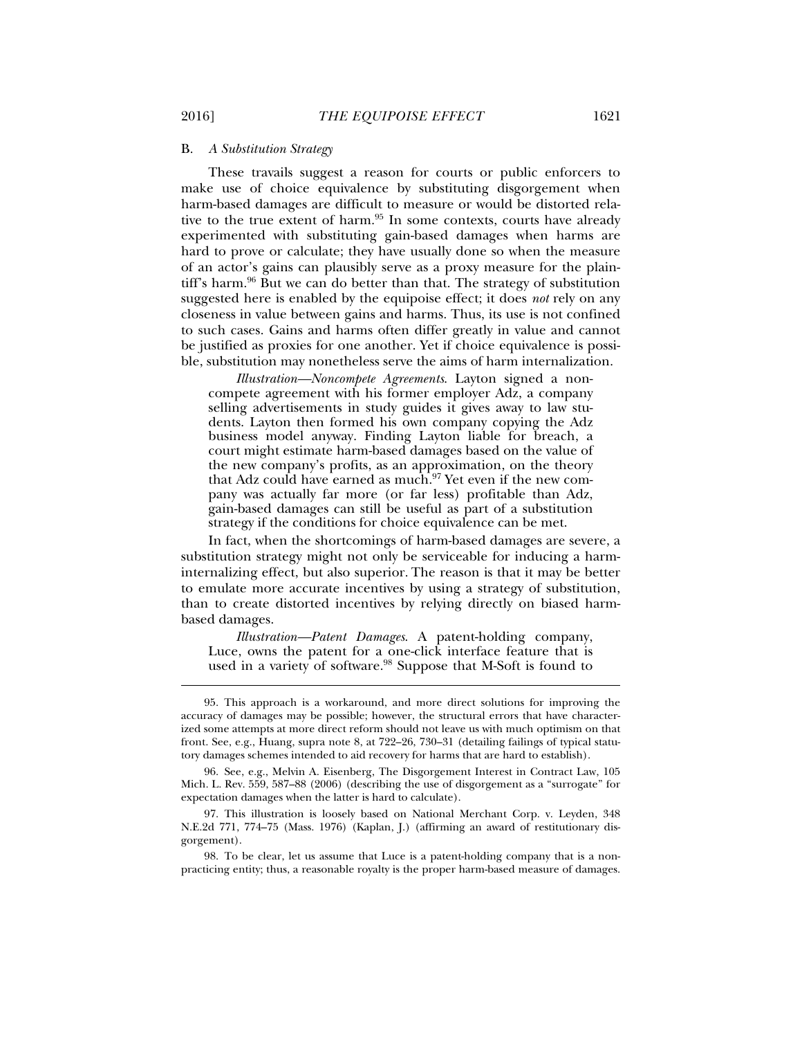### B. *A Substitution Strategy*

These travails suggest a reason for courts or public enforcers to make use of choice equivalence by substituting disgorgement when harm-based damages are difficult to measure or would be distorted relative to the true extent of harm.[95] In some contexts, courts have already experimented with substituting gain-based damages when harms are hard to prove or calculate; they have usually done so when the measure of an actor's gains can plausibly serve as a proxy measure for the plaintiff's harm.[96] But we can do better than that. The strategy of substitution suggested here is enabled by the equipoise effect; it does *not* rely on any closeness in value between gains and harms. Thus, its use is not confined to such cases. Gains and harms often differ greatly in value and cannot be justified as proxies for one another. Yet if choice equivalence is possible, substitution may nonetheless serve the aims of harm internalization.

> *Illustration—Noncompete Agreements*. Layton signed a noncompete agreement with his former employer Adz, a company selling advertisements in study guides it gives away to law students. Layton then formed his own company copying the Adz business model anyway. Finding Layton liable for breach, a court might estimate harm-based damages based on the value of the new company's profits, as an approximation, on the theory that Adz could have earned as much.[97] Yet even if the new company was actually far more (or far less) profitable than Adz, gain-based damages can still be useful as part of a substitution strategy if the conditions for choice equivalence can be met.

In fact, when the shortcomings of harm-based damages are severe, a substitution strategy might not only be serviceable for inducing a harm-internalizing effect, but also superior. The reason is that it may be better to emulate more accurate incentives by using a strategy of substitution, than to create distorted incentives by relying directly on biased harm-based damages.

> *Illustration—Patent Damages*. A patent-holding company, Luce, owns the patent for a one-click interface feature that is used in a variety of software.[98] Suppose that M-Soft is found to

---

95. This approach is a workaround, and more direct solutions for improving the accuracy of damages may be possible; however, the structural errors that have characterized some attempts at more direct reform should not leave us with much optimism on that front. See, e.g., Huang, supra note 8, at 722–26, 730–31 (detailing failings of typical statutory damages schemes intended to aid recovery for harms that are hard to establish).

96. See, e.g., Melvin A. Eisenberg, The Disgorgement Interest in Contract Law, 105 Mich. L. Rev. 559, 587–88 (2006) (describing the use of disgorgement as a "surrogate" for expectation damages when the latter is hard to calculate).

97. This illustration is loosely based on National Merchant Corp. v. Leyden, 348 N.E.2d 771, 774–75 (Mass. 1976) (Kaplan, J.) (affirming an award of restitutionary disgorgement).

98. To be clear, let us assume that Luce is a patent-holding company that is a non-practicing entity; thus, a reasonable royalty is the proper harm-based measure of damages.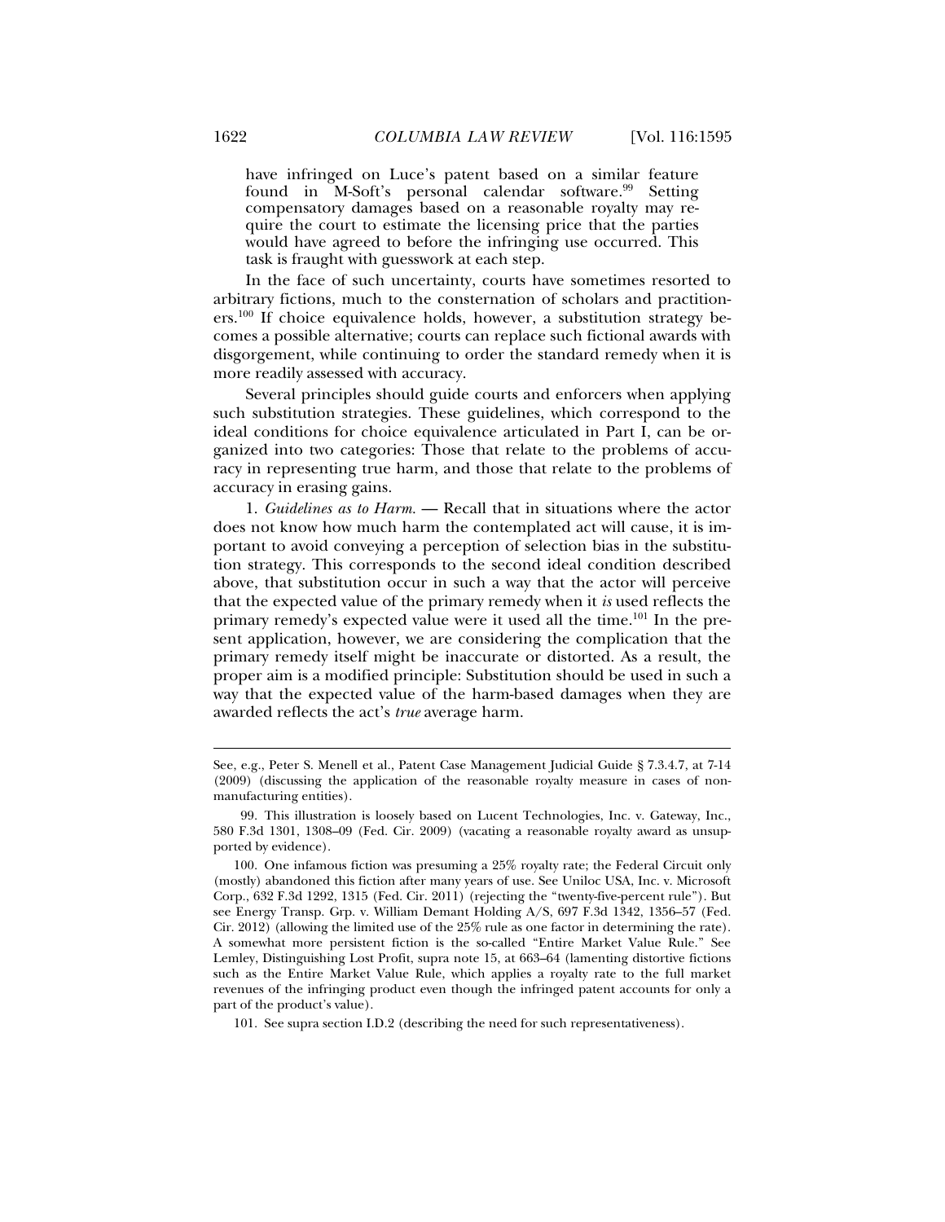have infringed on Luce's patent based on a similar feature found in M-Soft's personal calendar software.[99] Setting compensatory damages based on a reasonable royalty may require the court to estimate the licensing price that the parties would have agreed to before the infringing use occurred. This task is fraught with guesswork at each step.

In the face of such uncertainty, courts have sometimes resorted to arbitrary fictions, much to the consternation of scholars and practitioners.[100] If choice equivalence holds, however, a substitution strategy becomes a possible alternative; courts can replace such fictional awards with disgorgement, while continuing to order the standard remedy when it is more readily assessed with accuracy.

Several principles should guide courts and enforcers when applying such substitution strategies. These guidelines, which correspond to the ideal conditions for choice equivalence articulated in Part I, can be organized into two categories: Those that relate to the problems of accuracy in representing true harm, and those that relate to the problems of accuracy in erasing gains.

1. *Guidelines as to Harm.* — Recall that in situations where the actor does not know how much harm the contemplated act will cause, it is important to avoid conveying a perception of selection bias in the substitution strategy. This corresponds to the second ideal condition described above, that substitution occur in such a way that the actor will perceive that the expected value of the primary remedy when it *is* used reflects the primary remedy's expected value were it used all the time.[101] In the present application, however, we are considering the complication that the primary remedy itself might be inaccurate or distorted. As a result, the proper aim is a modified principle: Substitution should be used in such a way that the expected value of the harm-based damages when they are awarded reflects the act's *true* average harm.

---

See, e.g., Peter S. Menell et al., Patent Case Management Judicial Guide § 7.3.4.7, at 7-14 (2009) (discussing the application of the reasonable royalty measure in cases of non-manufacturing entities).

99. This illustration is loosely based on Lucent Technologies, Inc. v. Gateway, Inc., 580 F.3d 1301, 1308–09 (Fed. Cir. 2009) (vacating a reasonable royalty award as unsupported by evidence).

100. One infamous fiction was presuming a 25% royalty rate; the Federal Circuit only (mostly) abandoned this fiction after many years of use. See Uniloc USA, Inc. v. Microsoft Corp., 632 F.3d 1292, 1315 (Fed. Cir. 2011) (rejecting the "twenty-five-percent rule"). But see Energy Transp. Grp. v. William Demant Holding A/S, 697 F.3d 1342, 1356–57 (Fed. Cir. 2012) (allowing the limited use of the 25% rule as one factor in determining the rate). A somewhat more persistent fiction is the so-called "Entire Market Value Rule." See Lemley, Distinguishing Lost Profit, supra note 15, at 663–64 (lamenting distortive fictions such as the Entire Market Value Rule, which applies a royalty rate to the full market revenues of the infringing product even though the infringed patent accounts for only a part of the product's value).

101. See supra section I.D.2 (describing the need for such representativeness).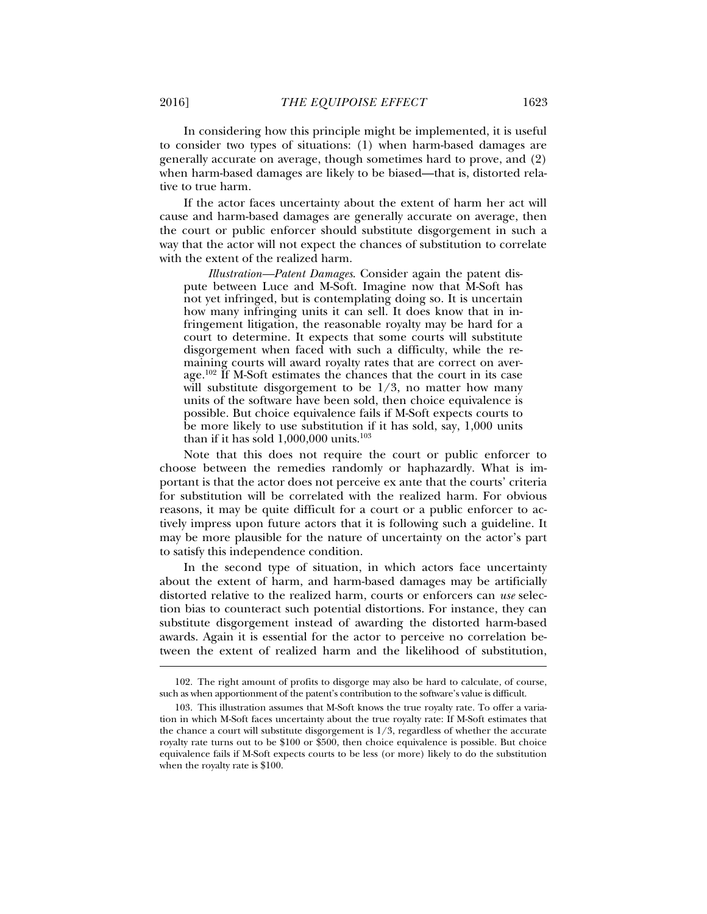In considering how this principle might be implemented, it is useful to consider two types of situations: (1) when harm-based damages are generally accurate on average, though sometimes hard to prove, and (2) when harm-based damages are likely to be biased—that is, distorted relative to true harm.

If the actor faces uncertainty about the extent of harm her act will cause and harm-based damages are generally accurate on average, then the court or public enforcer should substitute disgorgement in such a way that the actor will not expect the chances of substitution to correlate with the extent of the realized harm.

> *Illustration—Patent Damages*. Consider again the patent dispute between Luce and M-Soft. Imagine now that M-Soft has not yet infringed, but is contemplating doing so. It is uncertain how many infringing units it can sell. It does know that in infringement litigation, the reasonable royalty may be hard for a court to determine. It expects that some courts will substitute disgorgement when faced with such a difficulty, while the remaining courts will award royalty rates that are correct on average.[102] If M-Soft estimates the chances that the court in its case will substitute disgorgement to be 1/3, no matter how many units of the software have been sold, then choice equivalence is possible. But choice equivalence fails if M-Soft expects courts to be more likely to use substitution if it has sold, say, 1,000 units than if it has sold 1,000,000 units.[103]

Note that this does not require the court or public enforcer to choose between the remedies randomly or haphazardly. What is important is that the actor does not perceive ex ante that the courts' criteria for substitution will be correlated with the realized harm. For obvious reasons, it may be quite difficult for a court or a public enforcer to actively impress upon future actors that it is following such a guideline. It may be more plausible for the nature of uncertainty on the actor's part to satisfy this independence condition.

In the second type of situation, in which actors face uncertainty about the extent of harm, and harm-based damages may be artificially distorted relative to the realized harm, courts or enforcers can *use* selection bias to counteract such potential distortions. For instance, they can substitute disgorgement instead of awarding the distorted harm-based awards. Again it is essential for the actor to perceive no correlation between the extent of realized harm and the likelihood of substitution,

---

102. The right amount of profits to disgorge may also be hard to calculate, of course, such as when apportionment of the patent's contribution to the software's value is difficult.

103. This illustration assumes that M-Soft knows the true royalty rate. To offer a variation in which M-Soft faces uncertainty about the true royalty rate: If M-Soft estimates that the chance a court will substitute disgorgement is 1/3, regardless of whether the accurate royalty rate turns out to be $100 or $500, then choice equivalence is possible. But choice equivalence fails if M-Soft expects courts to be less (or more) likely to do the substitution when the royalty rate is $100.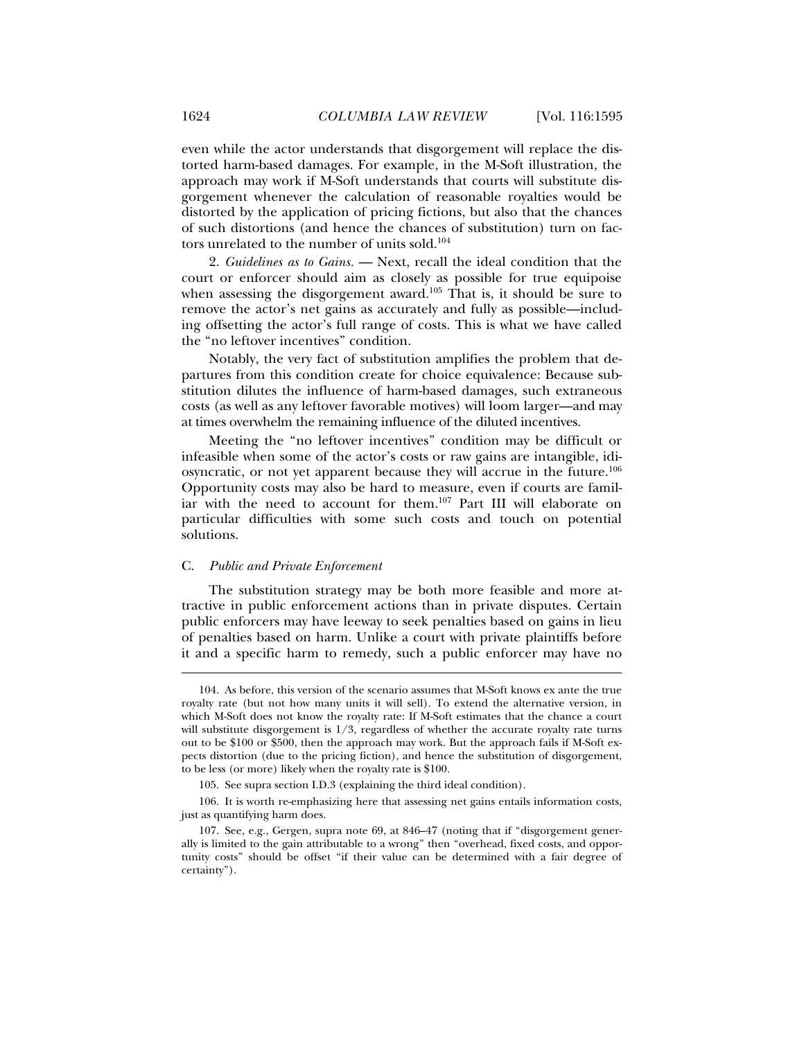even while the actor understands that disgorgement will replace the distorted harm-based damages. For example, in the M-Soft illustration, the approach may work if M-Soft understands that courts will substitute disgorgement whenever the calculation of reasonable royalties would be distorted by the application of pricing fictions, but also that the chances of such distortions (and hence the chances of substitution) turn on factors unrelated to the number of units sold.[104]

2. *Guidelines as to Gains.* — Next, recall the ideal condition that the court or enforcer should aim as closely as possible for true equipoise when assessing the disgorgement award.[105] That is, it should be sure to remove the actor's net gains as accurately and fully as possible—including offsetting the actor's full range of costs. This is what we have called the "no leftover incentives" condition.

Notably, the very fact of substitution amplifies the problem that departures from this condition create for choice equivalence: Because substitution dilutes the influence of harm-based damages, such extraneous costs (as well as any leftover favorable motives) will loom larger—and may at times overwhelm the remaining influence of the diluted incentives.

Meeting the "no leftover incentives" condition may be difficult or infeasible when some of the actor's costs or raw gains are intangible, idiosyncratic, or not yet apparent because they will accrue in the future.[106] Opportunity costs may also be hard to measure, even if courts are familiar with the need to account for them.[107] Part III will elaborate on particular difficulties with some such costs and touch on potential solutions.

## C. *Public and Private Enforcement*

The substitution strategy may be both more feasible and more attractive in public enforcement actions than in private disputes. Certain public enforcers may have leeway to seek penalties based on gains in lieu of penalties based on harm. Unlike a court with private plaintiffs before it and a specific harm to remedy, such a public enforcer may have no

---

104. As before, this version of the scenario assumes that M-Soft knows ex ante the true royalty rate (but not how many units it will sell). To extend the alternative version, in which M-Soft does not know the royalty rate: If M-Soft estimates that the chance a court will substitute disgorgement is 1/3, regardless of whether the accurate royalty rate turns out to be \$100 or \$500, then the approach may work. But the approach fails if M-Soft expects distortion (due to the pricing fiction), and hence the substitution of disgorgement, to be less (or more) likely when the royalty rate is \$100.

105. See supra section I.D.3 (explaining the third ideal condition).

106. It is worth re-emphasizing here that assessing net gains entails information costs, just as quantifying harm does.

107. See, e.g., Gergen, supra note 69, at 846–47 (noting that if "disgorgement generally is limited to the gain attributable to a wrong" then "overhead, fixed costs, and opportunity costs" should be offset "if their value can be determined with a fair degree of certainty").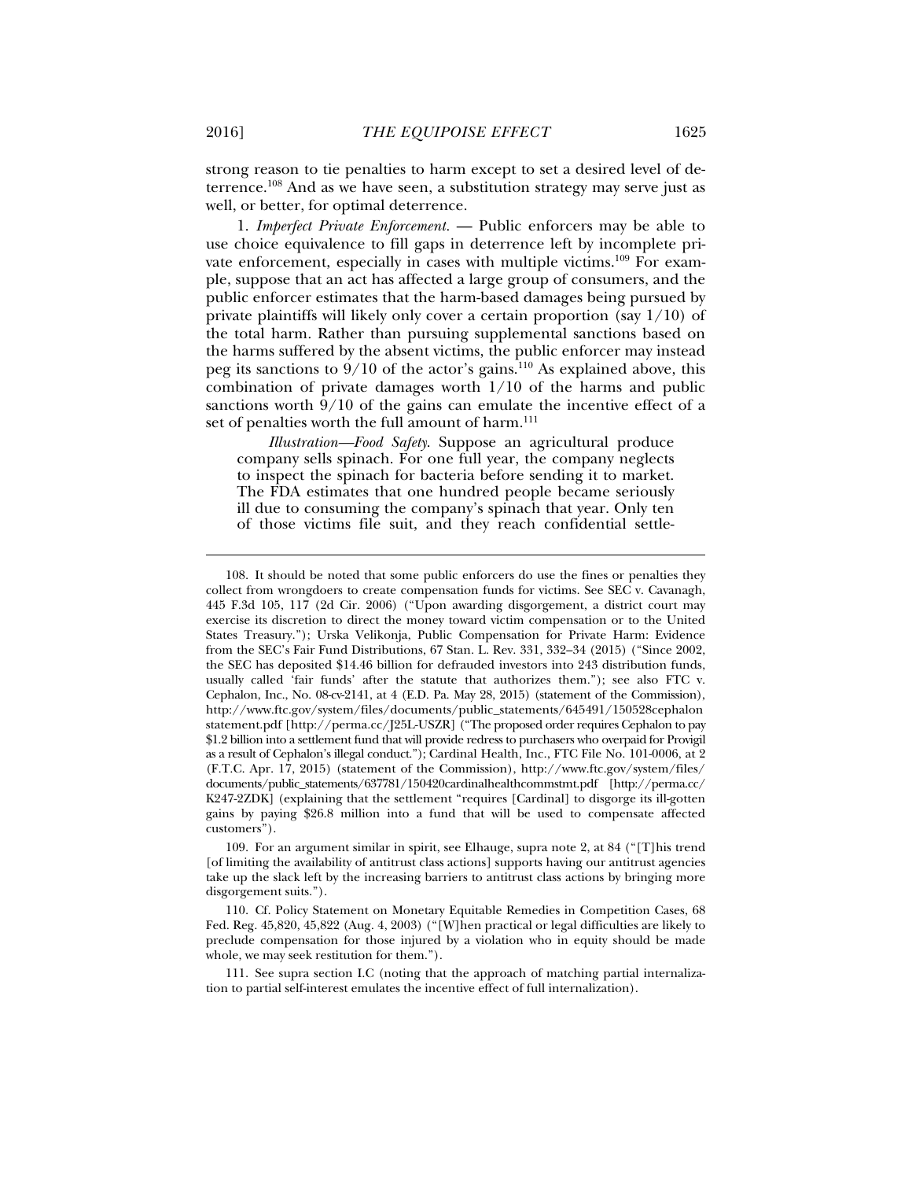strong reason to tie penalties to harm except to set a desired level of deterrence.[108] And as we have seen, a substitution strategy may serve just as well, or better, for optimal deterrence.

1. *Imperfect Private Enforcement.* — Public enforcers may be able to use choice equivalence to fill gaps in deterrence left by incomplete private enforcement, especially in cases with multiple victims.[109] For example, suppose that an act has affected a large group of consumers, and the public enforcer estimates that the harm-based damages being pursued by private plaintiffs will likely only cover a certain proportion (say 1/10) of the total harm. Rather than pursuing supplemental sanctions based on the harms suffered by the absent victims, the public enforcer may instead peg its sanctions to 9/10 of the actor's gains.[110] As explained above, this combination of private damages worth 1/10 of the harms and public sanctions worth 9/10 of the gains can emulate the incentive effect of a set of penalties worth the full amount of harm.[111]

> *Illustration—Food Safety.* Suppose an agricultural produce company sells spinach. For one full year, the company neglects to inspect the spinach for bacteria before sending it to market. The FDA estimates that one hundred people became seriously ill due to consuming the company's spinach that year. Only ten of those victims file suit, and they reach confidential settle-

---

108. It should be noted that some public enforcers do use the fines or penalties they collect from wrongdoers to create compensation funds for victims. See SEC v. Cavanagh, 445 F.3d 105, 117 (2d Cir. 2006) ("Upon awarding disgorgement, a district court may exercise its discretion to direct the money toward victim compensation or to the United States Treasury."); Urska Velikonja, Public Compensation for Private Harm: Evidence from the SEC's Fair Fund Distributions, 67 Stan. L. Rev. 331, 332–34 (2015) ("Since 2002, the SEC has deposited $14.46 billion for defrauded investors into 243 distribution funds, usually called 'fair funds' after the statute that authorizes them."); see also FTC v. Cephalon, Inc., No. 08-cv-2141, at 4 (E.D. Pa. May 28, 2015) (statement of the Commission), http://www.ftc.gov/system/files/documents/public_statements/645491/150528cephalon statement.pdf [http://perma.cc/J25L-USZR] ("The proposed order requires Cephalon to pay $1.2 billion into a settlement fund that will provide redress to purchasers who overpaid for Provigil as a result of Cephalon's illegal conduct."); Cardinal Health, Inc., FTC File No. 101-0006, at 2 (F.T.C. Apr. 17, 2015) (statement of the Commission), http://www.ftc.gov/system/files/documents/public_statements/637781/150420cardinalhealthcommstmt.pdf [http://perma.cc/K247-2ZDK] (explaining that the settlement "requires [Cardinal] to disgorge its ill-gotten gains by paying $26.8 million into a fund that will be used to compensate affected customers").

109. For an argument similar in spirit, see Elhauge, supra note 2, at 84 ("[T]his trend [of limiting the availability of antitrust class actions] supports having our antitrust agencies take up the slack left by the increasing barriers to antitrust class actions by bringing more disgorgement suits.").

110. Cf. Policy Statement on Monetary Equitable Remedies in Competition Cases, 68 Fed. Reg. 45,820, 45,822 (Aug. 4, 2003) ("[W]hen practical or legal difficulties are likely to preclude compensation for those injured by a violation who in equity should be made whole, we may seek restitution for them.").

111. See supra section I.C (noting that the approach of matching partial internalization to partial self-interest emulates the incentive effect of full internalization).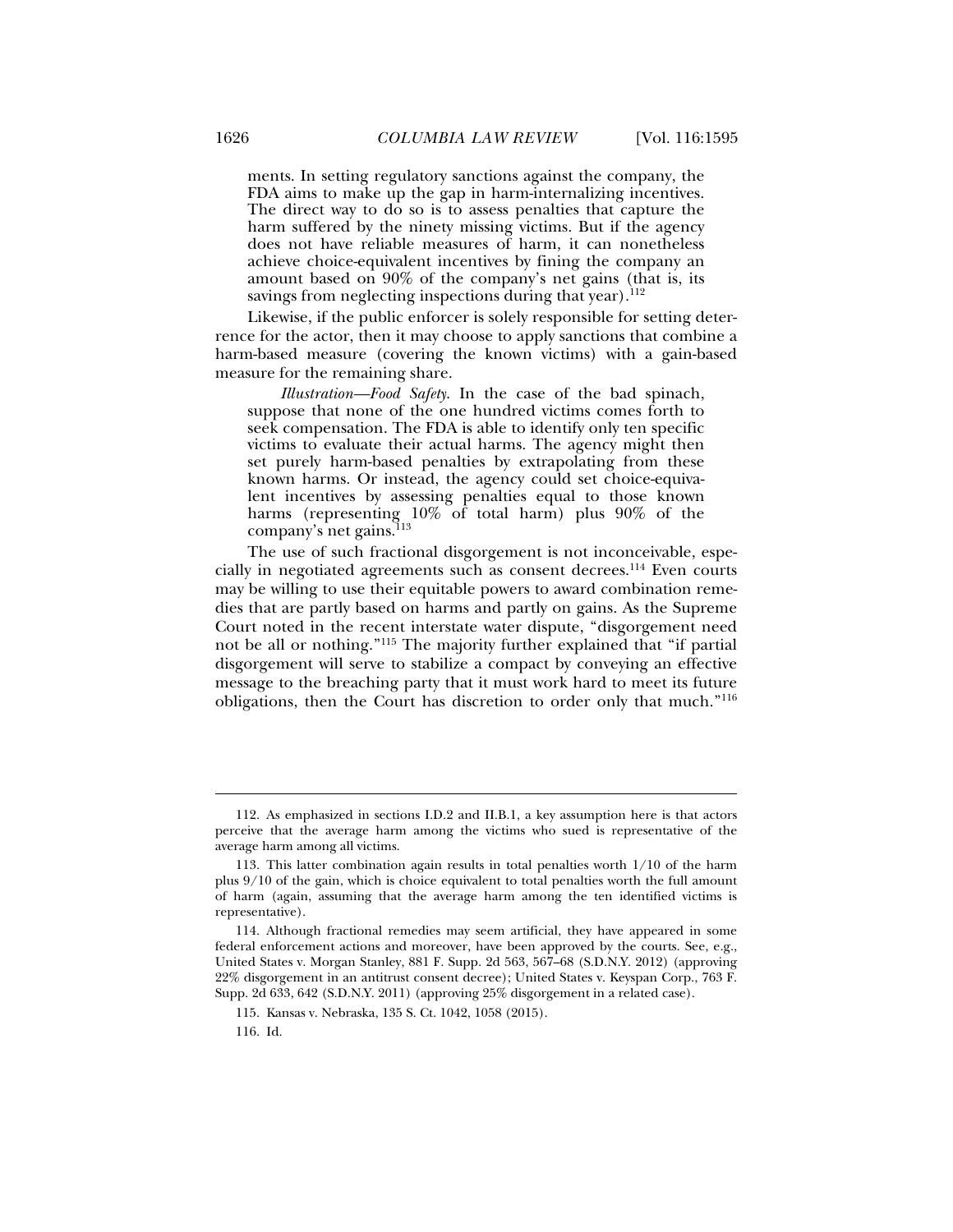ments. In setting regulatory sanctions against the company, the FDA aims to make up the gap in harm-internalizing incentives. The direct way to do so is to assess penalties that capture the harm suffered by the ninety missing victims. But if the agency does not have reliable measures of harm, it can nonetheless achieve choice-equivalent incentives by fining the company an amount based on 90% of the company's net gains (that is, its savings from neglecting inspections during that year).[112]

Likewise, if the public enforcer is solely responsible for setting deterrence for the actor, then it may choose to apply sanctions that combine a harm-based measure (covering the known victims) with a gain-based measure for the remaining share.

> *Illustration—Food Safety*. In the case of the bad spinach, suppose that none of the one hundred victims comes forth to seek compensation. The FDA is able to identify only ten specific victims to evaluate their actual harms. The agency might then set purely harm-based penalties by extrapolating from these known harms. Or instead, the agency could set choice-equivalent incentives by assessing penalties equal to those known harms (representing 10% of total harm) plus 90% of the company's net gains.[113]

The use of such fractional disgorgement is not inconceivable, especially in negotiated agreements such as consent decrees.[114] Even courts may be willing to use their equitable powers to award combination remedies that are partly based on harms and partly on gains. As the Supreme Court noted in the recent interstate water dispute, "disgorgement need not be all or nothing."[115] The majority further explained that "if partial disgorgement will serve to stabilize a compact by conveying an effective message to the breaching party that it must work hard to meet its future obligations, then the Court has discretion to order only that much."[116]

---

112. As emphasized in sections I.D.2 and II.B.1, a key assumption here is that actors perceive that the average harm among the victims who sued is representative of the average harm among all victims.

113. This latter combination again results in total penalties worth 1/10 of the harm plus 9/10 of the gain, which is choice equivalent to total penalties worth the full amount of harm (again, assuming that the average harm among the ten identified victims is representative).

114. Although fractional remedies may seem artificial, they have appeared in some federal enforcement actions and moreover, have been approved by the courts. See, e.g., United States v. Morgan Stanley, 881 F. Supp. 2d 563, 567–68 (S.D.N.Y. 2012) (approving 22% disgorgement in an antitrust consent decree); United States v. Keyspan Corp., 763 F. Supp. 2d 633, 642 (S.D.N.Y. 2011) (approving 25% disgorgement in a related case).

115. Kansas v. Nebraska, 135 S. Ct. 1042, 1058 (2015).

116. Id.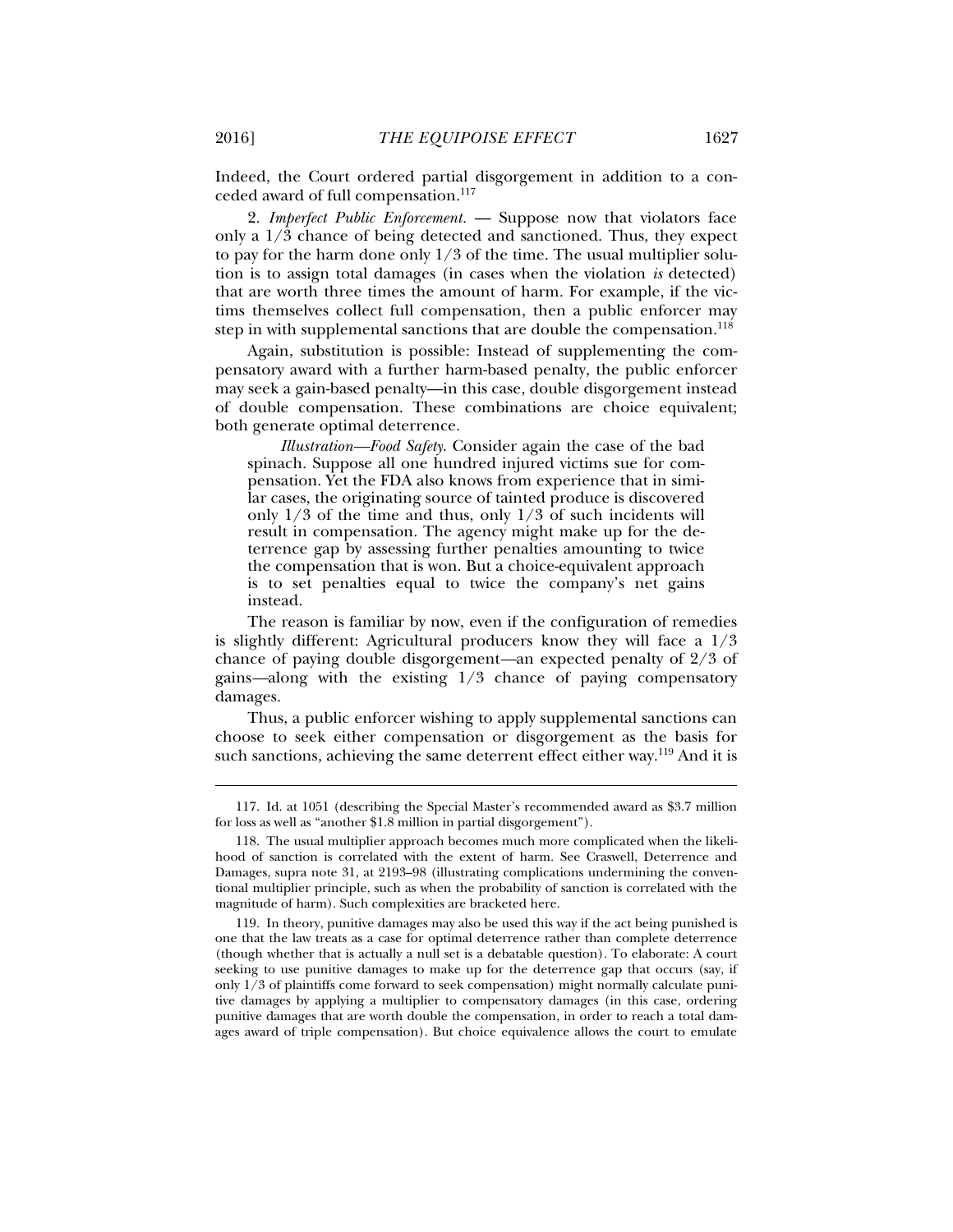Indeed, the Court ordered partial disgorgement in addition to a conceded award of full compensation.[117]

2. *Imperfect Public Enforcement.* — Suppose now that violators face only a 1/3 chance of being detected and sanctioned. Thus, they expect to pay for the harm done only 1/3 of the time. The usual multiplier solution is to assign total damages (in cases when the violation *is* detected) that are worth three times the amount of harm. For example, if the victims themselves collect full compensation, then a public enforcer may step in with supplemental sanctions that are double the compensation.[118]

Again, substitution is possible: Instead of supplementing the compensatory award with a further harm-based penalty, the public enforcer may seek a gain-based penalty—in this case, double disgorgement instead of double compensation. These combinations are choice equivalent; both generate optimal deterrence.

> *Illustration—Food Safety*. Consider again the case of the bad spinach. Suppose all one hundred injured victims sue for compensation. Yet the FDA also knows from experience that in similar cases, the originating source of tainted produce is discovered only 1/3 of the time and thus, only 1/3 of such incidents will result in compensation. The agency might make up for the deterrence gap by assessing further penalties amounting to twice the compensation that is won. But a choice-equivalent approach is to set penalties equal to twice the company's net gains instead.

The reason is familiar by now, even if the configuration of remedies is slightly different: Agricultural producers know they will face a 1/3 chance of paying double disgorgement—an expected penalty of 2/3 of gains—along with the existing 1/3 chance of paying compensatory damages.

Thus, a public enforcer wishing to apply supplemental sanctions can choose to seek either compensation or disgorgement as the basis for such sanctions, achieving the same deterrent effect either way.[119] And it is

---

117. Id. at 1051 (describing the Special Master's recommended award as $3.7 million for loss as well as "another $1.8 million in partial disgorgement").

118. The usual multiplier approach becomes much more complicated when the likelihood of sanction is correlated with the extent of harm. See Craswell, Deterrence and Damages, supra note 31, at 2193–98 (illustrating complications undermining the conventional multiplier principle, such as when the probability of sanction is correlated with the magnitude of harm). Such complexities are bracketed here.

119. In theory, punitive damages may also be used this way if the act being punished is one that the law treats as a case for optimal deterrence rather than complete deterrence (though whether that is actually a null set is a debatable question). To elaborate: A court seeking to use punitive damages to make up for the deterrence gap that occurs (say, if only 1/3 of plaintiffs come forward to seek compensation) might normally calculate punitive damages by applying a multiplier to compensatory damages (in this case, ordering punitive damages that are worth double the compensation, in order to reach a total damages award of triple compensation). But choice equivalence allows the court to emulate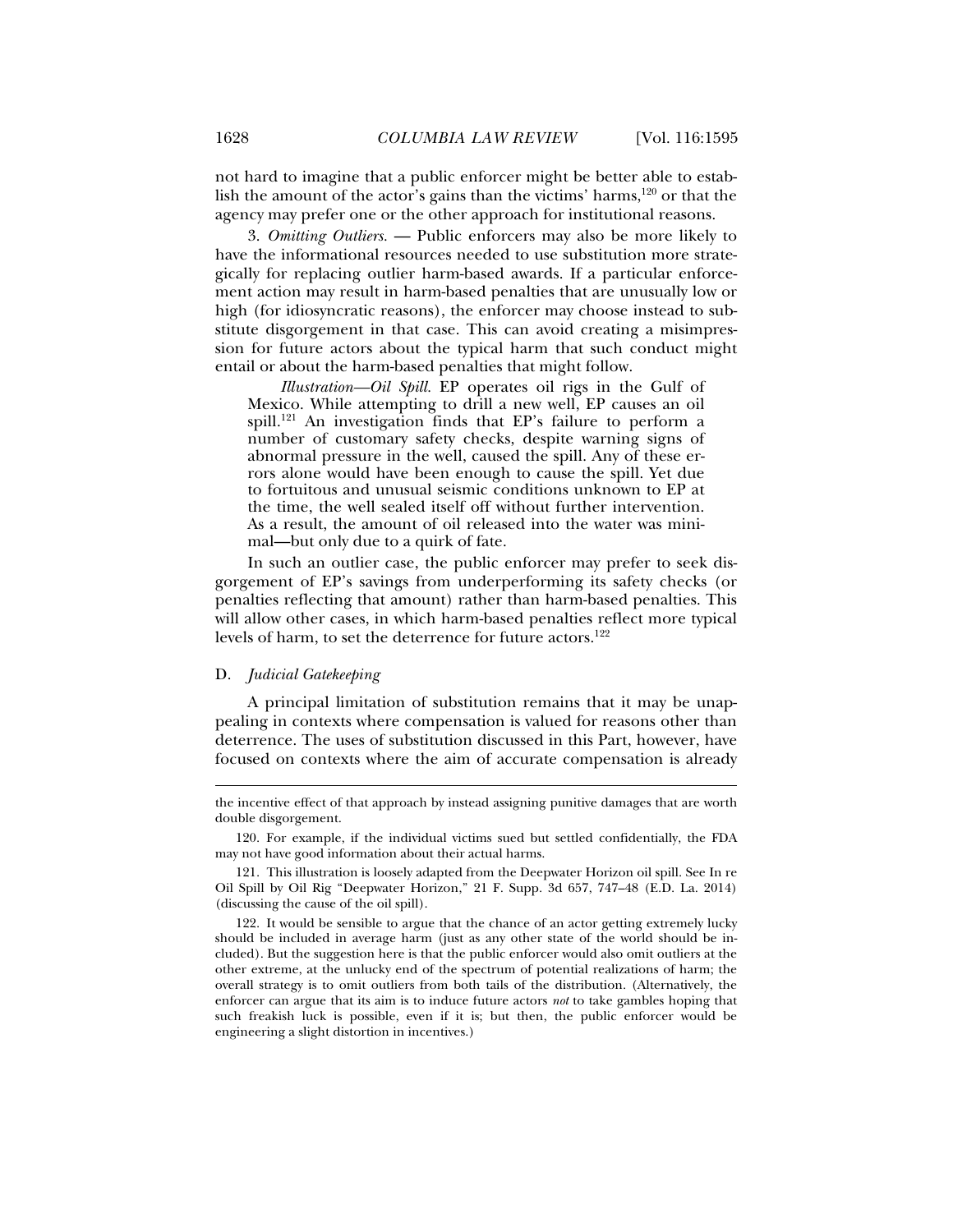not hard to imagine that a public enforcer might be better able to establish the amount of the actor's gains than the victims' harms,[120] or that the agency may prefer one or the other approach for institutional reasons.

3. *Omitting Outliers.* — Public enforcers may also be more likely to have the informational resources needed to use substitution more strategically for replacing outlier harm-based awards. If a particular enforcement action may result in harm-based penalties that are unusually low or high (for idiosyncratic reasons), the enforcer may choose instead to substitute disgorgement in that case. This can avoid creating a misimpression for future actors about the typical harm that such conduct might entail or about the harm-based penalties that might follow.

> *Illustration—Oil Spill.* EP operates oil rigs in the Gulf of Mexico. While attempting to drill a new well, EP causes an oil spill.[121] An investigation finds that EP's failure to perform a number of customary safety checks, despite warning signs of abnormal pressure in the well, caused the spill. Any of these errors alone would have been enough to cause the spill. Yet due to fortuitous and unusual seismic conditions unknown to EP at the time, the well sealed itself off without further intervention. As a result, the amount of oil released into the water was minimal—but only due to a quirk of fate.

In such an outlier case, the public enforcer may prefer to seek disgorgement of EP's savings from underperforming its safety checks (or penalties reflecting that amount) rather than harm-based penalties. This will allow other cases, in which harm-based penalties reflect more typical levels of harm, to set the deterrence for future actors.[122]

## D. *Judicial Gatekeeping*

A principal limitation of substitution remains that it may be unappealing in contexts where compensation is valued for reasons other than deterrence. The uses of substitution discussed in this Part, however, have focused on contexts where the aim of accurate compensation is already

---

the incentive effect of that approach by instead assigning punitive damages that are worth double disgorgement.

120. For example, if the individual victims sued but settled confidentially, the FDA may not have good information about their actual harms.

121. This illustration is loosely adapted from the Deepwater Horizon oil spill. See In re Oil Spill by Oil Rig "Deepwater Horizon," 21 F. Supp. 3d 657, 747–48 (E.D. La. 2014) (discussing the cause of the oil spill).

122. It would be sensible to argue that the chance of an actor getting extremely lucky should be included in average harm (just as any other state of the world should be included). But the suggestion here is that the public enforcer would also omit outliers at the other extreme, at the unlucky end of the spectrum of potential realizations of harm; the overall strategy is to omit outliers from both tails of the distribution. (Alternatively, the enforcer can argue that its aim is to induce future actors *not* to take gambles hoping that such freakish luck is possible, even if it is; but then, the public enforcer would be engineering a slight distortion in incentives.)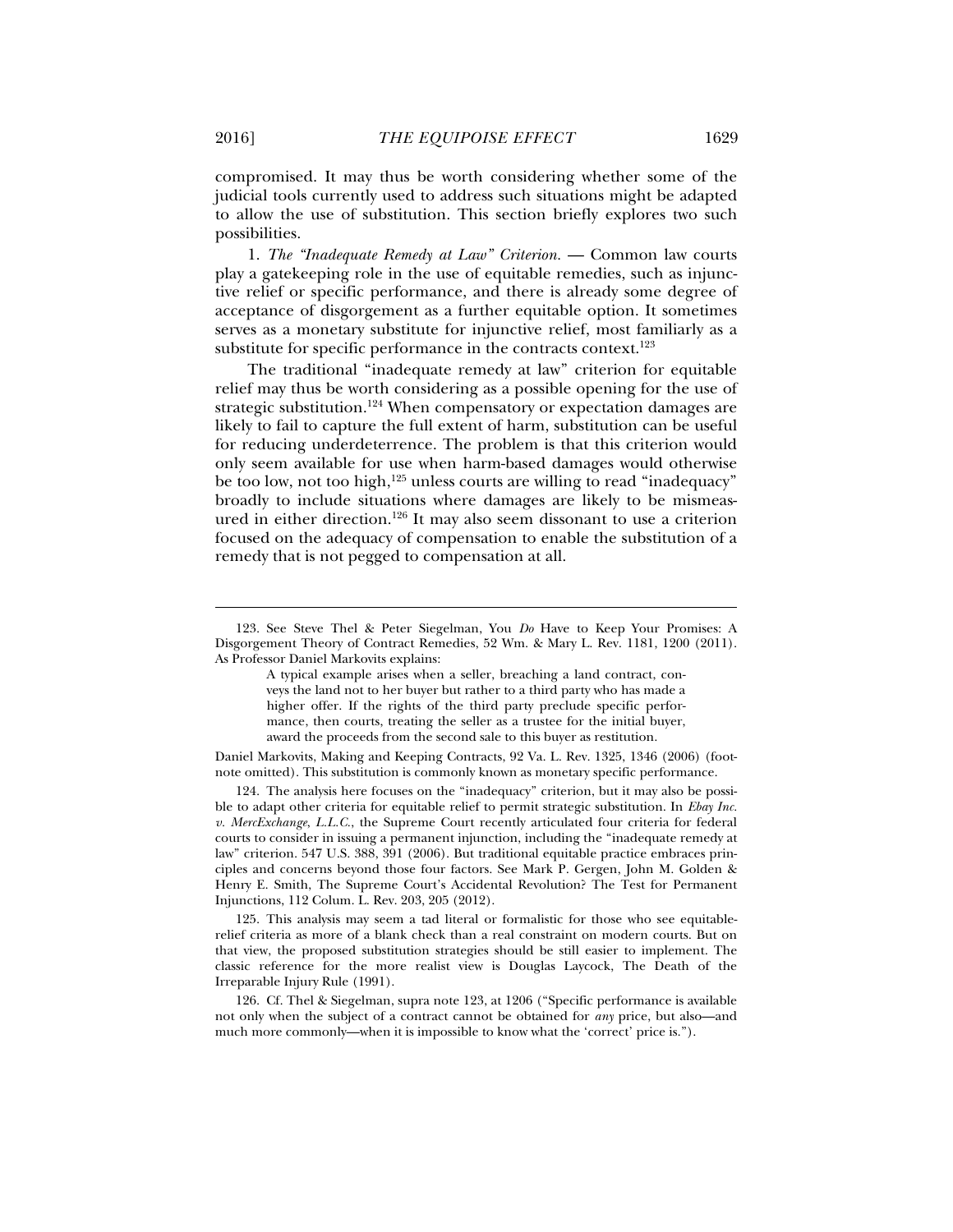compromised. It may thus be worth considering whether some of the judicial tools currently used to address such situations might be adapted to allow the use of substitution. This section briefly explores two such possibilities.

1. *The "Inadequate Remedy at Law" Criterion.* — Common law courts play a gatekeeping role in the use of equitable remedies, such as injunctive relief or specific performance, and there is already some degree of acceptance of disgorgement as a further equitable option. It sometimes serves as a monetary substitute for injunctive relief, most familiarly as a substitute for specific performance in the contracts context.[123]

The traditional "inadequate remedy at law" criterion for equitable relief may thus be worth considering as a possible opening for the use of strategic substitution.[124] When compensatory or expectation damages are likely to fail to capture the full extent of harm, substitution can be useful for reducing underdeterrence. The problem is that this criterion would only seem available for use when harm-based damages would otherwise be too low, not too high,[125] unless courts are willing to read "inadequacy" broadly to include situations where damages are likely to be mismeasured in either direction.[126] It may also seem dissonant to use a criterion focused on the adequacy of compensation to enable the substitution of a remedy that is not pegged to compensation at all.

---

123. See Steve Thel & Peter Siegelman, You *Do* Have to Keep Your Promises: A Disgorgement Theory of Contract Remedies, 52 Wm. & Mary L. Rev. 1181, 1200 (2011). As Professor Daniel Markovits explains:

> A typical example arises when a seller, breaching a land contract, conveys the land not to her buyer but rather to a third party who has made a higher offer. If the rights of the third party preclude specific performance, then courts, treating the seller as a trustee for the initial buyer, award the proceeds from the second sale to this buyer as restitution.

Daniel Markovits, Making and Keeping Contracts, 92 Va. L. Rev. 1325, 1346 (2006) (footnote omitted). This substitution is commonly known as monetary specific performance.

124. The analysis here focuses on the "inadequacy" criterion, but it may also be possible to adapt other criteria for equitable relief to permit strategic substitution. In *Ebay Inc. v. MercExchange, L.L.C.*, the Supreme Court recently articulated four criteria for federal courts to consider in issuing a permanent injunction, including the "inadequate remedy at law" criterion. 547 U.S. 388, 391 (2006). But traditional equitable practice embraces principles and concerns beyond those four factors. See Mark P. Gergen, John M. Golden & Henry E. Smith, The Supreme Court's Accidental Revolution? The Test for Permanent Injunctions, 112 Colum. L. Rev. 203, 205 (2012).

125. This analysis may seem a tad literal or formalistic for those who see equitable-relief criteria as more of a blank check than a real constraint on modern courts. But on that view, the proposed substitution strategies should be still easier to implement. The classic reference for the more realist view is Douglas Laycock, The Death of the Irreparable Injury Rule (1991).

126. Cf. Thel & Siegelman, supra note 123, at 1206 ("Specific performance is available not only when the subject of a contract cannot be obtained for *any* price, but also—and much more commonly—when it is impossible to know what the 'correct' price is.").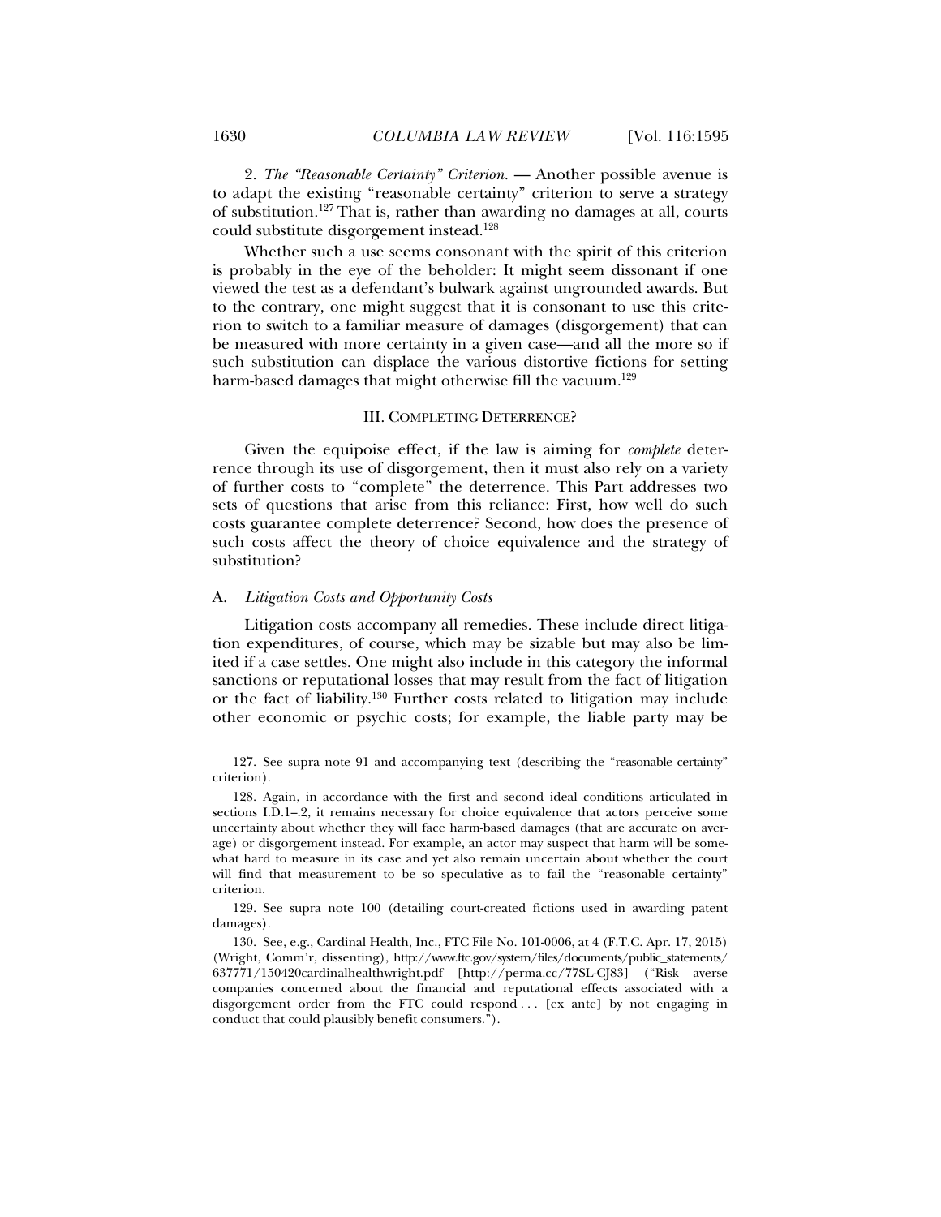2. *The "Reasonable Certainty" Criterion.* — Another possible avenue is to adapt the existing "reasonable certainty" criterion to serve a strategy of substitution.[127] That is, rather than awarding no damages at all, courts could substitute disgorgement instead.[128]

Whether such a use seems consonant with the spirit of this criterion is probably in the eye of the beholder: It might seem dissonant if one viewed the test as a defendant's bulwark against ungrounded awards. But to the contrary, one might suggest that it is consonant to use this criterion to switch to a familiar measure of damages (disgorgement) that can be measured with more certainty in a given case—and all the more so if such substitution can displace the various distortive fictions for setting harm-based damages that might otherwise fill the vacuum.[129]

## III. COMPLETING DETERRENCE?

Given the equipoise effect, if the law is aiming for *complete* deterrence through its use of disgorgement, then it must also rely on a variety of further costs to "complete" the deterrence. This Part addresses two sets of questions that arise from this reliance: First, how well do such costs guarantee complete deterrence? Second, how does the presence of such costs affect the theory of choice equivalence and the strategy of substitution?

### A. *Litigation Costs and Opportunity Costs*

Litigation costs accompany all remedies. These include direct litigation expenditures, of course, which may be sizable but may also be limited if a case settles. One might also include in this category the informal sanctions or reputational losses that may result from the fact of litigation or the fact of liability.[130] Further costs related to litigation may include other economic or psychic costs; for example, the liable party may be

---

127. See supra note 91 and accompanying text (describing the "reasonable certainty" criterion).

128. Again, in accordance with the first and second ideal conditions articulated in sections I.D.1–.2, it remains necessary for choice equivalence that actors perceive some uncertainty about whether they will face harm-based damages (that are accurate on average) or disgorgement instead. For example, an actor may suspect that harm will be somewhat hard to measure in its case and yet also remain uncertain about whether the court will find that measurement to be so speculative as to fail the "reasonable certainty" criterion.

129. See supra note 100 (detailing court-created fictions used in awarding patent damages).

130. See, e.g., Cardinal Health, Inc., FTC File No. 101-0006, at 4 (F.T.C. Apr. 17, 2015) (Wright, Comm'r, dissenting), http://www.ftc.gov/system/files/documents/public_statements/637771/150420cardinalhealthwright.pdf [http://perma.cc/77SL-CJ83] ("Risk averse companies concerned about the financial and reputational effects associated with a disgorgement order from the FTC could respond . . . [ex ante] by not engaging in conduct that could plausibly benefit consumers.").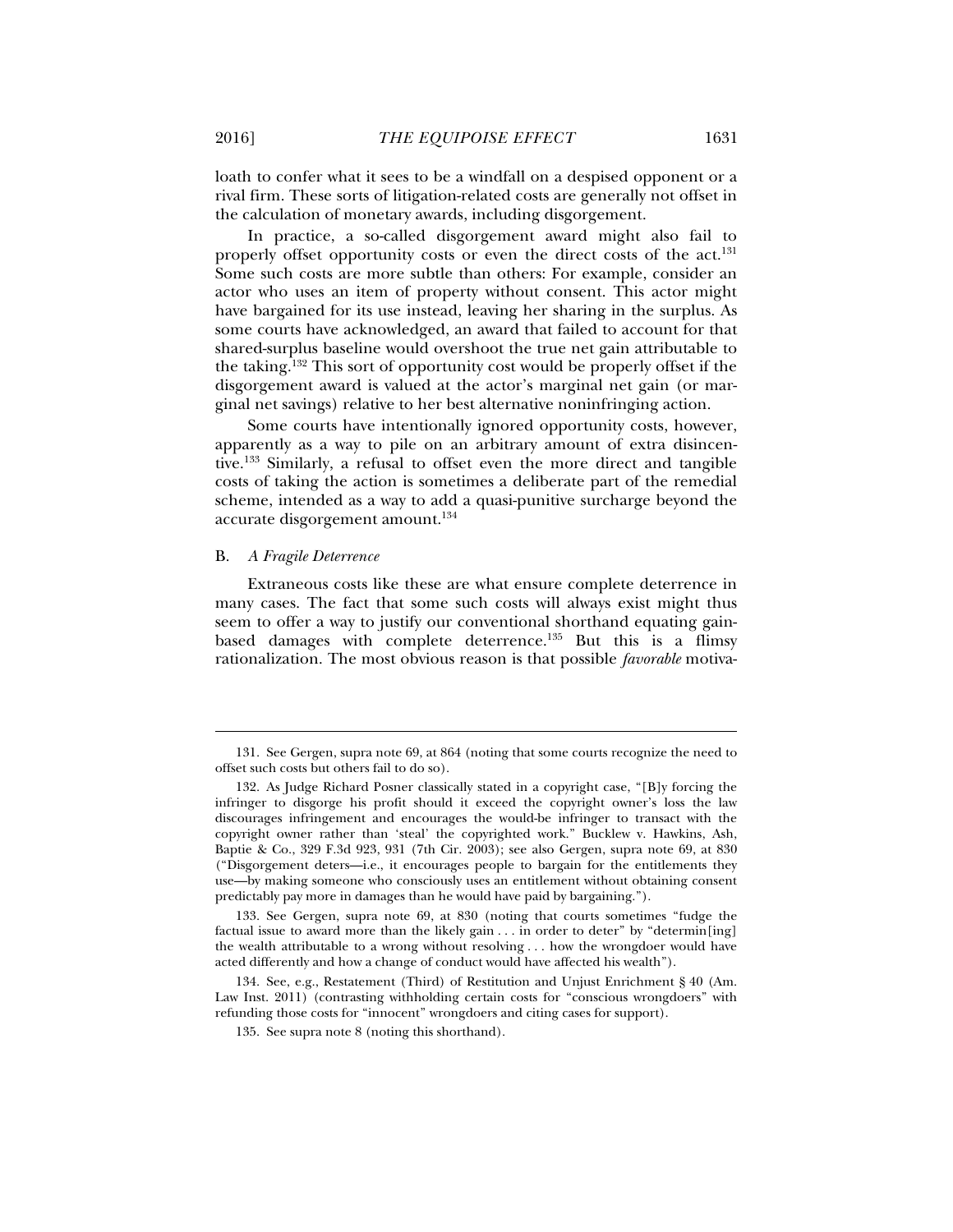loath to confer what it sees to be a windfall on a despised opponent or a rival firm. These sorts of litigation-related costs are generally not offset in the calculation of monetary awards, including disgorgement.

In practice, a so-called disgorgement award might also fail to properly offset opportunity costs or even the direct costs of the act.[131] Some such costs are more subtle than others: For example, consider an actor who uses an item of property without consent. This actor might have bargained for its use instead, leaving her sharing in the surplus. As some courts have acknowledged, an award that failed to account for that shared-surplus baseline would overshoot the true net gain attributable to the taking.[132] This sort of opportunity cost would be properly offset if the disgorgement award is valued at the actor's marginal net gain (or marginal net savings) relative to her best alternative noninfringing action.

Some courts have intentionally ignored opportunity costs, however, apparently as a way to pile on an arbitrary amount of extra disincentive.[133] Similarly, a refusal to offset even the more direct and tangible costs of taking the action is sometimes a deliberate part of the remedial scheme, intended as a way to add a quasi-punitive surcharge beyond the accurate disgorgement amount.[134]

### B. *A Fragile Deterrence*

Extraneous costs like these are what ensure complete deterrence in many cases. The fact that some such costs will always exist might thus seem to offer a way to justify our conventional shorthand equating gain-based damages with complete deterrence.[135] But this is a flimsy rationalization. The most obvious reason is that possible *favorable* motiva-

---

131. See Gergen, supra note 69, at 864 (noting that some courts recognize the need to offset such costs but others fail to do so).

132. As Judge Richard Posner classically stated in a copyright case, "[B]y forcing the infringer to disgorge his profit should it exceed the copyright owner's loss the law discourages infringement and encourages the would-be infringer to transact with the copyright owner rather than 'steal' the copyrighted work." Bucklew v. Hawkins, Ash, Baptie & Co., 329 F.3d 923, 931 (7th Cir. 2003); see also Gergen, supra note 69, at 830 ("Disgorgement deters—i.e., it encourages people to bargain for the entitlements they use—by making someone who consciously uses an entitlement without obtaining consent predictably pay more in damages than he would have paid by bargaining.").

133. See Gergen, supra note 69, at 830 (noting that courts sometimes "fudge the factual issue to award more than the likely gain . . . in order to deter" by "determin[ing] the wealth attributable to a wrong without resolving . . . how the wrongdoer would have acted differently and how a change of conduct would have affected his wealth").

134. See, e.g., Restatement (Third) of Restitution and Unjust Enrichment § 40 (Am. Law Inst. 2011) (contrasting withholding certain costs for "conscious wrongdoers" with refunding those costs for "innocent" wrongdoers and citing cases for support).

135. See supra note 8 (noting this shorthand).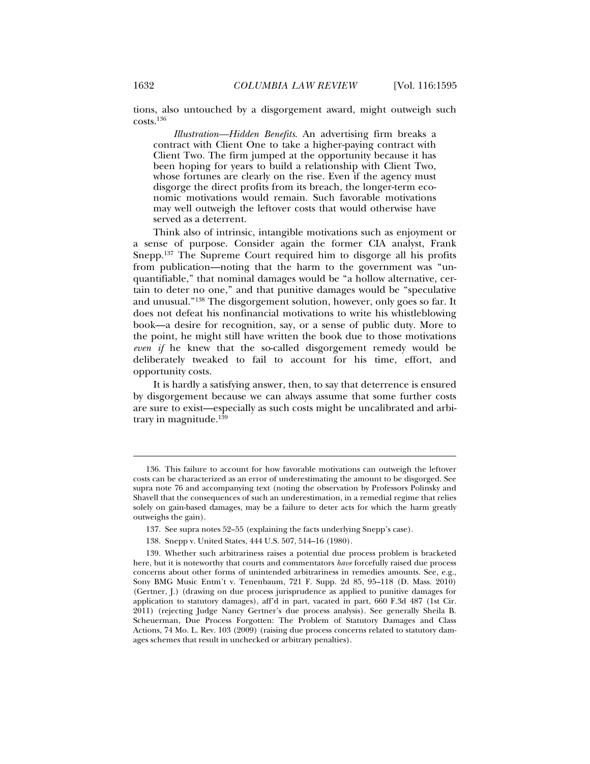tions, also untouched by a disgorgement award, might outweigh such costs.[136]

> *Illustration—Hidden Benefits*. An advertising firm breaks a contract with Client One to take a higher-paying contract with Client Two. The firm jumped at the opportunity because it has been hoping for years to build a relationship with Client Two, whose fortunes are clearly on the rise. Even if the agency must disgorge the direct profits from its breach, the longer-term economic motivations would remain. Such favorable motivations may well outweigh the leftover costs that would otherwise have served as a deterrent.

Think also of intrinsic, intangible motivations such as enjoyment or a sense of purpose. Consider again the former CIA analyst, Frank Snepp.[137] The Supreme Court required him to disgorge all his profits from publication—noting that the harm to the government was "unquantifiable," that nominal damages would be "a hollow alternative, certain to deter no one," and that punitive damages would be "speculative and unusual."[138] The disgorgement solution, however, only goes so far. It does not defeat his nonfinancial motivations to write his whistleblowing book—a desire for recognition, say, or a sense of public duty. More to the point, he might still have written the book due to those motivations *even if* he knew that the so-called disgorgement remedy would be deliberately tweaked to fail to account for his time, effort, and opportunity costs.

It is hardly a satisfying answer, then, to say that deterrence is ensured by disgorgement because we can always assume that some further costs are sure to exist—especially as such costs might be uncalibrated and arbitrary in magnitude.[139]

---

136. This failure to account for how favorable motivations can outweigh the leftover costs can be characterized as an error of underestimating the amount to be disgorged. See supra note 76 and accompanying text (noting the observation by Professors Polinsky and Shavell that the consequences of such an underestimation, in a remedial regime that relies solely on gain-based damages, may be a failure to deter acts for which the harm greatly outweighs the gain).

137. See supra notes 52–55 (explaining the facts underlying Snepp's case).

138. Snepp v. United States, 444 U.S. 507, 514–16 (1980).

139. Whether such arbitrariness raises a potential due process problem is bracketed here, but it is noteworthy that courts and commentators *have* forcefully raised due process concerns about other forms of unintended arbitrariness in remedies amounts. See, e.g., Sony BMG Music Entm't v. Tenenbaum, 721 F. Supp. 2d 85, 95–118 (D. Mass. 2010) (Gertner, J.) (drawing on due process jurisprudence as applied to punitive damages for application to statutory damages), aff'd in part, vacated in part, 660 F.3d 487 (1st Cir. 2011) (rejecting Judge Nancy Gertner's due process analysis). See generally Sheila B. Scheuerman, Due Process Forgotten: The Problem of Statutory Damages and Class Actions, 74 Mo. L. Rev. 103 (2009) (raising due process concerns related to statutory damages schemes that result in unchecked or arbitrary penalties).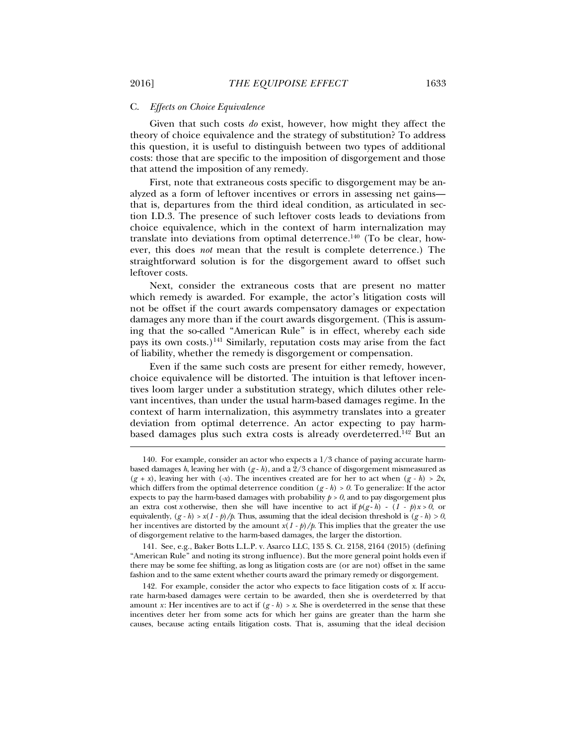### C. *Effects on Choice Equivalence*

Given that such costs *do* exist, however, how might they affect the theory of choice equivalence and the strategy of substitution? To address this question, it is useful to distinguish between two types of additional costs: those that are specific to the imposition of disgorgement and those that attend the imposition of any remedy.

First, note that extraneous costs specific to disgorgement may be analyzed as a form of leftover incentives or errors in assessing net gains—that is, departures from the third ideal condition, as articulated in section I.D.3. The presence of such leftover costs leads to deviations from choice equivalence, which in the context of harm internalization may translate into deviations from optimal deterrence.[140] (To be clear, however, this does *not* mean that the result is complete deterrence.) The straightforward solution is for the disgorgement award to offset such leftover costs.

Next, consider the extraneous costs that are present no matter which remedy is awarded. For example, the actor's litigation costs will not be offset if the court awards compensatory damages or expectation damages any more than if the court awards disgorgement. (This is assuming that the so-called "American Rule" is in effect, whereby each side pays its own costs.)[141] Similarly, reputation costs may arise from the fact of liability, whether the remedy is disgorgement or compensation.

Even if the same such costs are present for either remedy, however, choice equivalence will be distorted. The intuition is that leftover incentives loom larger under a substitution strategy, which dilutes other relevant incentives, than under the usual harm-based damages regime. In the context of harm internalization, this asymmetry translates into a greater deviation from optimal deterrence. An actor expecting to pay harm-based damages plus such extra costs is already overdeterred.[142] But an

---

140. For example, consider an actor who expects a 1/3 chance of paying accurate harm-based damages $h$, leaving her with $(g - h)$, and a 2/3 chance of disgorgement mismeasured as $(g + x)$, leaving her with $(-x)$. The incentives created are for her to act when $(g - h) > 2x$, which differs from the optimal deterrence condition $(g - h) > 0$. To generalize: If the actor expects to pay the harm-based damages with probability $p > 0$, and to pay disgorgement plus an extra cost $x$ otherwise, then she will have incentive to act if $p(g - h) - (1 - p)x > 0$, or equivalently, $(g - h) > x(1 - p)/p$. Thus, assuming that the ideal decision threshold is $(g - h) > 0$, her incentives are distorted by the amount $x(1 - p)/p$. This implies that the greater the use of disgorgement relative to the harm-based damages, the larger the distortion.

141. See, e.g., Baker Botts L.L.P. v. Asarco LLC, 135 S. Ct. 2158, 2164 (2015) (defining "American Rule" and noting its strong influence). But the more general point holds even if there may be some fee shifting, as long as litigation costs are (or are not) offset in the same fashion and to the same extent whether courts award the primary remedy or disgorgement.

142. For example, consider the actor who expects to face litigation costs of $x$. If accurate harm-based damages were certain to be awarded, then she is overdeterred by that amount $x$: Her incentives are to act if $(g - h) > x$. She is overdeterred in the sense that these incentives deter her from some acts for which her gains are greater than the harm she causes, because acting entails litigation costs. That is, assuming that the ideal decision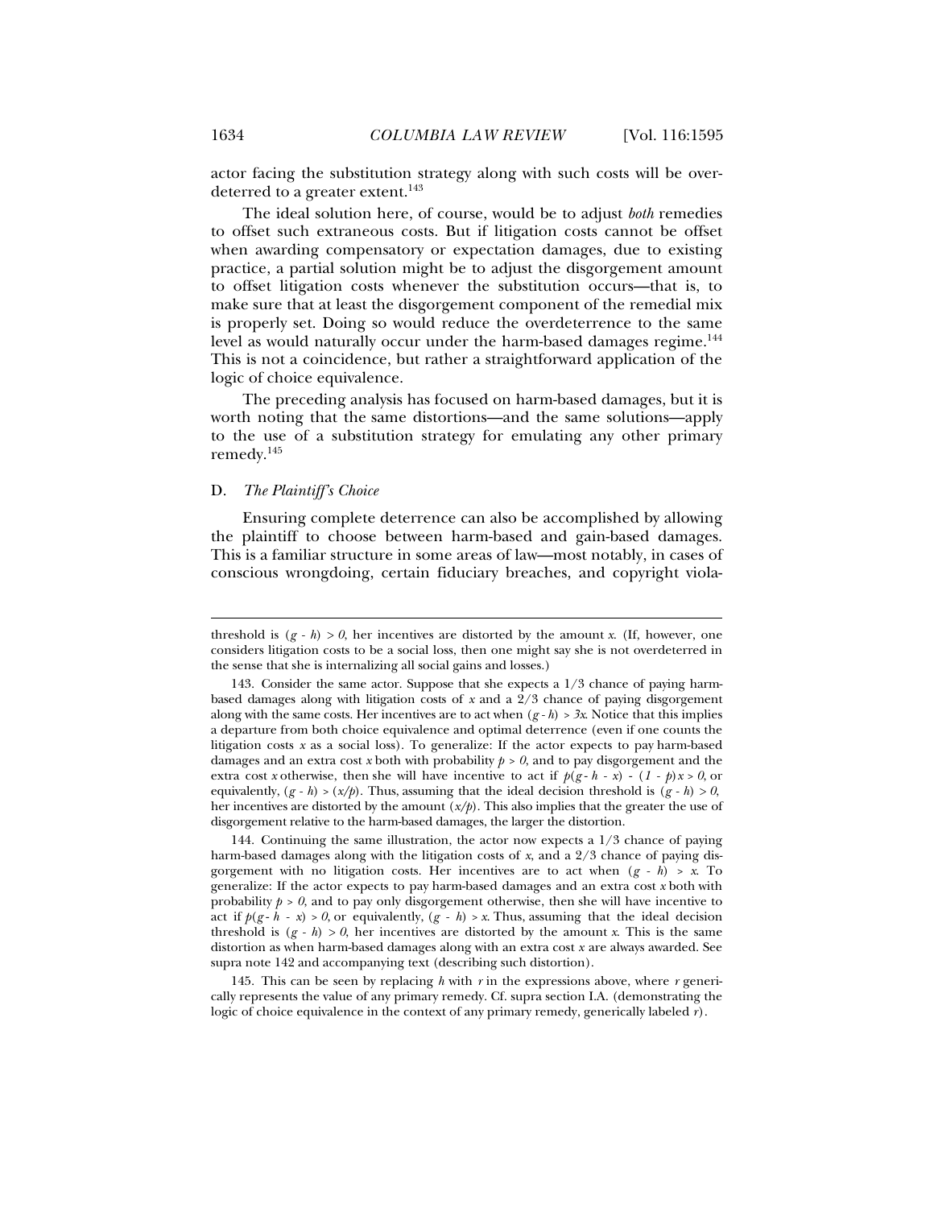actor facing the substitution strategy along with such costs will be overdeterred to a greater extent.[143]

The ideal solution here, of course, would be to adjust *both* remedies to offset such extraneous costs. But if litigation costs cannot be offset when awarding compensatory or expectation damages, due to existing practice, a partial solution might be to adjust the disgorgement amount to offset litigation costs whenever the substitution occurs—that is, to make sure that at least the disgorgement component of the remedial mix is properly set. Doing so would reduce the overdeterrence to the same level as would naturally occur under the harm-based damages regime.[144] This is not a coincidence, but rather a straightforward application of the logic of choice equivalence.

The preceding analysis has focused on harm-based damages, but it is worth noting that the same distortions—and the same solutions—apply to the use of a substitution strategy for emulating any other primary remedy.[145]

### D. *The Plaintiff's Choice*

Ensuring complete deterrence can also be accomplished by allowing the plaintiff to choose between harm-based and gain-based damages. This is a familiar structure in some areas of law—most notably, in cases of conscious wrongdoing, certain fiduciary breaches, and copyright viola-

---

threshold is $(g - h) > 0$, her incentives are distorted by the amount $x$. (If, however, one considers litigation costs to be a social loss, then one might say she is not overdeterred in the sense that she is internalizing all social gains and losses.)

143. Consider the same actor. Suppose that she expects a 1/3 chance of paying harm-based damages along with litigation costs of $x$ and a 2/3 chance of paying disgorgement along with the same costs. Her incentives are to act when $(g - h) > 3x$. Notice that this implies a departure from both choice equivalence and optimal deterrence (even if one counts the litigation costs $x$ as a social loss). To generalize: If the actor expects to pay harm-based damages and an extra cost $x$ both with probability $p > 0$, and to pay disgorgement and the extra cost $x$ otherwise, then she will have incentive to act if $p(g - h - x) - (1 - p)x > 0$, or equivalently, $(g - h) > (x/p)$. Thus, assuming that the ideal decision threshold is $(g - h) > 0$, her incentives are distorted by the amount $(x/p)$. This also implies that the greater the use of disgorgement relative to the harm-based damages, the larger the distortion.

144. Continuing the same illustration, the actor now expects a 1/3 chance of paying harm-based damages along with the litigation costs of $x$, and a 2/3 chance of paying disgorgement with no litigation costs. Her incentives are to act when $(g - h) > x$. To generalize: If the actor expects to pay harm-based damages and an extra cost $x$ both with probability $p > 0$, and to pay only disgorgement otherwise, then she will have incentive to act if $p(g - h - x) > 0$, or equivalently, $(g - h) > x$. Thus, assuming that the ideal decision threshold is $(g - h) > 0$, her incentives are distorted by the amount $x$. This is the same distortion as when harm-based damages along with an extra cost $x$ are always awarded. See supra note 142 and accompanying text (describing such distortion).

145. This can be seen by replacing $h$ with $r$ in the expressions above, where $r$ generically represents the value of any primary remedy. Cf. supra section I.A. (demonstrating the logic of choice equivalence in the context of any primary remedy, generically labeled $r$).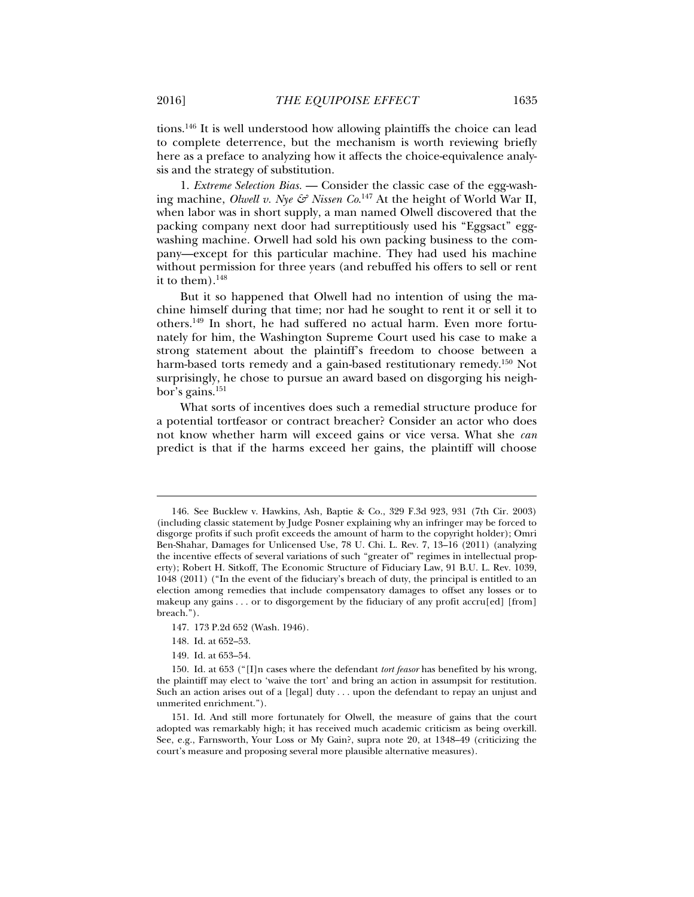tions.[146] It is well understood how allowing plaintiffs the choice can lead to complete deterrence, but the mechanism is worth reviewing briefly here as a preface to analyzing how it affects the choice-equivalence analysis and the strategy of substitution.

1. *Extreme Selection Bias.* — Consider the classic case of the egg-washing machine, *Olwell v. Nye & Nissen Co.*[147] At the height of World War II, when labor was in short supply, a man named Olwell discovered that the packing company next door had surreptitiously used his "Eggsact" egg-washing machine. Orwell had sold his own packing business to the company—except for this particular machine. They had used his machine without permission for three years (and rebuffed his offers to sell or rent it to them).[148]

But it so happened that Olwell had no intention of using the machine himself during that time; nor had he sought to rent it or sell it to others.[149] In short, he had suffered no actual harm. Even more fortunately for him, the Washington Supreme Court used his case to make a strong statement about the plaintiff's freedom to choose between a harm-based torts remedy and a gain-based restitutionary remedy.[150] Not surprisingly, he chose to pursue an award based on disgorging his neighbor's gains.[151]

What sorts of incentives does such a remedial structure produce for a potential tortfeasor or contract breacher? Consider an actor who does not know whether harm will exceed gains or vice versa. What she *can* predict is that if the harms exceed her gains, the plaintiff will choose

---

146. See Bucklew v. Hawkins, Ash, Baptie & Co., 329 F.3d 923, 931 (7th Cir. 2003) (including classic statement by Judge Posner explaining why an infringer may be forced to disgorge profits if such profit exceeds the amount of harm to the copyright holder); Omri Ben-Shahar, Damages for Unlicensed Use, 78 U. Chi. L. Rev. 7, 13–16 (2011) (analyzing the incentive effects of several variations of such "greater of" regimes in intellectual property); Robert H. Sitkoff, The Economic Structure of Fiduciary Law, 91 B.U. L. Rev. 1039, 1048 (2011) ("In the event of the fiduciary's breach of duty, the principal is entitled to an election among remedies that include compensatory damages to offset any losses or to makeup any gains . . . or to disgorgement by the fiduciary of any profit accru[ed] [from] breach.").

147. 173 P.2d 652 (Wash. 1946).

148. Id. at 652–53.

149. Id. at 653–54.

150. Id. at 653 ("[I]n cases where the defendant *tort feasor* has benefited by his wrong, the plaintiff may elect to 'waive the tort' and bring an action in assumpsit for restitution. Such an action arises out of a [legal] duty . . . upon the defendant to repay an unjust and unmerited enrichment.").

151. Id. And still more fortunately for Olwell, the measure of gains that the court adopted was remarkably high; it has received much academic criticism as being overkill. See, e.g., Farnsworth, Your Loss or My Gain?, supra note 20, at 1348–49 (criticizing the court's measure and proposing several more plausible alternative measures).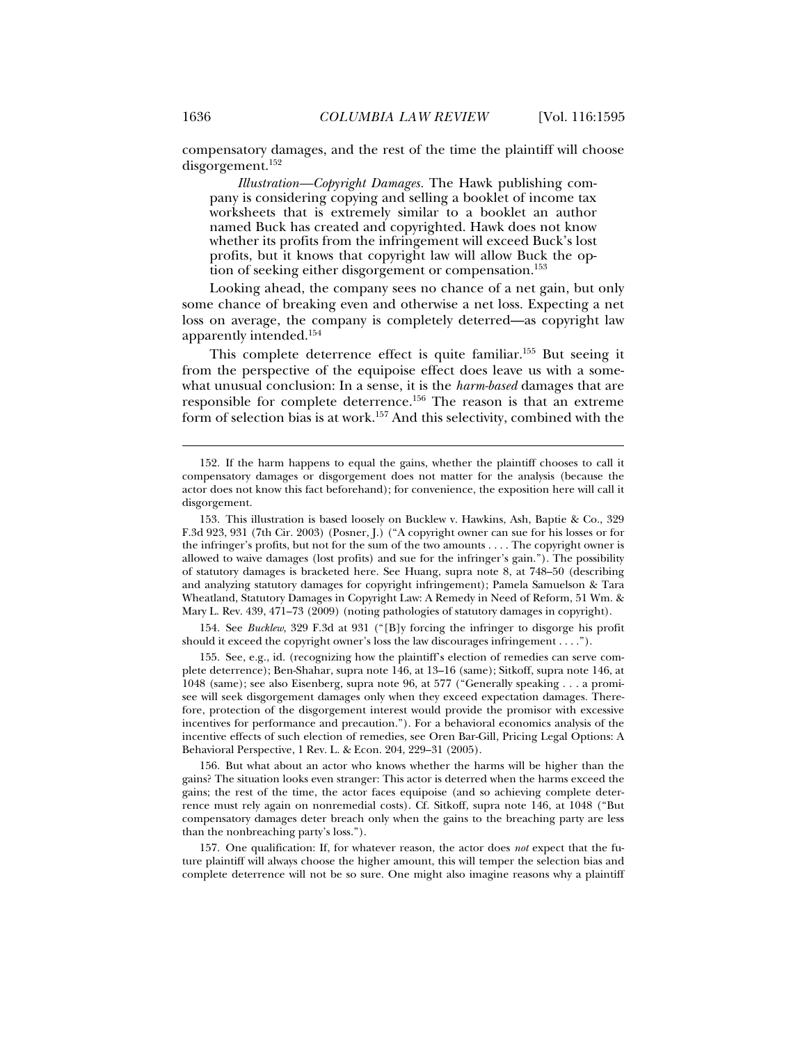compensatory damages, and the rest of the time the plaintiff will choose disgorgement.[152]

> *Illustration—Copyright Damages.* The Hawk publishing company is considering copying and selling a booklet of income tax worksheets that is extremely similar to a booklet an author named Buck has created and copyrighted. Hawk does not know whether its profits from the infringement will exceed Buck's lost profits, but it knows that copyright law will allow Buck the option of seeking either disgorgement or compensation.[153]

Looking ahead, the company sees no chance of a net gain, but only some chance of breaking even and otherwise a net loss. Expecting a net loss on average, the company is completely deterred—as copyright law apparently intended.[154]

This complete deterrence effect is quite familiar.[155] But seeing it from the perspective of the equipoise effect does leave us with a somewhat unusual conclusion: In a sense, it is the *harm-based* damages that are responsible for complete deterrence.[156] The reason is that an extreme form of selection bias is at work.[157] And this selectivity, combined with the

---

152. If the harm happens to equal the gains, whether the plaintiff chooses to call it compensatory damages or disgorgement does not matter for the analysis (because the actor does not know this fact beforehand); for convenience, the exposition here will call it disgorgement.

153. This illustration is based loosely on Bucklew v. Hawkins, Ash, Baptie & Co., 329 F.3d 923, 931 (7th Cir. 2003) (Posner, J.) ("A copyright owner can sue for his losses or for the infringer's profits, but not for the sum of the two amounts . . . . The copyright owner is allowed to waive damages (lost profits) and sue for the infringer's gain."). The possibility of statutory damages is bracketed here. See Huang, supra note 8, at 748–50 (describing and analyzing statutory damages for copyright infringement); Pamela Samuelson & Tara Wheatland, Statutory Damages in Copyright Law: A Remedy in Need of Reform, 51 Wm. & Mary L. Rev. 439, 471–73 (2009) (noting pathologies of statutory damages in copyright).

154. See *Bucklew*, 329 F.3d at 931 ("[B]y forcing the infringer to disgorge his profit should it exceed the copyright owner's loss the law discourages infringement . . . .").

155. See, e.g., id. (recognizing how the plaintiff's election of remedies can serve complete deterrence); Ben-Shahar, supra note 146, at 13–16 (same); Sitkoff, supra note 146, at 1048 (same); see also Eisenberg, supra note 96, at 577 ("Generally speaking . . . a promisee will seek disgorgement damages only when they exceed expectation damages. Therefore, protection of the disgorgement interest would provide the promisor with excessive incentives for performance and precaution."). For a behavioral economics analysis of the incentive effects of such election of remedies, see Oren Bar-Gill, Pricing Legal Options: A Behavioral Perspective, 1 Rev. L. & Econ. 204, 229–31 (2005).

156. But what about an actor who knows whether the harms will be higher than the gains? The situation looks even stranger: This actor is deterred when the harms exceed the gains; the rest of the time, the actor faces equipoise (and so achieving complete deterrence must rely again on nonremedial costs). Cf. Sitkoff, supra note 146, at 1048 ("But compensatory damages deter breach only when the gains to the breaching party are less than the nonbreaching party's loss.").

157. One qualification: If, for whatever reason, the actor does *not* expect that the future plaintiff will always choose the higher amount, this will temper the selection bias and complete deterrence will not be so sure. One might also imagine reasons why a plaintiff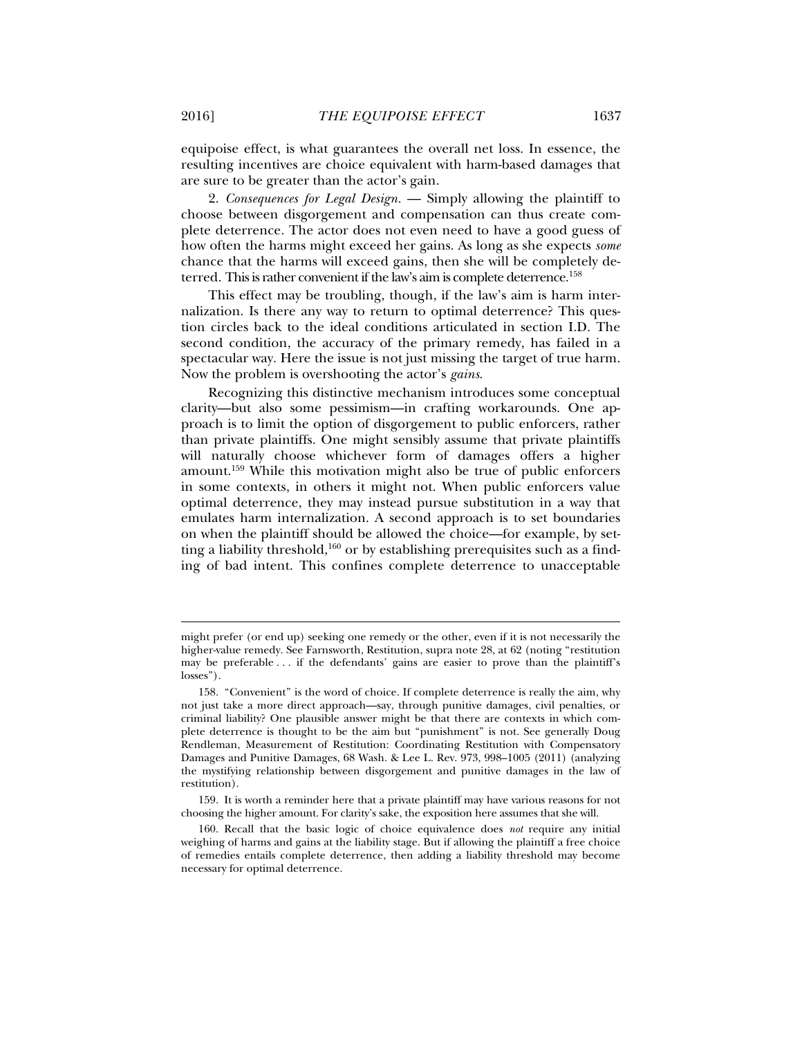equipoise effect, is what guarantees the overall net loss. In essence, the resulting incentives are choice equivalent with harm-based damages that are sure to be greater than the actor's gain.

2. *Consequences for Legal Design.* — Simply allowing the plaintiff to choose between disgorgement and compensation can thus create complete deterrence. The actor does not even need to have a good guess of how often the harms might exceed her gains. As long as she expects *some* chance that the harms will exceed gains, then she will be completely deterred. This is rather convenient if the law's aim is complete deterrence.[158]

This effect may be troubling, though, if the law's aim is harm internalization. Is there any way to return to optimal deterrence? This question circles back to the ideal conditions articulated in section I.D. The second condition, the accuracy of the primary remedy, has failed in a spectacular way. Here the issue is not just missing the target of true harm. Now the problem is overshooting the actor's *gains*.

Recognizing this distinctive mechanism introduces some conceptual clarity—but also some pessimism—in crafting workarounds. One approach is to limit the option of disgorgement to public enforcers, rather than private plaintiffs. One might sensibly assume that private plaintiffs will naturally choose whichever form of damages offers a higher amount.[159] While this motivation might also be true of public enforcers in some contexts, in others it might not. When public enforcers value optimal deterrence, they may instead pursue substitution in a way that emulates harm internalization. A second approach is to set boundaries on when the plaintiff should be allowed the choice—for example, by setting a liability threshold,[160] or by establishing prerequisites such as a finding of bad intent. This confines complete deterrence to unacceptable

---

might prefer (or end up) seeking one remedy or the other, even if it is not necessarily the higher-value remedy. See Farnsworth, Restitution, supra note 28, at 62 (noting "restitution may be preferable . . . if the defendants' gains are easier to prove than the plaintiff's losses").

158. "Convenient" is the word of choice. If complete deterrence is really the aim, why not just take a more direct approach—say, through punitive damages, civil penalties, or criminal liability? One plausible answer might be that there are contexts in which complete deterrence is thought to be the aim but "punishment" is not. See generally Doug Rendleman, Measurement of Restitution: Coordinating Restitution with Compensatory Damages and Punitive Damages, 68 Wash. & Lee L. Rev. 973, 998–1005 (2011) (analyzing the mystifying relationship between disgorgement and punitive damages in the law of restitution).

159. It is worth a reminder here that a private plaintiff may have various reasons for not choosing the higher amount. For clarity's sake, the exposition here assumes that she will.

160. Recall that the basic logic of choice equivalence does *not* require any initial weighing of harms and gains at the liability stage. But if allowing the plaintiff a free choice of remedies entails complete deterrence, then adding a liability threshold may become necessary for optimal deterrence.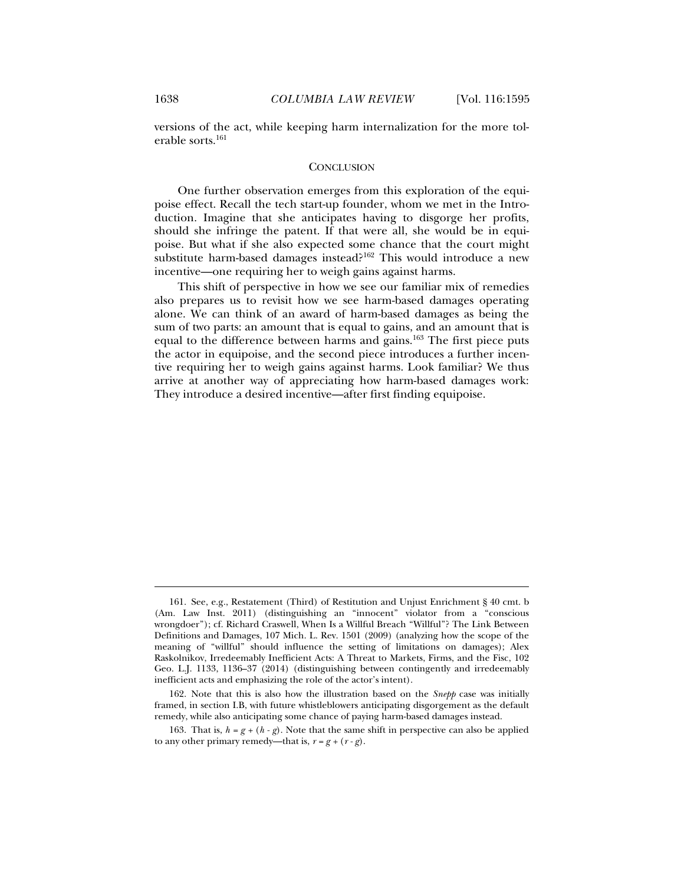versions of the act, while keeping harm internalization for the more tolerable sorts.[161]

## CONCLUSION

One further observation emerges from this exploration of the equipoise effect. Recall the tech start-up founder, whom we met in the Introduction. Imagine that she anticipates having to disgorge her profits, should she infringe the patent. If that were all, she would be in equipoise. But what if she also expected some chance that the court might substitute harm-based damages instead?[162] This would introduce a new incentive—one requiring her to weigh gains against harms.

This shift of perspective in how we see our familiar mix of remedies also prepares us to revisit how we see harm-based damages operating alone. We can think of an award of harm-based damages as being the sum of two parts: an amount that is equal to gains, and an amount that is equal to the difference between harms and gains.[163] The first piece puts the actor in equipoise, and the second piece introduces a further incentive requiring her to weigh gains against harms. Look familiar? We thus arrive at another way of appreciating how harm-based damages work: They introduce a desired incentive—after first finding equipoise.

---

161. See, e.g., Restatement (Third) of Restitution and Unjust Enrichment § 40 cmt. b (Am. Law Inst. 2011) (distinguishing an "innocent" violator from a "conscious wrongdoer"); cf. Richard Craswell, When Is a Willful Breach "Willful"? The Link Between Definitions and Damages, 107 Mich. L. Rev. 1501 (2009) (analyzing how the scope of the meaning of "willful" should influence the setting of limitations on damages); Alex Raskolnikov, Irredeemably Inefficient Acts: A Threat to Markets, Firms, and the Fisc, 102 Geo. L.J. 1133, 1136–37 (2014) (distinguishing between contingently and irredeemably inefficient acts and emphasizing the role of the actor's intent).

162. Note that this is also how the illustration based on the *Snepp* case was initially framed, in section I.B, with future whistleblowers anticipating disgorgement as the default remedy, while also anticipating some chance of paying harm-based damages instead.

163. That is, $h = g + (h - g)$. Note that the same shift in perspective can also be applied to any other primary remedy—that is, $r = g + (r - g)$.